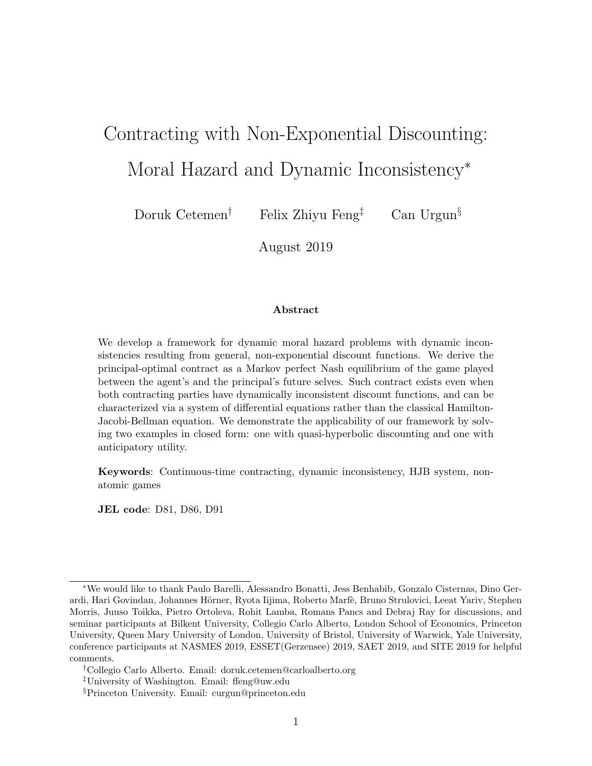# Contracting with Non-Exponential Discounting: Moral Hazard and Dynamic Inconsistency*

Doruk Cetemen[†] Felix Zhiyu Feng[‡] Can Urgun[§]

August 2019

**Abstract**

We develop a framework for dynamic moral hazard problems with dynamic inconsistencies resulting from general, non-exponential discount functions. We derive the principal-optimal contract as a Markov perfect Nash equilibrium of the game played between the agent's and the principal's future selves. Such contract exists even when both contracting parties have dynamically inconsistent discount functions, and can be characterized via a system of differential equations rather than the classical Hamilton-Jacobi-Bellman equation. We demonstrate the applicability of our framework by solving two examples in closed form: one with quasi-hyperbolic discounting and one with anticipatory utility.

**Keywords**: Continuous-time contracting, dynamic inconsistency, HJB system, non-atomic games

**JEL code**: D81, D86, D91

---

*We would like to thank Paulo Barelli, Alessandro Bonatti, Jess Benhabib, Gonzalo Cisternas, Dino Gerardi, Hari Govindan, Johannes Hörner, Ryota Iijima, Roberto Marfè, Bruno Strulovici, Leeat Yariv, Stephen Morris, Juuso Toikka, Pietro Ortoleva, Rohit Lamba, Romans Pancs and Debraj Ray for discussions, and seminar participants at Bilkent University, Collegio Carlo Alberto, London School of Economics, Princeton University, Queen Mary University of London, University of Bristol, University of Warwick, Yale University, conference participants at NASMES 2019, ESSET(Gerzensee) 2019, SAET 2019, and SITE 2019 for helpful comments.

†Collegio Carlo Alberto. Email: doruk.cetemen@carloalberto.org

‡University of Washington. Email: ffeng@uw.edu

§Princeton University. Email: curgun@princeton.edu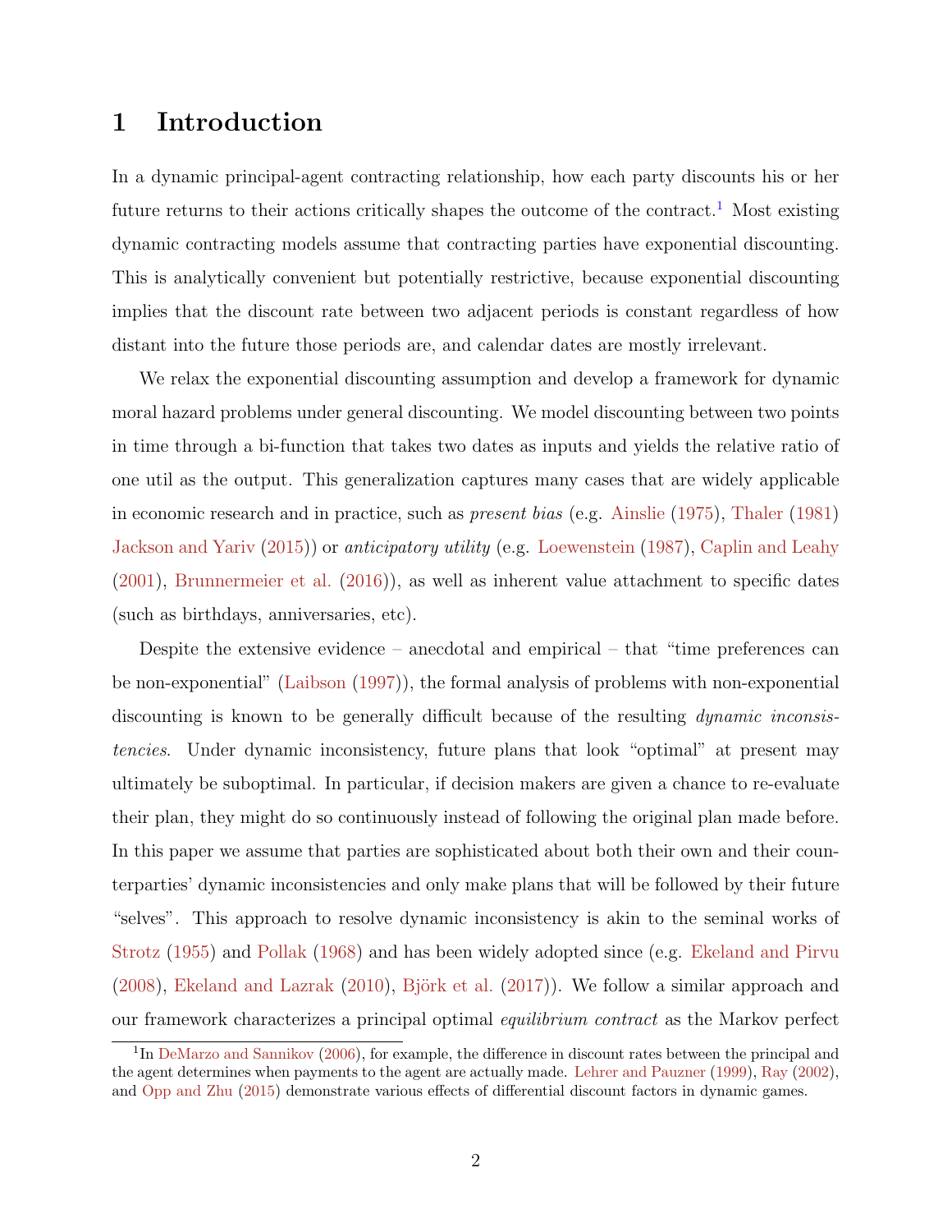# 1 Introduction

In a dynamic principal-agent contracting relationship, how each party discounts his or her future returns to their actions critically shapes the outcome of the contract.[1] Most existing dynamic contracting models assume that contracting parties have exponential discounting. This is analytically convenient but potentially restrictive, because exponential discounting implies that the discount rate between two adjacent periods is constant regardless of how distant into the future those periods are, and calendar dates are mostly irrelevant.

We relax the exponential discounting assumption and develop a framework for dynamic moral hazard problems under general discounting. We model discounting between two points in time through a bi-function that takes two dates as inputs and yields the relative ratio of one util as the output. This generalization captures many cases that are widely applicable in economic research and in practice, such as *present bias* (e.g. Ainslie (1975), Thaler (1981) Jackson and Yariv (2015)) or *anticipatory utility* (e.g. Loewenstein (1987), Caplin and Leahy (2001), Brunnermeier et al. (2016)), as well as inherent value attachment to specific dates (such as birthdays, anniversaries, etc).

Despite the extensive evidence – anecdotal and empirical – that "time preferences can be non-exponential" (Laibson (1997)), the formal analysis of problems with non-exponential discounting is known to be generally difficult because of the resulting *dynamic inconsistencies*. Under dynamic inconsistency, future plans that look "optimal" at present may ultimately be suboptimal. In particular, if decision makers are given a chance to re-evaluate their plan, they might do so continuously instead of following the original plan made before. In this paper we assume that parties are sophisticated about both their own and their counterparties' dynamic inconsistencies and only make plans that will be followed by their future "selves". This approach to resolve dynamic inconsistency is akin to the seminal works of Strotz (1955) and Pollak (1968) and has been widely adopted since (e.g. Ekeland and Pirvu (2008), Ekeland and Lazrak (2010), Björk et al. (2017)). We follow a similar approach and our framework characterizes a principal optimal *equilibrium contract* as the Markov perfect

[1] In DeMarzo and Sannikov (2006), for example, the difference in discount rates between the principal and the agent determines when payments to the agent are actually made. Lehrer and Pauzner (1999), Ray (2002), and Opp and Zhu (2015) demonstrate various effects of differential discount factors in dynamic games.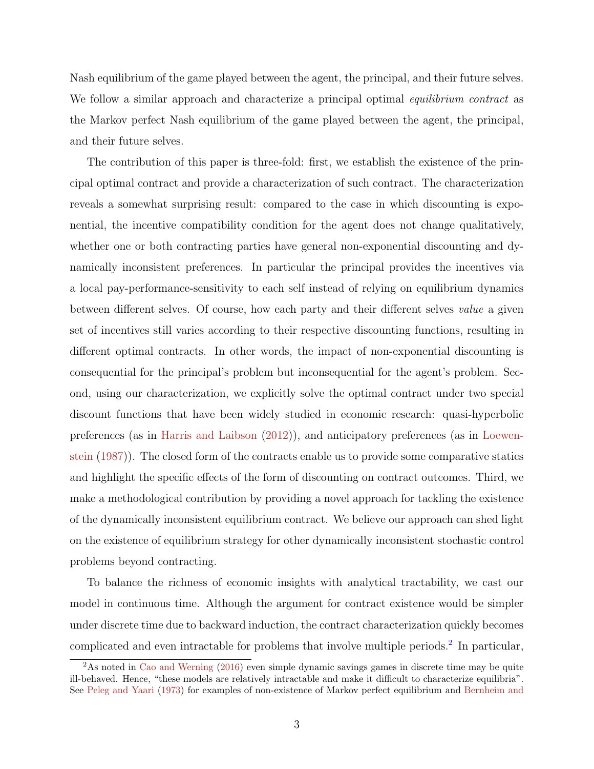Nash equilibrium of the game played between the agent, the principal, and their future selves. We follow a similar approach and characterize a principal optimal *equilibrium contract* as the Markov perfect Nash equilibrium of the game played between the agent, the principal, and their future selves.

The contribution of this paper is three-fold: first, we establish the existence of the principal optimal contract and provide a characterization of such contract. The characterization reveals a somewhat surprising result: compared to the case in which discounting is exponential, the incentive compatibility condition for the agent does not change qualitatively, whether one or both contracting parties have general non-exponential discounting and dynamically inconsistent preferences. In particular the principal provides the incentives via a local pay-performance-sensitivity to each self instead of relying on equilibrium dynamics between different selves. Of course, how each party and their different selves *value* a given set of incentives still varies according to their respective discounting functions, resulting in different optimal contracts. In other words, the impact of non-exponential discounting is consequential for the principal's problem but inconsequential for the agent's problem. Second, using our characterization, we explicitly solve the optimal contract under two special discount functions that have been widely studied in economic research: quasi-hyperbolic preferences (as in Harris and Laibson (2012)), and anticipatory preferences (as in Loewenstein (1987)). The closed form of the contracts enable us to provide some comparative statics and highlight the specific effects of the form of discounting on contract outcomes. Third, we make a methodological contribution by providing a novel approach for tackling the existence of the dynamically inconsistent equilibrium contract. We believe our approach can shed light on the existence of equilibrium strategy for other dynamically inconsistent stochastic control problems beyond contracting.

To balance the richness of economic insights with analytical tractability, we cast our model in continuous time. Although the argument for contract existence would be simpler under discrete time due to backward induction, the contract characterization quickly becomes complicated and even intractable for problems that involve multiple periods.[2] In particular,

[2]As noted in Cao and Werning (2016) even simple dynamic savings games in discrete time may be quite ill-behaved. Hence, "these models are relatively intractable and make it difficult to characterize equilibria". See Peleg and Yaari (1973) for examples of non-existence of Markov perfect equilibrium and Bernheim and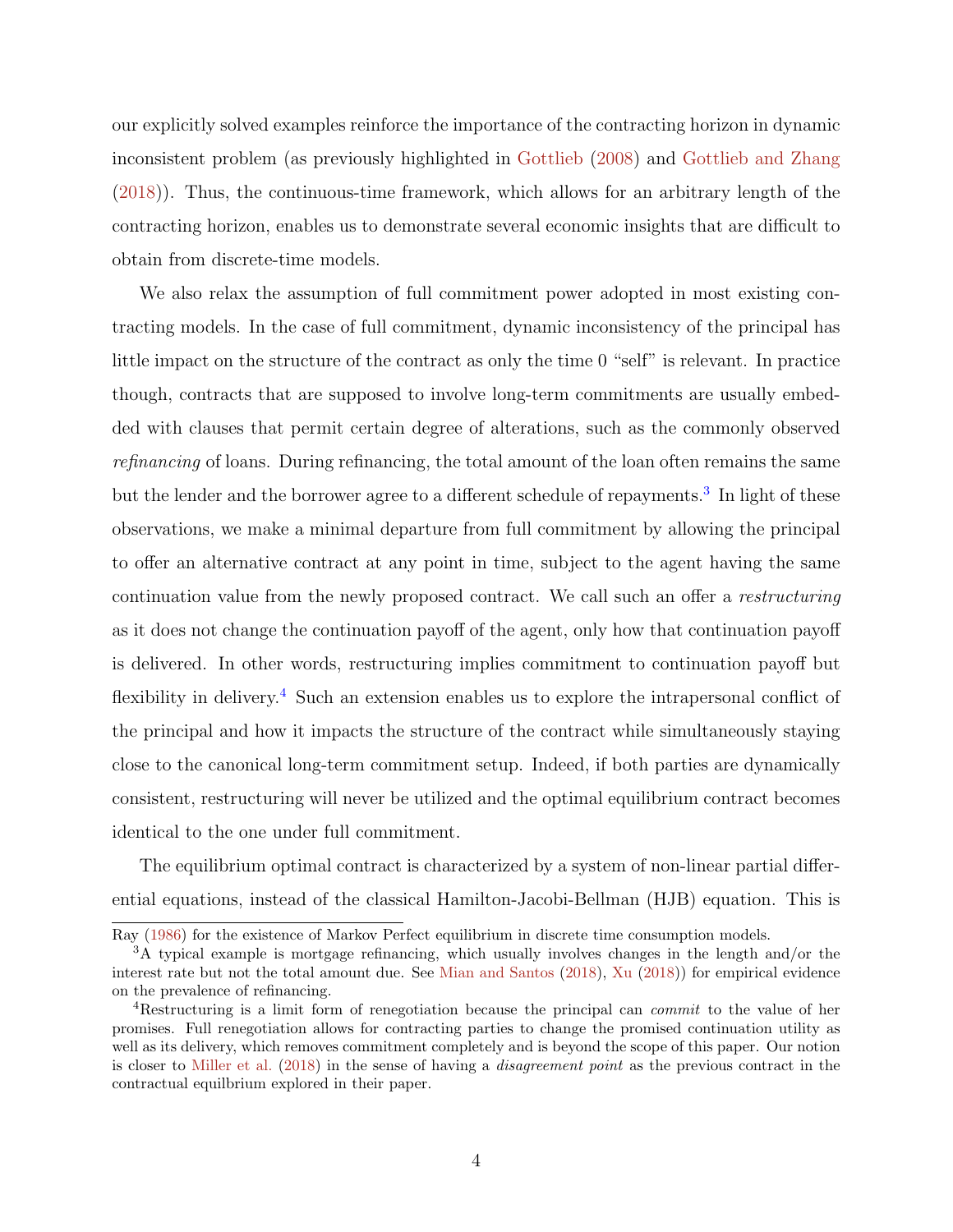our explicitly solved examples reinforce the importance of the contracting horizon in dynamic inconsistent problem (as previously highlighted in Gottlieb (2008) and Gottlieb and Zhang (2018)). Thus, the continuous-time framework, which allows for an arbitrary length of the contracting horizon, enables us to demonstrate several economic insights that are difficult to obtain from discrete-time models.

We also relax the assumption of full commitment power adopted in most existing contracting models. In the case of full commitment, dynamic inconsistency of the principal has little impact on the structure of the contract as only the time 0 "self" is relevant. In practice though, contracts that are supposed to involve long-term commitments are usually embedded with clauses that permit certain degree of alterations, such as the commonly observed *refinancing* of loans. During refinancing, the total amount of the loan often remains the same but the lender and the borrower agree to a different schedule of repayments.[3] In light of these observations, we make a minimal departure from full commitment by allowing the principal to offer an alternative contract at any point in time, subject to the agent having the same continuation value from the newly proposed contract. We call such an offer a *restructuring* as it does not change the continuation payoff of the agent, only how that continuation payoff is delivered. In other words, restructuring implies commitment to continuation payoff but flexibility in delivery.[4] Such an extension enables us to explore the intrapersonal conflict of the principal and how it impacts the structure of the contract while simultaneously staying close to the canonical long-term commitment setup. Indeed, if both parties are dynamically consistent, restructuring will never be utilized and the optimal equilibrium contract becomes identical to the one under full commitment.

The equilibrium optimal contract is characterized by a system of non-linear partial differential equations, instead of the classical Hamilton-Jacobi-Bellman (HJB) equation. This is

---

Ray (1986) for the existence of Markov Perfect equilibrium in discrete time consumption models.

[3] A typical example is mortgage refinancing, which usually involves changes in the length and/or the interest rate but not the total amount due. See Mian and Santos (2018), Xu (2018)) for empirical evidence on the prevalence of refinancing.

[4] Restructuring is a limit form of renegotiation because the principal can *commit* to the value of her promises. Full renegotiation allows for contracting parties to change the promised continuation utility as well as its delivery, which removes commitment completely and is beyond the scope of this paper. Our notion is closer to Miller et al. (2018) in the sense of having a *disagreement point* as the previous contract in the contractual equilbrium explored in their paper.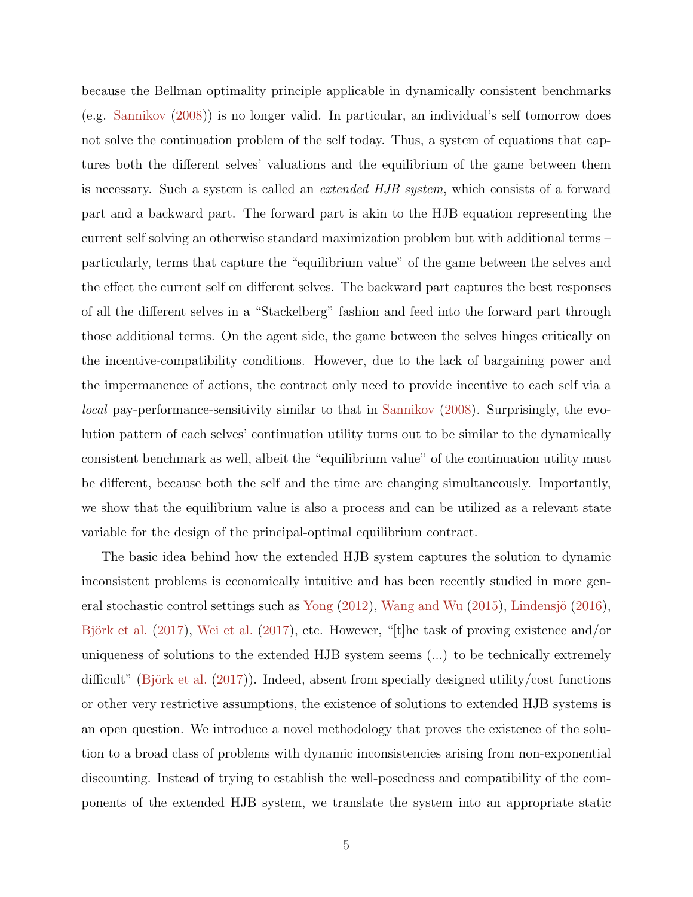because the Bellman optimality principle applicable in dynamically consistent benchmarks (e.g. Sannikov (2008)) is no longer valid. In particular, an individual's self tomorrow does not solve the continuation problem of the self today. Thus, a system of equations that captures both the different selves' valuations and the equilibrium of the game between them is necessary. Such a system is called an *extended HJB system*, which consists of a forward part and a backward part. The forward part is akin to the HJB equation representing the current self solving an otherwise standard maximization problem but with additional terms – particularly, terms that capture the "equilibrium value" of the game between the selves and the effect the current self on different selves. The backward part captures the best responses of all the different selves in a "Stackelberg" fashion and feed into the forward part through those additional terms. On the agent side, the game between the selves hinges critically on the incentive-compatibility conditions. However, due to the lack of bargaining power and the impermanence of actions, the contract only need to provide incentive to each self via a *local* pay-performance-sensitivity similar to that in Sannikov (2008). Surprisingly, the evolution pattern of each selves' continuation utility turns out to be similar to the dynamically consistent benchmark as well, albeit the "equilibrium value" of the continuation utility must be different, because both the self and the time are changing simultaneously. Importantly, we show that the equilibrium value is also a process and can be utilized as a relevant state variable for the design of the principal-optimal equilibrium contract.

The basic idea behind how the extended HJB system captures the solution to dynamic inconsistent problems is economically intuitive and has been recently studied in more general stochastic control settings such as Yong (2012), Wang and Wu (2015), Lindensjö (2016), Björk et al. (2017), Wei et al. (2017), etc. However, "[t]he task of proving existence and/or uniqueness of solutions to the extended HJB system seems (...) to be technically extremely difficult" (Björk et al. (2017)). Indeed, absent from specially designed utility/cost functions or other very restrictive assumptions, the existence of solutions to extended HJB systems is an open question. We introduce a novel methodology that proves the existence of the solution to a broad class of problems with dynamic inconsistencies arising from non-exponential discounting. Instead of trying to establish the well-posedness and compatibility of the components of the extended HJB system, we translate the system into an appropriate static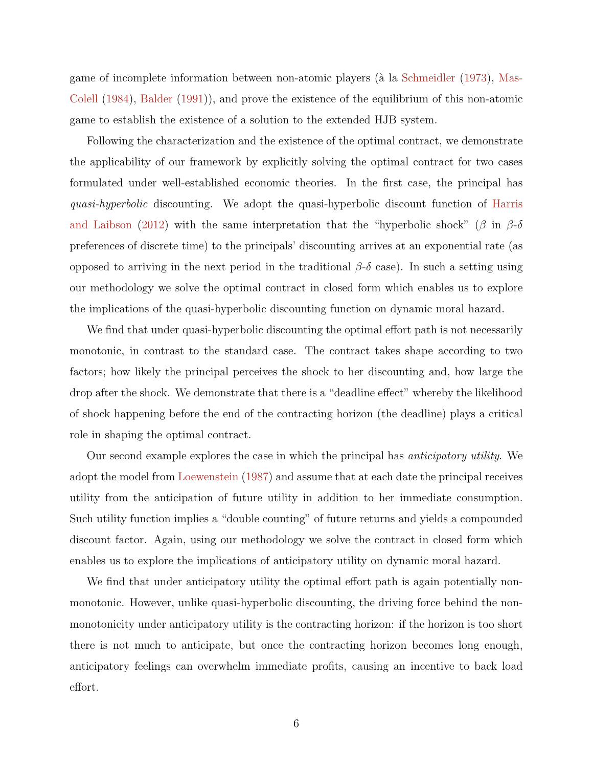game of incomplete information between non-atomic players (à la Schmeidler (1973), Mas-Colell (1984), Balder (1991)), and prove the existence of the equilibrium of this non-atomic game to establish the existence of a solution to the extended HJB system.

Following the characterization and the existence of the optimal contract, we demonstrate the applicability of our framework by explicitly solving the optimal contract for two cases formulated under well-established economic theories. In the first case, the principal has *quasi-hyperbolic* discounting. We adopt the quasi-hyperbolic discount function of Harris and Laibson (2012) with the same interpretation that the "hyperbolic shock" ($\beta$ in $\beta$-$\delta$ preferences of discrete time) to the principals' discounting arrives at an exponential rate (as opposed to arriving in the next period in the traditional $\beta$-$\delta$ case). In such a setting using our methodology we solve the optimal contract in closed form which enables us to explore the implications of the quasi-hyperbolic discounting function on dynamic moral hazard.

We find that under quasi-hyperbolic discounting the optimal effort path is not necessarily monotonic, in contrast to the standard case. The contract takes shape according to two factors; how likely the principal perceives the shock to her discounting and, how large the drop after the shock. We demonstrate that there is a "deadline effect" whereby the likelihood of shock happening before the end of the contracting horizon (the deadline) plays a critical role in shaping the optimal contract.

Our second example explores the case in which the principal has *anticipatory utility*. We adopt the model from Loewenstein (1987) and assume that at each date the principal receives utility from the anticipation of future utility in addition to her immediate consumption. Such utility function implies a "double counting" of future returns and yields a compounded discount factor. Again, using our methodology we solve the contract in closed form which enables us to explore the implications of anticipatory utility on dynamic moral hazard.

We find that under anticipatory utility the optimal effort path is again potentially non-monotonic. However, unlike quasi-hyperbolic discounting, the driving force behind the non-monotonicity under anticipatory utility is the contracting horizon: if the horizon is too short there is not much to anticipate, but once the contracting horizon becomes long enough, anticipatory feelings can overwhelm immediate profits, causing an incentive to back load effort.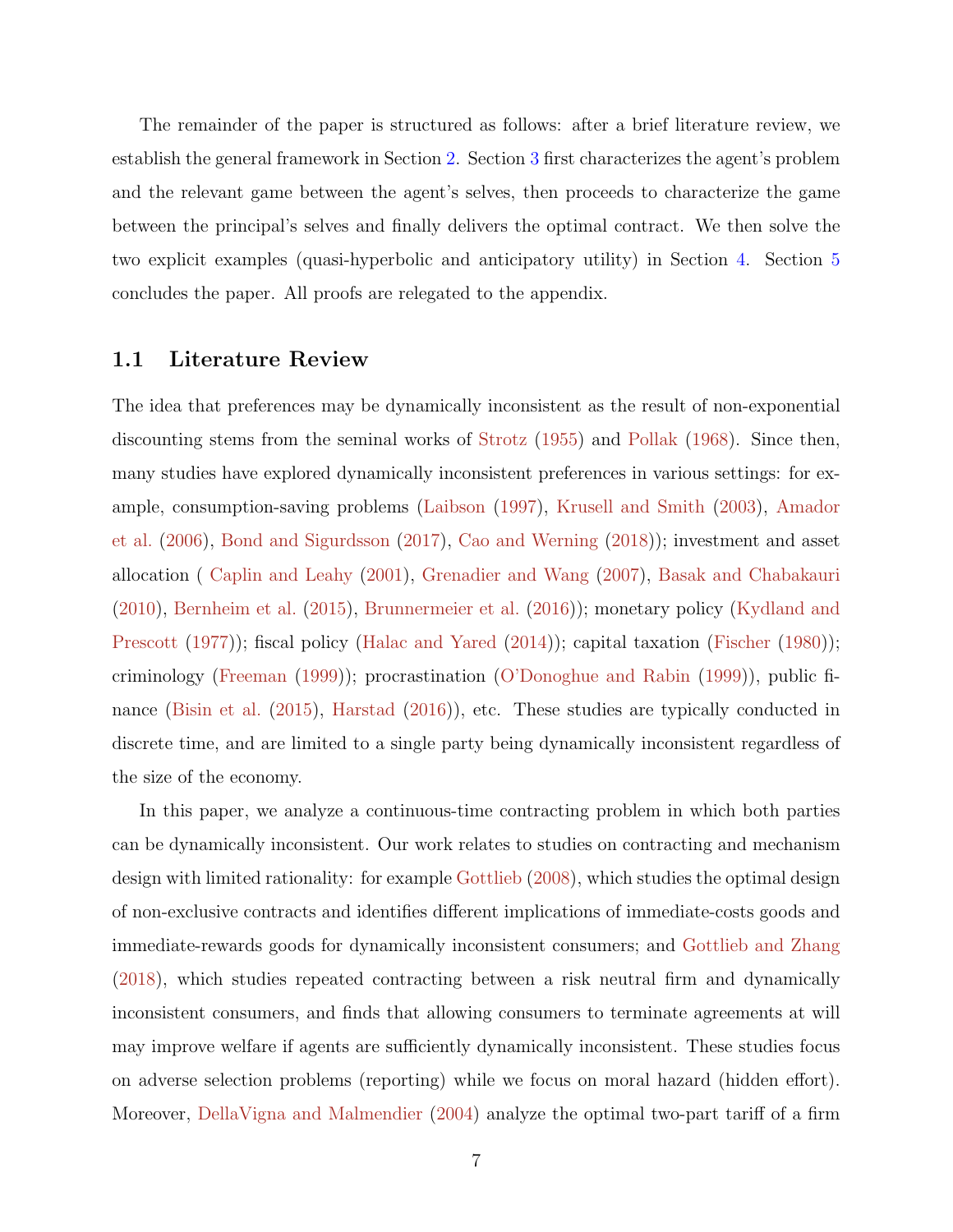The remainder of the paper is structured as follows: after a brief literature review, we establish the general framework in Section 2. Section 3 first characterizes the agent's problem and the relevant game between the agent's selves, then proceeds to characterize the game between the principal's selves and finally delivers the optimal contract. We then solve the two explicit examples (quasi-hyperbolic and anticipatory utility) in Section 4. Section 5 concludes the paper. All proofs are relegated to the appendix.

## 1.1 Literature Review

The idea that preferences may be dynamically inconsistent as the result of non-exponential discounting stems from the seminal works of Strotz (1955) and Pollak (1968). Since then, many studies have explored dynamically inconsistent preferences in various settings: for example, consumption-saving problems (Laibson (1997), Krusell and Smith (2003), Amador et al. (2006), Bond and Sigurdsson (2017), Cao and Werning (2018)); investment and asset allocation ( Caplin and Leahy (2001), Grenadier and Wang (2007), Basak and Chabakauri (2010), Bernheim et al. (2015), Brunnermeier et al. (2016)); monetary policy (Kydland and Prescott (1977)); fiscal policy (Halac and Yared (2014)); capital taxation (Fischer (1980)); criminology (Freeman (1999)); procrastination (O'Donoghue and Rabin (1999)), public finance (Bisin et al. (2015), Harstad (2016)), etc. These studies are typically conducted in discrete time, and are limited to a single party being dynamically inconsistent regardless of the size of the economy.

In this paper, we analyze a continuous-time contracting problem in which both parties can be dynamically inconsistent. Our work relates to studies on contracting and mechanism design with limited rationality: for example Gottlieb (2008), which studies the optimal design of non-exclusive contracts and identifies different implications of immediate-costs goods and immediate-rewards goods for dynamically inconsistent consumers; and Gottlieb and Zhang (2018), which studies repeated contracting between a risk neutral firm and dynamically inconsistent consumers, and finds that allowing consumers to terminate agreements at will may improve welfare if agents are sufficiently dynamically inconsistent. These studies focus on adverse selection problems (reporting) while we focus on moral hazard (hidden effort). Moreover, DellaVigna and Malmendier (2004) analyze the optimal two-part tariff of a firm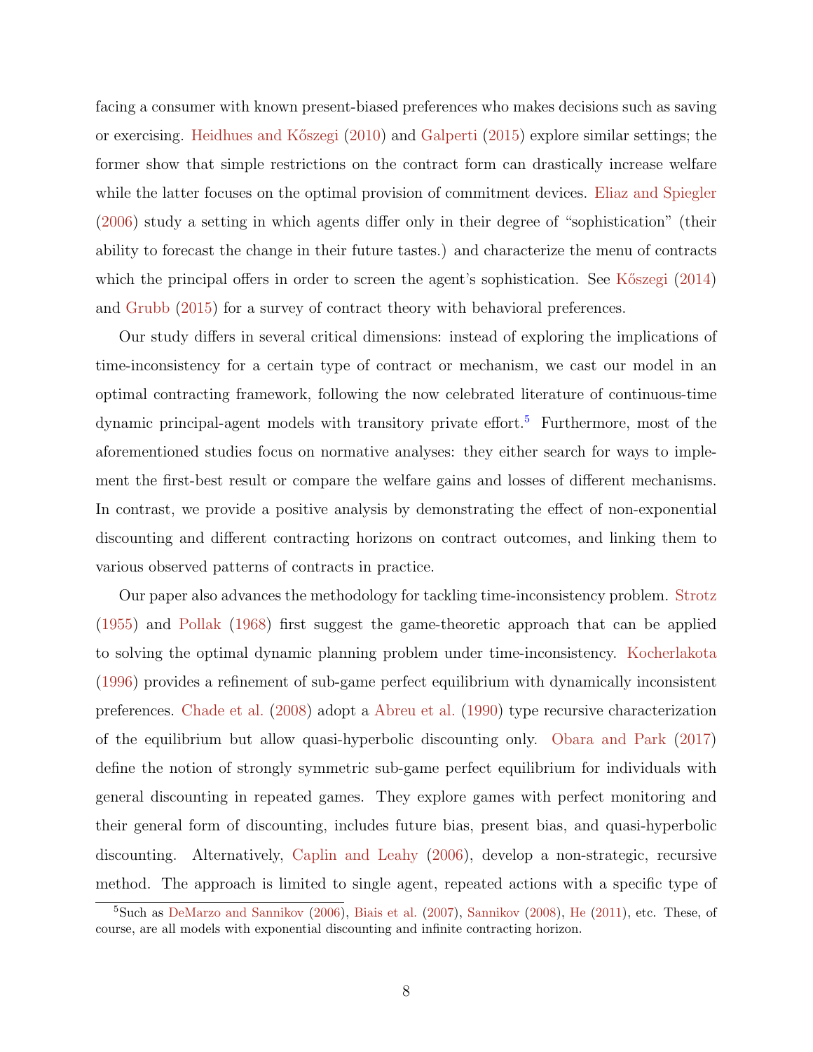facing a consumer with known present-biased preferences who makes decisions such as saving or exercising. Heidhues and Kőszegi (2010) and Galperti (2015) explore similar settings; the former show that simple restrictions on the contract form can drastically increase welfare while the latter focuses on the optimal provision of commitment devices. Eliaz and Spiegler (2006) study a setting in which agents differ only in their degree of "sophistication" (their ability to forecast the change in their future tastes.) and characterize the menu of contracts which the principal offers in order to screen the agent's sophistication. See Kőszegi (2014) and Grubb (2015) for a survey of contract theory with behavioral preferences.

Our study differs in several critical dimensions: instead of exploring the implications of time-inconsistency for a certain type of contract or mechanism, we cast our model in an optimal contracting framework, following the now celebrated literature of continuous-time dynamic principal-agent models with transitory private effort.[5] Furthermore, most of the aforementioned studies focus on normative analyses: they either search for ways to implement the first-best result or compare the welfare gains and losses of different mechanisms. In contrast, we provide a positive analysis by demonstrating the effect of non-exponential discounting and different contracting horizons on contract outcomes, and linking them to various observed patterns of contracts in practice.

Our paper also advances the methodology for tackling time-inconsistency problem. Strotz (1955) and Pollak (1968) first suggest the game-theoretic approach that can be applied to solving the optimal dynamic planning problem under time-inconsistency. Kocherlakota (1996) provides a refinement of sub-game perfect equilibrium with dynamically inconsistent preferences. Chade et al. (2008) adopt a Abreu et al. (1990) type recursive characterization of the equilibrium but allow quasi-hyperbolic discounting only. Obara and Park (2017) define the notion of strongly symmetric sub-game perfect equilibrium for individuals with general discounting in repeated games. They explore games with perfect monitoring and their general form of discounting, includes future bias, present bias, and quasi-hyperbolic discounting. Alternatively, Caplin and Leahy (2006), develop a non-strategic, recursive method. The approach is limited to single agent, repeated actions with a specific type of

[5] Such as DeMarzo and Sannikov (2006), Biais et al. (2007), Sannikov (2008), He (2011), etc. These, of course, are all models with exponential discounting and infinite contracting horizon.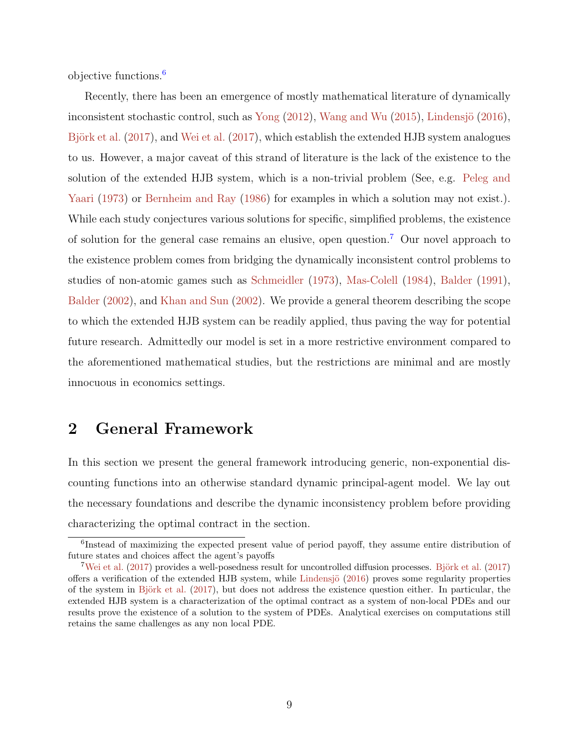objective functions.[6]

Recently, there has been an emergence of mostly mathematical literature of dynamically inconsistent stochastic control, such as Yong (2012), Wang and Wu (2015), Lindensjö (2016), Björk et al. (2017), and Wei et al. (2017), which establish the extended HJB system analogues to us. However, a major caveat of this strand of literature is the lack of the existence to the solution of the extended HJB system, which is a non-trivial problem (See, e.g. Peleg and Yaari (1973) or Bernheim and Ray (1986) for examples in which a solution may not exist.). While each study conjectures various solutions for specific, simplified problems, the existence of solution for the general case remains an elusive, open question.[7] Our novel approach to the existence problem comes from bridging the dynamically inconsistent control problems to studies of non-atomic games such as Schmeidler (1973), Mas-Colell (1984), Balder (1991), Balder (2002), and Khan and Sun (2002). We provide a general theorem describing the scope to which the extended HJB system can be readily applied, thus paving the way for potential future research. Admittedly our model is set in a more restrictive environment compared to the aforementioned mathematical studies, but the restrictions are minimal and are mostly innocuous in economics settings.

## 2 General Framework

In this section we present the general framework introducing generic, non-exponential discounting functions into an otherwise standard dynamic principal-agent model. We lay out the necessary foundations and describe the dynamic inconsistency problem before providing characterizing the optimal contract in the section.

---

[6] Instead of maximizing the expected present value of period payoff, they assume entire distribution of future states and choices affect the agent's payoffs

[7] Wei et al. (2017) provides a well-posedness result for uncontrolled diffusion processes. Björk et al. (2017) offers a verification of the extended HJB system, while Lindensjö (2016) proves some regularity properties of the system in Björk et al. (2017), but does not address the existence question either. In particular, the extended HJB system is a characterization of the optimal contract as a system of non-local PDEs and our results prove the existence of a solution to the system of PDEs. Analytical exercises on computations still retains the same challenges as any non local PDE.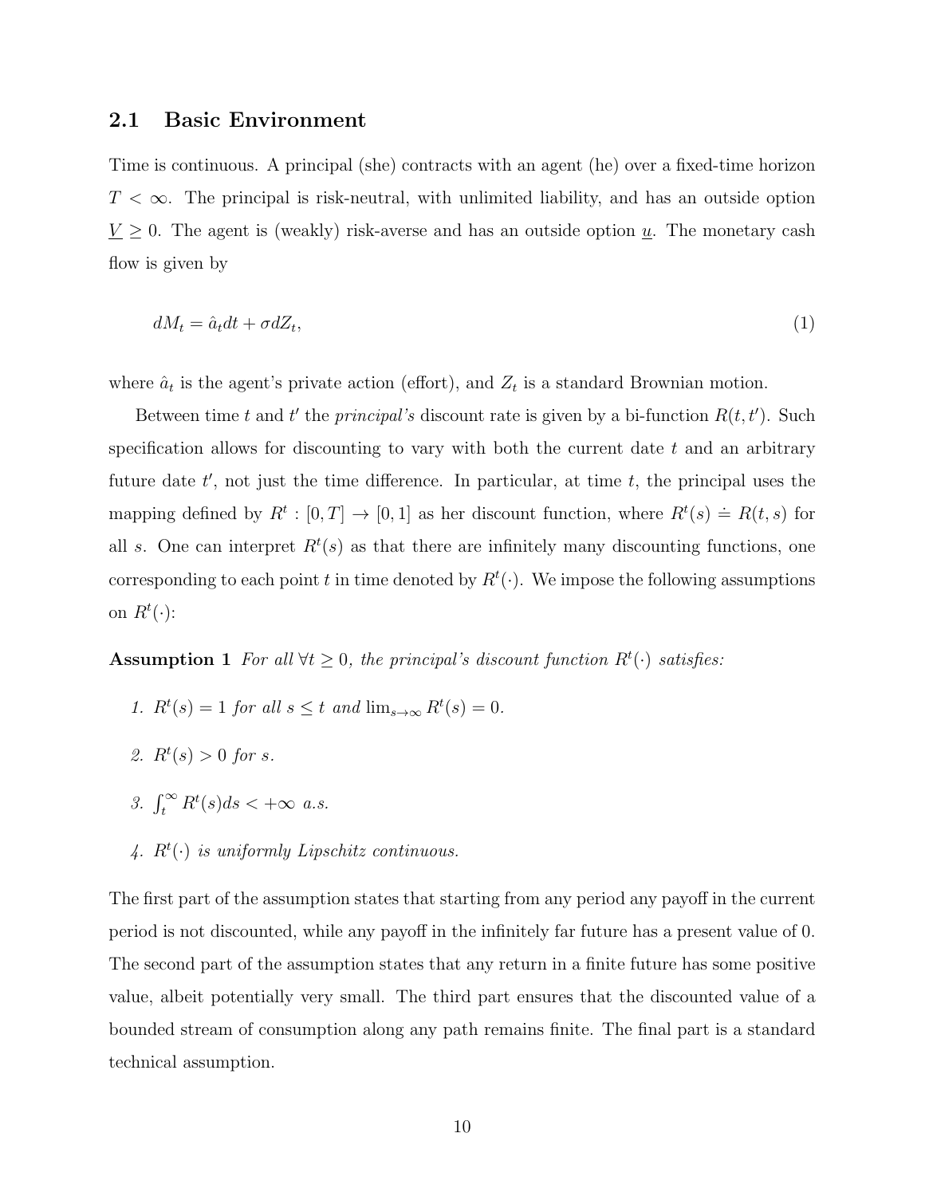## 2.1 Basic Environment

Time is continuous. A principal (she) contracts with an agent (he) over a fixed-time horizon $T < \infty$. The principal is risk-neutral, with unlimited liability, and has an outside option $\underline{V} \geq 0$. The agent is (weakly) risk-averse and has an outside option $\underline{u}$. The monetary cash flow is given by

$$dM_t = \hat{a}_t dt + \sigma dZ_t, \tag{1}$$

where $\hat{a}_t$ is the agent's private action (effort), and $Z_t$ is a standard Brownian motion.

Between time $t$ and $t'$ the *principal's* discount rate is given by a bi-function $R(t, t')$. Such specification allows for discounting to vary with both the current date $t$ and an arbitrary future date $t'$, not just the time difference. In particular, at time $t$, the principal uses the mapping defined by $R^t : [0, T] \to [0, 1]$ as her discount function, where $R^t(s) \doteq R(t, s)$ for all $s$. One can interpret $R^t(s)$ as that there are infinitely many discounting functions, one corresponding to each point $t$ in time denoted by $R^t(\cdot)$. We impose the following assumptions on $R^t(\cdot)$:

**Assumption 1** *For all $\forall t \geq 0$, the principal's discount function $R^t(\cdot)$ satisfies:*

1. *$R^t(s) = 1$ for all $s \leq t$ and $\lim_{s \to \infty} R^t(s) = 0$.*
2. *$R^t(s) > 0$ for $s$.*
3. *$\int_t^\infty R^t(s) ds < +\infty$ a.s.*
4. *$R^t(\cdot)$ is uniformly Lipschitz continuous.*

The first part of the assumption states that starting from any period any payoff in the current period is not discounted, while any payoff in the infinitely far future has a present value of 0. The second part of the assumption states that any return in a finite future has some positive value, albeit potentially very small. The third part ensures that the discounted value of a bounded stream of consumption along any path remains finite. The final part is a standard technical assumption.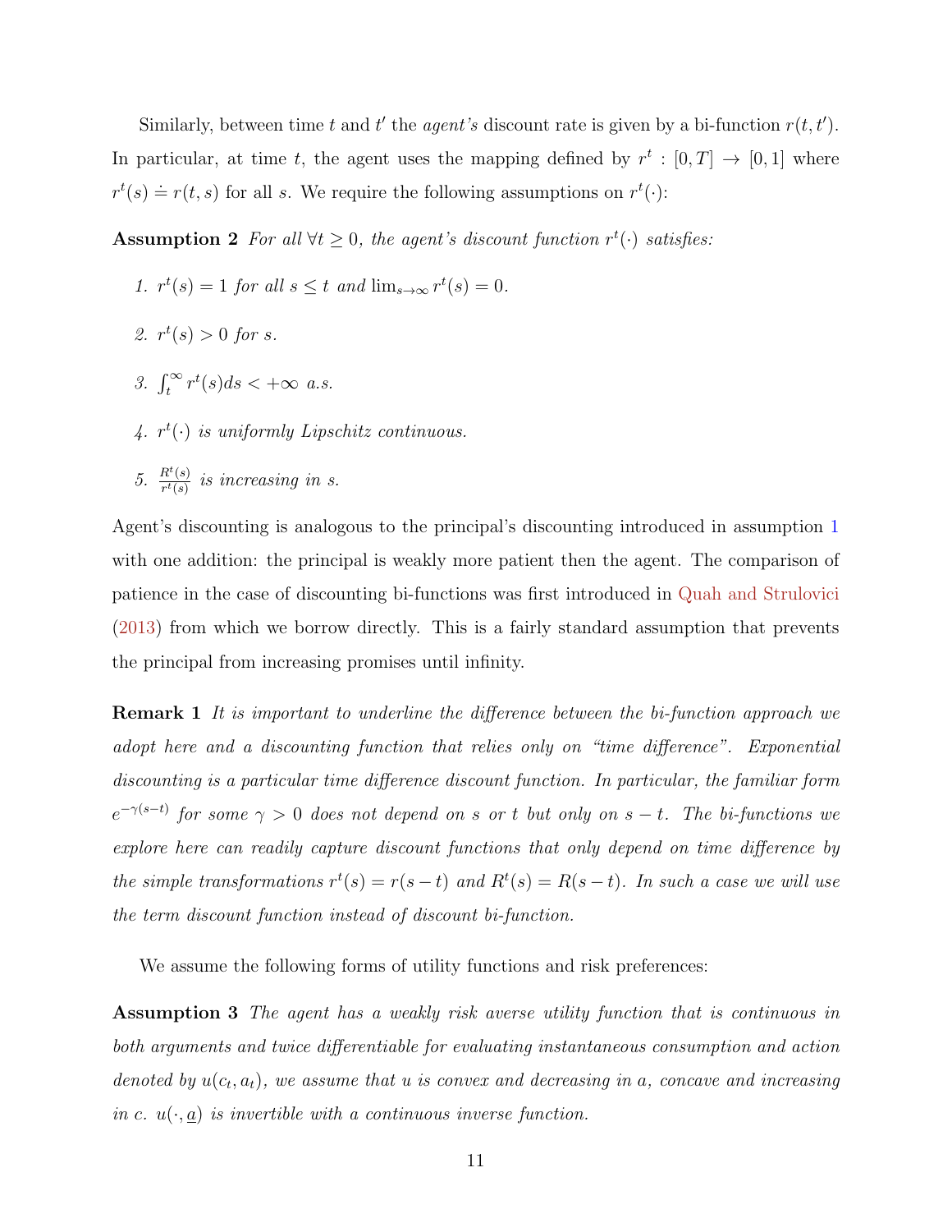Similarly, between time $t$ and $t'$ the *agent's* discount rate is given by a bi-function $r(t, t')$. In particular, at time $t$, the agent uses the mapping defined by $r^t : [0, T] \to [0, 1]$ where $r^t(s) \doteq r(t, s)$ for all $s$. We require the following assumptions on $r^t(\cdot)$:

**Assumption 2** *For all $\forall t \geq 0$, the agent's discount function $r^t(\cdot)$ satisfies:*

1. *$r^t(s) = 1$ for all $s \leq t$ and $\lim_{s \to \infty} r^t(s) = 0$.*
2. *$r^t(s) > 0$ for $s$.*
3. *$\int_t^\infty r^t(s) ds < +\infty$ a.s.*
4. *$r^t(\cdot)$ is uniformly Lipschitz continuous.*
5. *$\frac{R^t(s)}{r^t(s)}$ is increasing in $s$.*

Agent's discounting is analogous to the principal's discounting introduced in assumption 1 with one addition: the principal is weakly more patient then the agent. The comparison of patience in the case of discounting bi-functions was first introduced in Quah and Strulovici (2013) from which we borrow directly. This is a fairly standard assumption that prevents the principal from increasing promises until infinity.

**Remark 1** *It is important to underline the difference between the bi-function approach we adopt here and a discounting function that relies only on "time difference". Exponential discounting is a particular time difference discount function. In particular, the familiar form $e^{-\gamma(s-t)}$ for some $\gamma > 0$ does not depend on $s$ or $t$ but only on $s - t$. The bi-functions we explore here can readily capture discount functions that only depend on time difference by the simple transformations $r^t(s) = r(s - t)$ and $R^t(s) = R(s - t)$. In such a case we will use the term discount function instead of discount bi-function.*

We assume the following forms of utility functions and risk preferences:

**Assumption 3** *The agent has a weakly risk averse utility function that is continuous in both arguments and twice differentiable for evaluating instantaneous consumption and action denoted by $u(c_t, a_t)$, we assume that $u$ is convex and decreasing in $a$, concave and increasing in $c$. $u(\cdot, \underline{a})$ is invertible with a continuous inverse function.*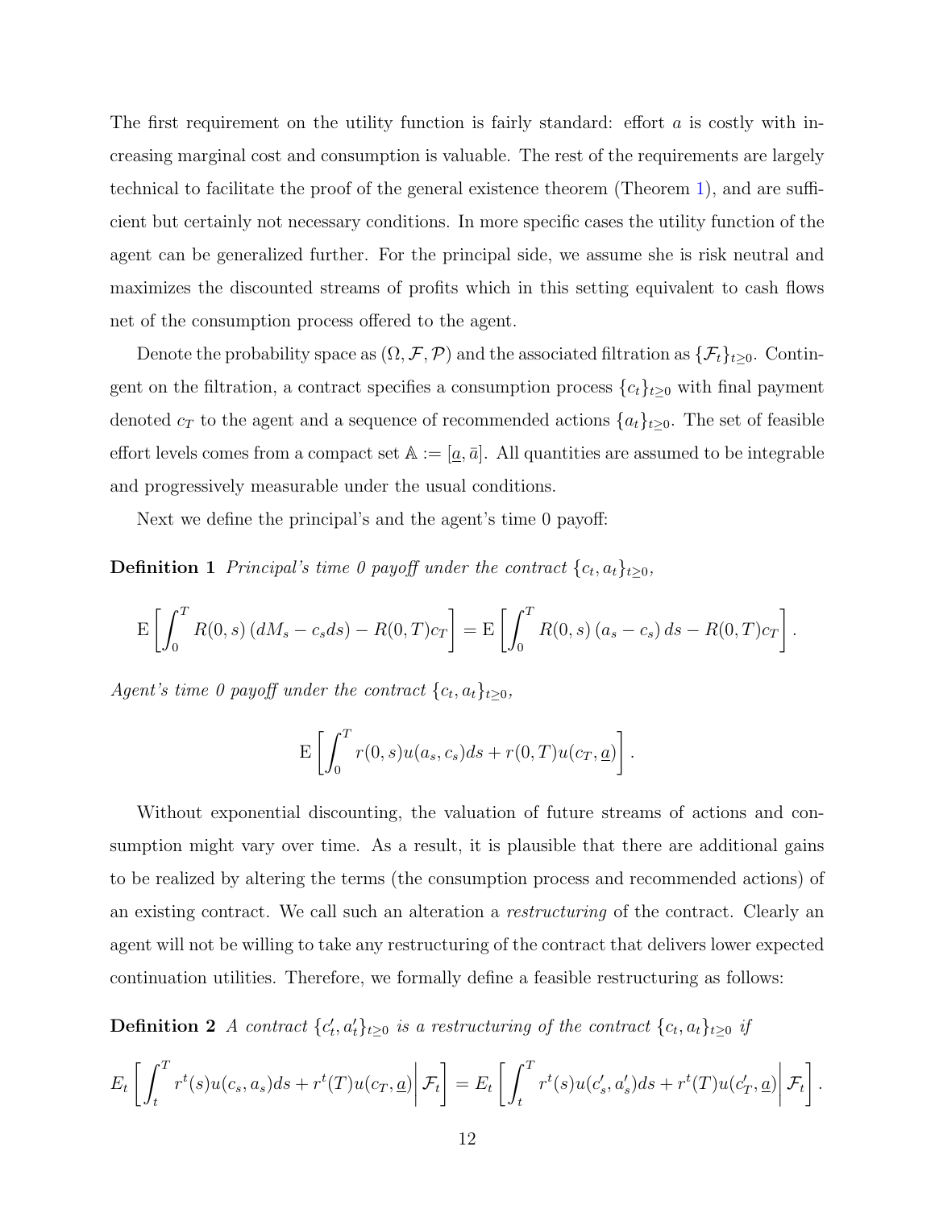The first requirement on the utility function is fairly standard: effort $a$ is costly with increasing marginal cost and consumption is valuable. The rest of the requirements are largely technical to facilitate the proof of the general existence theorem (Theorem 1), and are sufficient but certainly not necessary conditions. In more specific cases the utility function of the agent can be generalized further. For the principal side, we assume she is risk neutral and maximizes the discounted streams of profits which in this setting equivalent to cash flows net of the consumption process offered to the agent.

Denote the probability space as $(\Omega, \mathcal{F}, \mathcal{P})$ and the associated filtration as $\{\mathcal{F}_t\}_{t\geq 0}$. Contingent on the filtration, a contract specifies a consumption process $\{c_t\}_{t\geq 0}$ with final payment denoted $c_T$ to the agent and a sequence of recommended actions $\{a_t\}_{t\geq 0}$. The set of feasible effort levels comes from a compact set $\mathbb{A} := [\underline{a}, \bar{a}]$. All quantities are assumed to be integrable and progressively measurable under the usual conditions.

Next we define the principal's and the agent's time 0 payoff:

**Definition 1** *Principal's time 0 payoff under the contract $\{c_t, a_t\}_{t\geq 0}$,*

$$\mathrm{E}\left[\int_0^T R(0,s)\left(dM_s - c_s ds\right) - R(0,T)c_T\right] = \mathrm{E}\left[\int_0^T R(0,s)\left(a_s - c_s\right)ds - R(0,T)c_T\right].$$

*Agent's time 0 payoff under the contract $\{c_t, a_t\}_{t\geq 0}$,*

$$\mathrm{E}\left[\int_0^T r(0,s)u(a_s, c_s)ds + r(0,T)u(c_T, \underline{a})\right].$$

Without exponential discounting, the valuation of future streams of actions and consumption might vary over time. As a result, it is plausible that there are additional gains to be realized by altering the terms (the consumption process and recommended actions) of an existing contract. We call such an alteration a *restructuring* of the contract. Clearly an agent will not be willing to take any restructuring of the contract that delivers lower expected continuation utilities. Therefore, we formally define a feasible restructuring as follows:

**Definition 2** *A contract $\{c'_t, a'_t\}_{t\geq 0}$ is a restructuring of the contract $\{c_t, a_t\}_{t\geq 0}$ if*

$$E_t\left[\int_t^T r^t(s)u(c_s, a_s)ds + r^t(T)u(c_T, \underline{a})\middle|\,\mathcal{F}_t\right] = E_t\left[\int_t^T r^t(s)u(c'_s, a'_s)ds + r^t(T)u(c'_T, \underline{a})\middle|\,\mathcal{F}_t\right].$$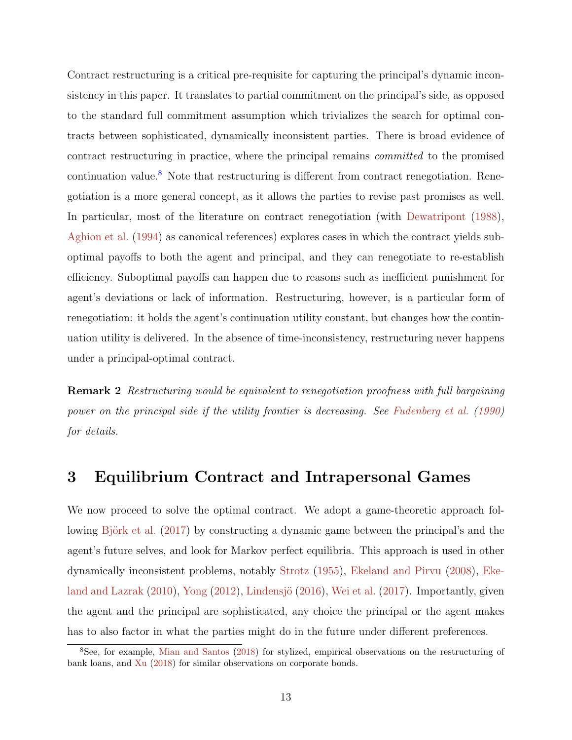Contract restructuring is a critical pre-requisite for capturing the principal's dynamic inconsistency in this paper. It translates to partial commitment on the principal's side, as opposed to the standard full commitment assumption which trivializes the search for optimal contracts between sophisticated, dynamically inconsistent parties. There is broad evidence of contract restructuring in practice, where the principal remains *committed* to the promised continuation value.[8] Note that restructuring is different from contract renegotiation. Renegotiation is a more general concept, as it allows the parties to revise past promises as well. In particular, most of the literature on contract renegotiation (with Dewatripont (1988), Aghion et al. (1994) as canonical references) explores cases in which the contract yields suboptimal payoffs to both the agent and principal, and they can renegotiate to re-establish efficiency. Suboptimal payoffs can happen due to reasons such as inefficient punishment for agent's deviations or lack of information. Restructuring, however, is a particular form of renegotiation: it holds the agent's continuation utility constant, but changes how the continuation utility is delivered. In the absence of time-inconsistency, restructuring never happens under a principal-optimal contract.

**Remark 2** *Restructuring would be equivalent to renegotiation proofness with full bargaining power on the principal side if the utility frontier is decreasing. See Fudenberg et al. (1990) for details.*

# 3 Equilibrium Contract and Intrapersonal Games

We now proceed to solve the optimal contract. We adopt a game-theoretic approach following Björk et al. (2017) by constructing a dynamic game between the principal's and the agent's future selves, and look for Markov perfect equilibria. This approach is used in other dynamically inconsistent problems, notably Strotz (1955), Ekeland and Pirvu (2008), Ekeland and Lazrak (2010), Yong (2012), Lindensjö (2016), Wei et al. (2017). Importantly, given the agent and the principal are sophisticated, any choice the principal or the agent makes has to also factor in what the parties might do in the future under different preferences.

[8] See, for example, Mian and Santos (2018) for stylized, empirical observations on the restructuring of bank loans, and Xu (2018) for similar observations on corporate bonds.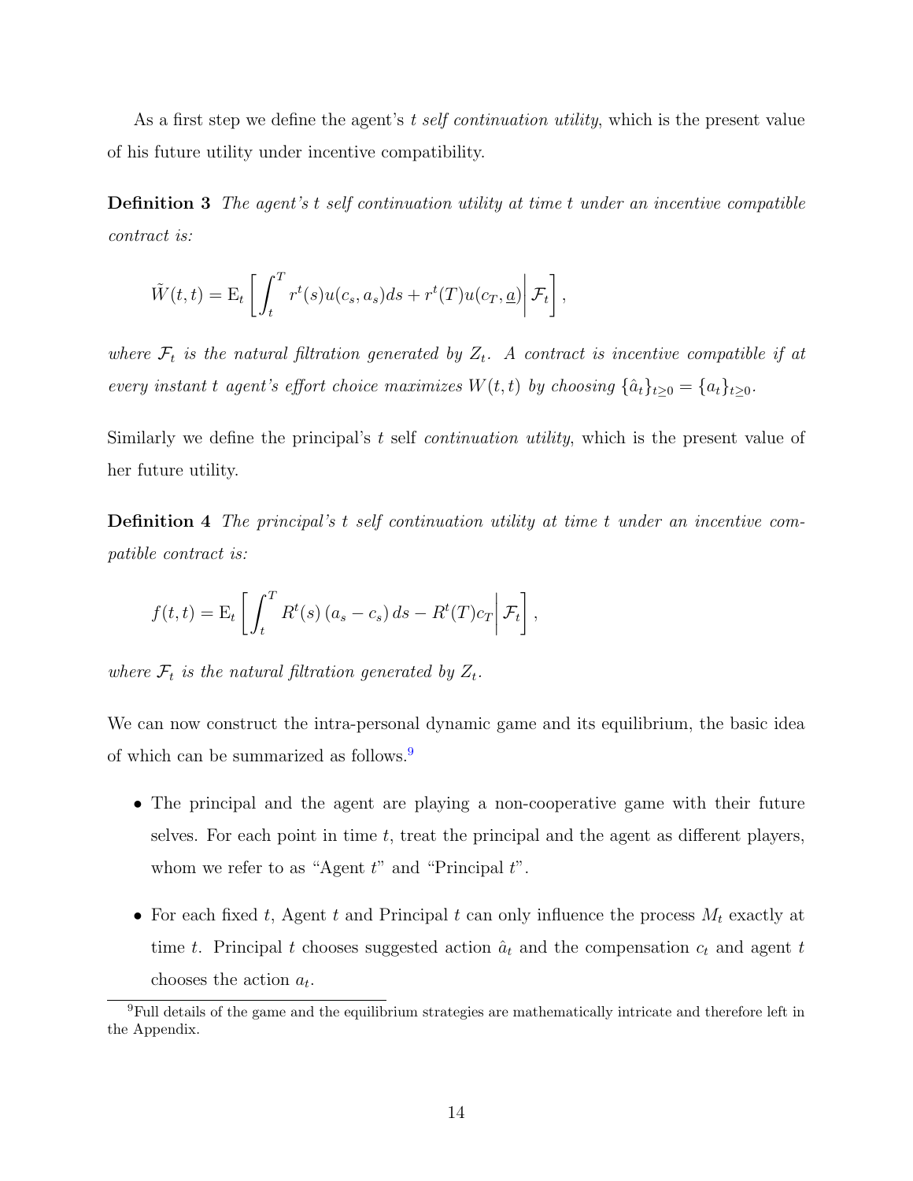As a first step we define the agent's $t$ *self continuation utility*, which is the present value of his future utility under incentive compatibility.

**Definition 3** *The agent's $t$ self continuation utility at time $t$ under an incentive compatible contract is:*

$$\tilde{W}(t,t) = \mathrm{E}_t \left[ \int_t^T r^t(s) u(c_s, a_s) ds + r^t(T) u(c_T, \underline{a}) \middle| \mathcal{F}_t \right],$$

*where $\mathcal{F}_t$ is the natural filtration generated by $Z_t$. A contract is incentive compatible if at every instant $t$ agent's effort choice maximizes $W(t,t)$ by choosing $\{\hat{a}_t\}_{t \geq 0} = \{a_t\}_{t \geq 0}$.*

Similarly we define the principal's $t$ self *continuation utility*, which is the present value of her future utility.

**Definition 4** *The principal's $t$ self continuation utility at time $t$ under an incentive compatible contract is:*

$$f(t,t) = \mathrm{E}_t \left[ \int_t^T R^t(s) \left(a_s - c_s\right) ds - R^t(T) c_T \middle| \mathcal{F}_t \right],$$

*where $\mathcal{F}_t$ is the natural filtration generated by $Z_t$.*

We can now construct the intra-personal dynamic game and its equilibrium, the basic idea of which can be summarized as follows.[9]

- The principal and the agent are playing a non-cooperative game with their future selves. For each point in time $t$, treat the principal and the agent as different players, whom we refer to as "Agent $t$" and "Principal $t$".
- For each fixed $t$, Agent $t$ and Principal $t$ can only influence the process $M_t$ exactly at time $t$. Principal $t$ chooses suggested action $\hat{a}_t$ and the compensation $c_t$ and agent $t$ chooses the action $a_t$.

[9] Full details of the game and the equilibrium strategies are mathematically intricate and therefore left in the Appendix.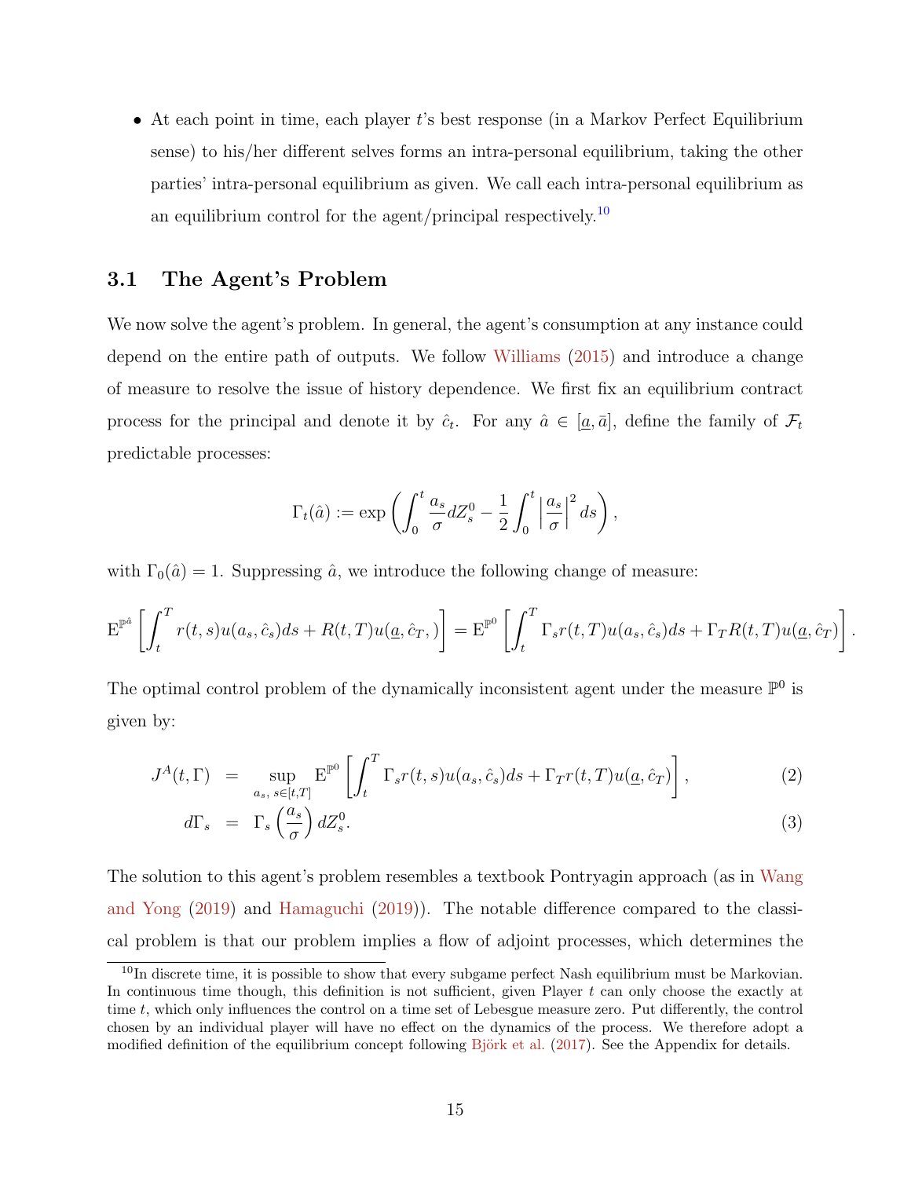- At each point in time, each player $t$'s best response (in a Markov Perfect Equilibrium sense) to his/her different selves forms an intra-personal equilibrium, taking the other parties' intra-personal equilibrium as given. We call each intra-personal equilibrium as an equilibrium control for the agent/principal respectively.[10]

### 3.1 The Agent's Problem

We now solve the agent's problem. In general, the agent's consumption at any instance could depend on the entire path of outputs. We follow Williams (2015) and introduce a change of measure to resolve the issue of history dependence. We first fix an equilibrium contract process for the principal and denote it by $\hat{c}_t$. For any $\hat{a} \in [\underline{a}, \bar{a}]$, define the family of $\mathcal{F}_t$ predictable processes:

$$\Gamma_t(\hat{a}) := \exp\left(\int_0^t \frac{a_s}{\sigma} dZ_s^0 - \frac{1}{2}\int_0^t \left|\frac{a_s}{\sigma}\right|^2 ds\right),$$

with $\Gamma_0(\hat{a}) = 1$. Suppressing $\hat{a}$, we introduce the following change of measure:

$$\mathrm{E}^{\mathbb{P}^{\hat{a}}}\left[\int_t^T r(t,s)u(a_s, \hat{c}_s)ds + R(t,T)u(\underline{a}, \hat{c}_T,)\right] = \mathrm{E}^{\mathbb{P}^0}\left[\int_t^T \Gamma_s r(t,T)u(a_s, \hat{c}_s)ds + \Gamma_T R(t,T)u(\underline{a}, \hat{c}_T)\right].$$

The optimal control problem of the dynamically inconsistent agent under the measure $\mathbb{P}^0$ is given by:

$$J^A(t, \Gamma) = \sup_{a_s,\, s\in[t,T]} \mathrm{E}^{\mathbb{P}^0}\left[\int_t^T \Gamma_s r(t,s)u(a_s, \hat{c}_s)ds + \Gamma_T r(t,T)u(\underline{a}, \hat{c}_T)\right], \tag{2}$$

$$d\Gamma_s = \Gamma_s\left(\frac{a_s}{\sigma}\right)dZ_s^0. \tag{3}$$

The solution to this agent's problem resembles a textbook Pontryagin approach (as in Wang and Yong (2019) and Hamaguchi (2019)). The notable difference compared to the classical problem is that our problem implies a flow of adjoint processes, which determines the

[10] In discrete time, it is possible to show that every subgame perfect Nash equilibrium must be Markovian. In continuous time though, this definition is not sufficient, given Player $t$ can only choose the exactly at time $t$, which only influences the control on a time set of Lebesgue measure zero. Put differently, the control chosen by an individual player will have no effect on the dynamics of the process. We therefore adopt a modified definition of the equilibrium concept following Björk et al. (2017). See the Appendix for details.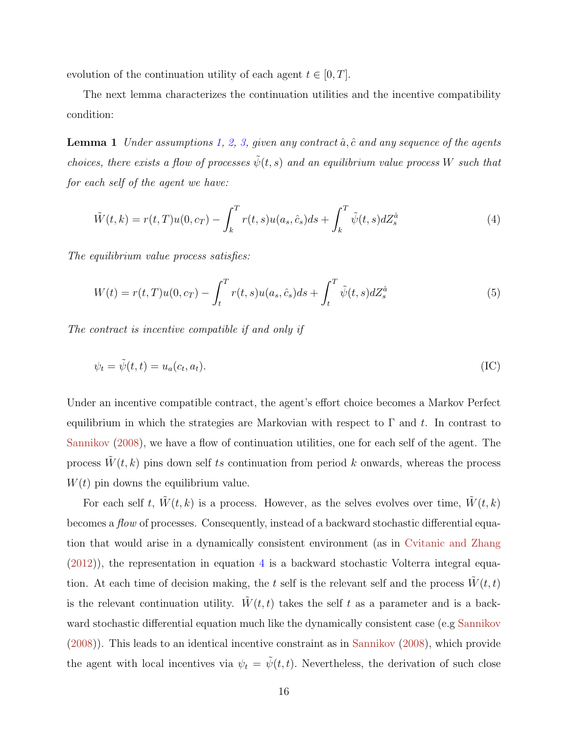evolution of the continuation utility of each agent $t \in [0, T]$.

The next lemma characterizes the continuation utilities and the incentive compatibility condition:

**Lemma 1** *Under assumptions 1, 2, 3, given any contract $\hat{a}, \hat{c}$ and any sequence of the agents choices, there exists a flow of processes $\tilde{\psi}(t, s)$ and an equilibrium value process $W$ such that for each self of the agent we have:*

$$\tilde{W}(t,k) = r(t,T)u(0,c_T) - \int_k^T r(t,s)u(a_s,\hat{c}_s)ds + \int_k^T \tilde{\psi}(t,s)dZ_s^{\hat{a}} \tag{4}$$

*The equilibrium value process satisfies:*

$$W(t) = r(t,T)u(0,c_T) - \int_t^T r(t,s)u(a_s,\hat{c}_s)ds + \int_t^T \tilde{\psi}(t,s)dZ_s^{\hat{a}} \tag{5}$$

*The contract is incentive compatible if and only if*

$$\psi_t = \tilde{\psi}(t,t) = u_a(c_t, a_t). \tag{IC}$$

Under an incentive compatible contract, the agent's effort choice becomes a Markov Perfect equilibrium in which the strategies are Markovian with respect to $\Gamma$ and $t$. In contrast to Sannikov (2008), we have a flow of continuation utilities, one for each self of the agent. The process $\tilde{W}(t, k)$ pins down self $t$s continuation from period $k$ onwards, whereas the process $W(t)$ pin downs the equilibrium value.

For each self $t$, $\tilde{W}(t, k)$ is a process. However, as the selves evolves over time, $\tilde{W}(t, k)$ becomes a *flow* of processes. Consequently, instead of a backward stochastic differential equation that would arise in a dynamically consistent environment (as in Cvitanic and Zhang (2012)), the representation in equation 4 is a backward stochastic Volterra integral equation. At each time of decision making, the $t$ self is the relevant self and the process $\tilde{W}(t, t)$ is the relevant continuation utility. $\tilde{W}(t, t)$ takes the self $t$ as a parameter and is a backward stochastic differential equation much like the dynamically consistent case (e.g Sannikov (2008)). This leads to an identical incentive constraint as in Sannikov (2008), which provide the agent with local incentives via $\psi_t = \tilde{\psi}(t, t)$. Nevertheless, the derivation of such close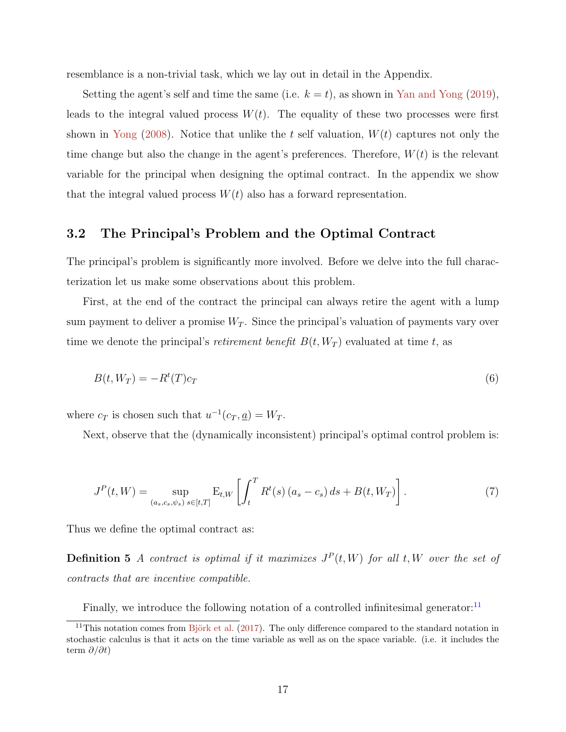resemblance is a non-trivial task, which we lay out in detail in the Appendix.

Setting the agent's self and time the same (i.e. $k = t$), as shown in Yan and Yong (2019), leads to the integral valued process $W(t)$. The equality of these two processes were first shown in Yong (2008). Notice that unlike the $t$ self valuation, $W(t)$ captures not only the time change but also the change in the agent's preferences. Therefore, $W(t)$ is the relevant variable for the principal when designing the optimal contract. In the appendix we show that the integral valued process $W(t)$ also has a forward representation.

### 3.2 The Principal's Problem and the Optimal Contract

The principal's problem is significantly more involved. Before we delve into the full characterization let us make some observations about this problem.

First, at the end of the contract the principal can always retire the agent with a lump sum payment to deliver a promise $W_T$. Since the principal's valuation of payments vary over time we denote the principal's *retirement benefit* $B(t, W_T)$ evaluated at time $t$, as

$$B(t, W_T) = -R^t(T)c_T \tag{6}$$

where $c_T$ is chosen such that $u^{-1}(c_T, \underline{a}) = W_T$.

Next, observe that the (dynamically inconsistent) principal's optimal control problem is:

$$J^P(t, W) = \sup_{(a_s, c_s, \psi_s)\ s\in[t,T]} \mathrm{E}_{t,W}\left[\int_t^T R^t(s)\,(a_s - c_s)\,ds + B(t, W_T)\right]. \tag{7}$$

Thus we define the optimal contract as:

**Definition 5** *A contract is optimal if it maximizes $J^P(t, W)$ for all $t, W$ over the set of contracts that are incentive compatible.*

Finally, we introduce the following notation of a controlled infinitesimal generator:[11]

[11] This notation comes from Björk et al. (2017). The only difference compared to the standard notation in stochastic calculus is that it acts on the time variable as well as on the space variable. (i.e. it includes the term $\partial/\partial t$)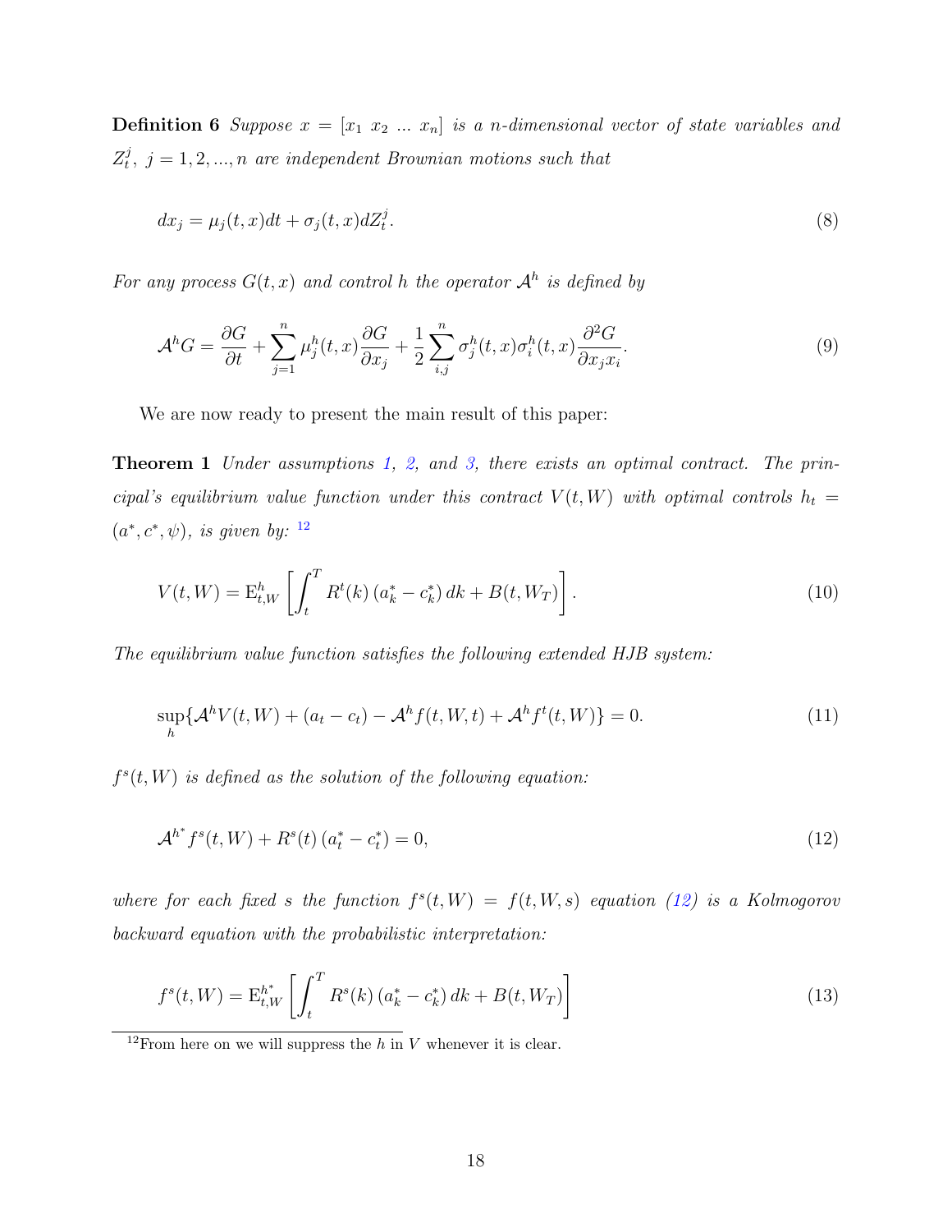**Definition 6** *Suppose $x = [x_1 \ x_2 \ ... \ x_n]$ is a n-dimensional vector of state variables and $Z_t^j, \ j = 1, 2, ..., n$ are independent Brownian motions such that*

$$dx_j = \mu_j(t, x)dt + \sigma_j(t, x)dZ_t^j. \tag{8}$$

*For any process $G(t, x)$ and control $h$ the operator $\mathcal{A}^h$ is defined by*

$$\mathcal{A}^h G = \frac{\partial G}{\partial t} + \sum_{j=1}^{n} \mu_j^h(t, x) \frac{\partial G}{\partial x_j} + \frac{1}{2} \sum_{i,j}^{n} \sigma_j^h(t, x) \sigma_i^h(t, x) \frac{\partial^2 G}{\partial x_j x_i}. \tag{9}$$

We are now ready to present the main result of this paper:

**Theorem 1** *Under assumptions 1, 2, and 3, there exists an optimal contract. The principal's equilibrium value function under this contract $V(t, W)$ with optimal controls $h_t = (a^*, c^*, \psi)$, is given by:* [12]

$$V(t, W) = \mathrm{E}_{t,W}^h \left[ \int_t^T R^t(k) \left( a_k^* - c_k^* \right) dk + B(t, W_T) \right]. \tag{10}$$

*The equilibrium value function satisfies the following extended HJB system:*

$$\sup_h \{ \mathcal{A}^h V(t, W) + (a_t - c_t) - \mathcal{A}^h f(t, W, t) + \mathcal{A}^h f^t(t, W) \} = 0. \tag{11}$$

*$f^s(t, W)$ is defined as the solution of the following equation:*

$$\mathcal{A}^{h^*} f^s(t, W) + R^s(t) \left( a_t^* - c_t^* \right) = 0, \tag{12}$$

*where for each fixed $s$ the function $f^s(t, W) = f(t, W, s)$ equation (12) is a Kolmogorov backward equation with the probabilistic interpretation:*

$$f^s(t, W) = \mathrm{E}_{t,W}^{h^*} \left[ \int_t^T R^s(k) \left( a_k^* - c_k^* \right) dk + B(t, W_T) \right] \tag{13}$$

[12] From here on we will suppress the $h$ in $V$ whenever it is clear.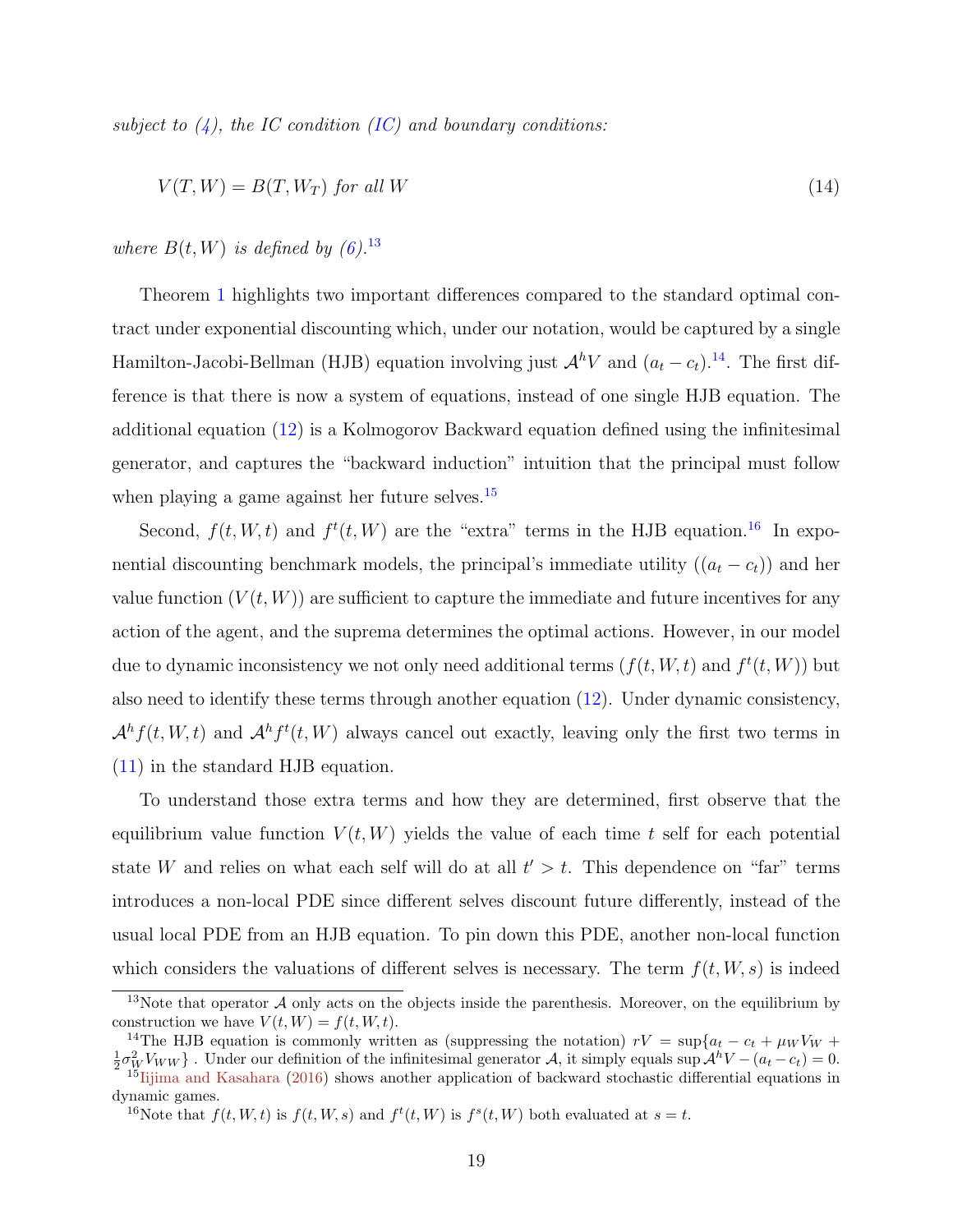*subject to (4), the IC condition (IC) and boundary conditions:*

$$V(T, W) = B(T, W_T) \text{ for all } W \tag{14}$$

*where $B(t, W)$ is defined by (6).*[13]

Theorem 1 highlights two important differences compared to the standard optimal contract under exponential discounting which, under our notation, would be captured by a single Hamilton-Jacobi-Bellman (HJB) equation involving just $\mathcal{A}^h V$ and $(a_t - c_t)$.[14]. The first difference is that there is now a system of equations, instead of one single HJB equation. The additional equation (12) is a Kolmogorov Backward equation defined using the infinitesimal generator, and captures the "backward induction" intuition that the principal must follow when playing a game against her future selves.[15]

Second, $f(t, W, t)$ and $f^t(t, W)$ are the "extra" terms in the HJB equation.[16] In exponential discounting benchmark models, the principal's immediate utility ($(a_t - c_t)$) and her value function ($V(t, W)$) are sufficient to capture the immediate and future incentives for any action of the agent, and the suprema determines the optimal actions. However, in our model due to dynamic inconsistency we not only need additional terms ($f(t, W, t)$ and $f^t(t, W)$) but also need to identify these terms through another equation (12). Under dynamic consistency, $\mathcal{A}^h f(t, W, t)$ and $\mathcal{A}^h f^t(t, W)$ always cancel out exactly, leaving only the first two terms in (11) in the standard HJB equation.

To understand those extra terms and how they are determined, first observe that the equilibrium value function $V(t, W)$ yields the value of each time $t$ self for each potential state $W$ and relies on what each self will do at all $t' > t$. This dependence on "far" terms introduces a non-local PDE since different selves discount future differently, instead of the usual local PDE from an HJB equation. To pin down this PDE, another non-local function which considers the valuations of different selves is necessary. The term $f(t, W, s)$ is indeed

---

[13] Note that operator $\mathcal{A}$ only acts on the objects inside the parenthesis. Moreover, on the equilibrium by construction we have $V(t, W) = f(t, W, t)$.

[14] The HJB equation is commonly written as (suppressing the notation) $rV = \sup\{a_t - c_t + \mu_W V_W + \frac{1}{2}\sigma_W^2 V_{WW}\}$ . Under our definition of the infinitesimal generator $\mathcal{A}$, it simply equals $\sup \mathcal{A}^h V - (a_t - c_t) = 0$.

[15] Iijima and Kasahara (2016) shows another application of backward stochastic differential equations in dynamic games.

[16] Note that $f(t, W, t)$ is $f(t, W, s)$ and $f^t(t, W)$ is $f^s(t, W)$ both evaluated at $s = t$.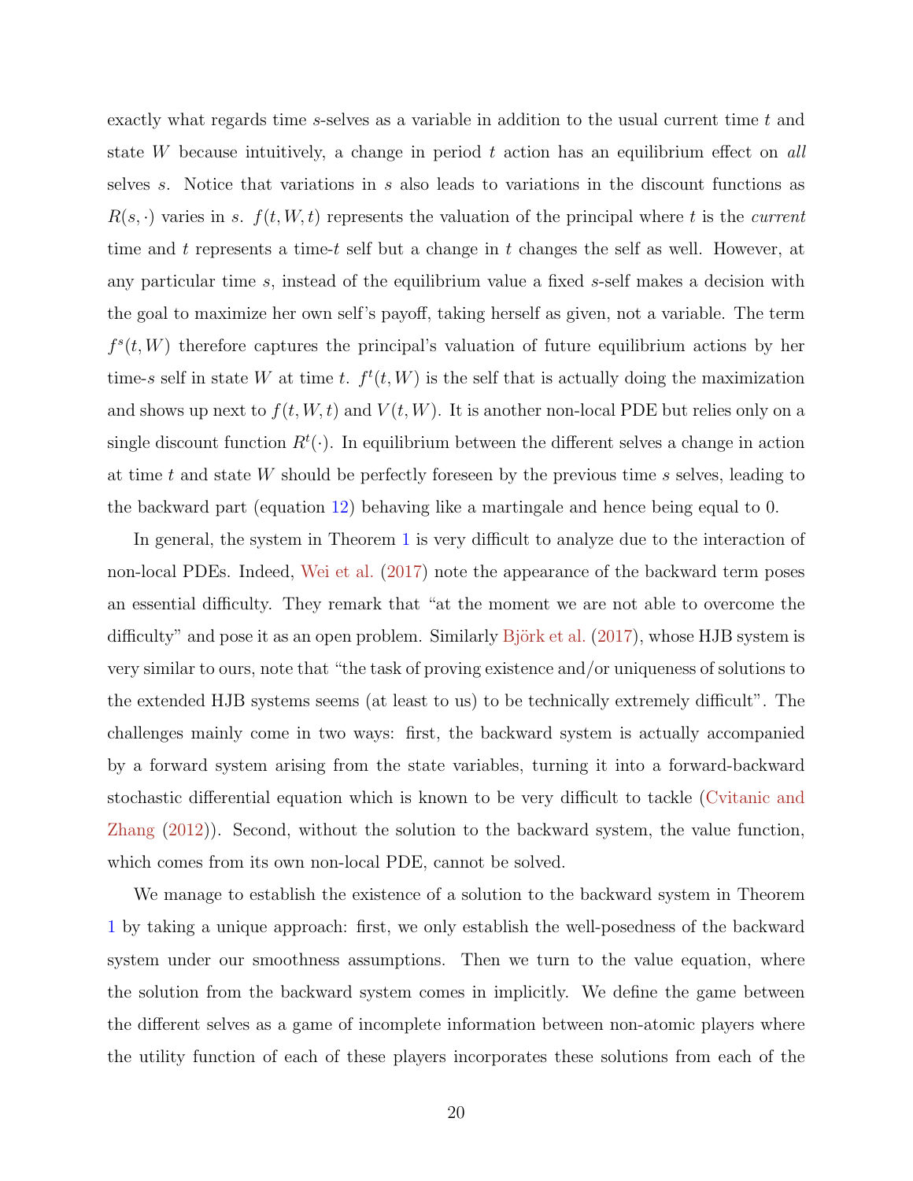exactly what regards time $s$-selves as a variable in addition to the usual current time $t$ and state $W$ because intuitively, a change in period $t$ action has an equilibrium effect on *all* selves $s$. Notice that variations in $s$ also leads to variations in the discount functions as $R(s, \cdot)$ varies in $s$. $f(t, W, t)$ represents the valuation of the principal where $t$ is the *current* time and $t$ represents a time-$t$ self but a change in $t$ changes the self as well. However, at any particular time $s$, instead of the equilibrium value a fixed $s$-self makes a decision with the goal to maximize her own self's payoff, taking herself as given, not a variable. The term $f^s(t, W)$ therefore captures the principal's valuation of future equilibrium actions by her time-$s$ self in state $W$ at time $t$. $f^t(t, W)$ is the self that is actually doing the maximization and shows up next to $f(t, W, t)$ and $V(t, W)$. It is another non-local PDE but relies only on a single discount function $R^t(\cdot)$. In equilibrium between the different selves a change in action at time $t$ and state $W$ should be perfectly foreseen by the previous time $s$ selves, leading to the backward part (equation 12) behaving like a martingale and hence being equal to 0.

In general, the system in Theorem 1 is very difficult to analyze due to the interaction of non-local PDEs. Indeed, Wei et al. (2017) note the appearance of the backward term poses an essential difficulty. They remark that "at the moment we are not able to overcome the difficulty" and pose it as an open problem. Similarly Björk et al. (2017), whose HJB system is very similar to ours, note that "the task of proving existence and/or uniqueness of solutions to the extended HJB systems seems (at least to us) to be technically extremely difficult". The challenges mainly come in two ways: first, the backward system is actually accompanied by a forward system arising from the state variables, turning it into a forward-backward stochastic differential equation which is known to be very difficult to tackle (Cvitanic and Zhang (2012)). Second, without the solution to the backward system, the value function, which comes from its own non-local PDE, cannot be solved.

We manage to establish the existence of a solution to the backward system in Theorem 1 by taking a unique approach: first, we only establish the well-posedness of the backward system under our smoothness assumptions. Then we turn to the value equation, where the solution from the backward system comes in implicitly. We define the game between the different selves as a game of incomplete information between non-atomic players where the utility function of each of these players incorporates these solutions from each of the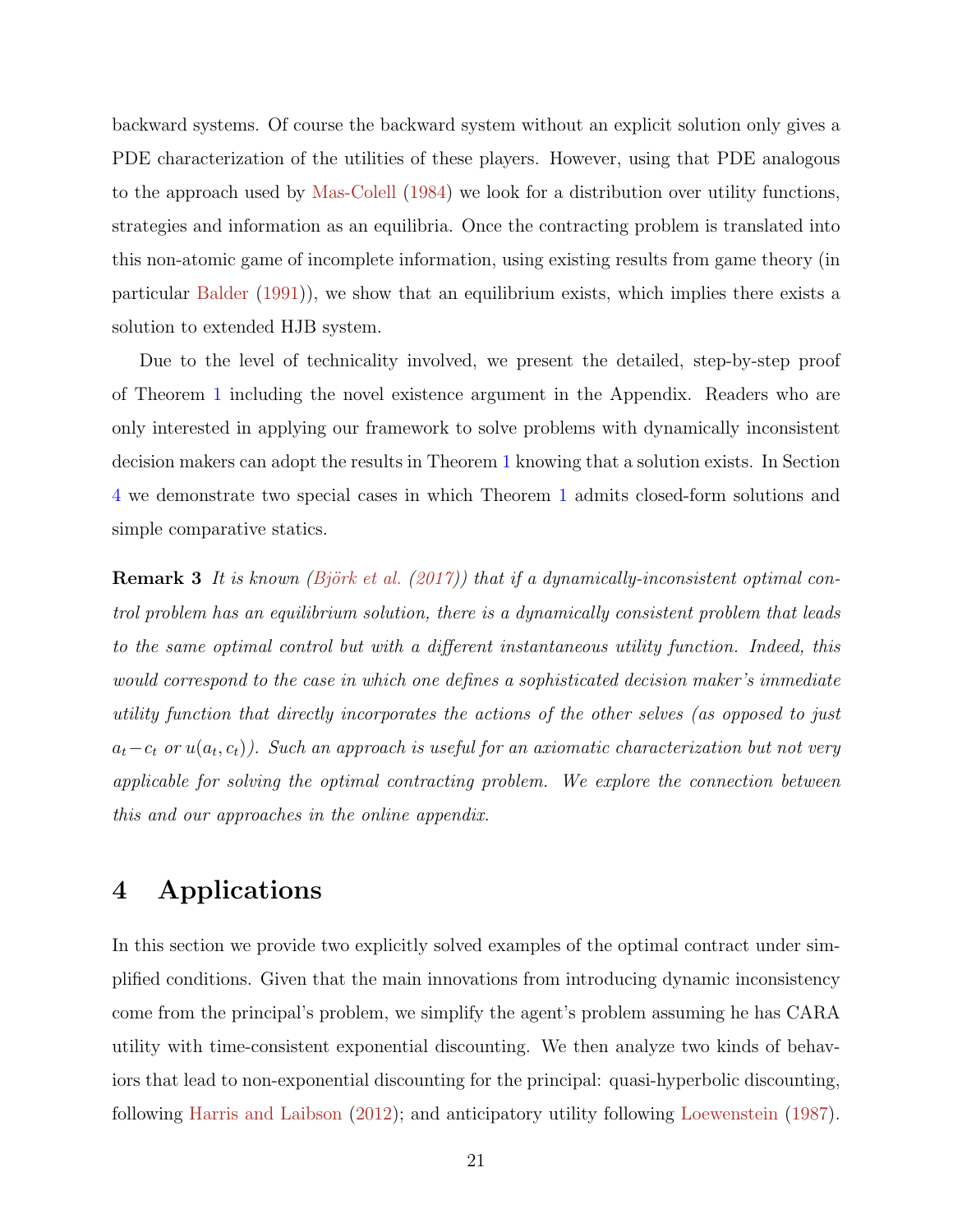backward systems. Of course the backward system without an explicit solution only gives a PDE characterization of the utilities of these players. However, using that PDE analogous to the approach used by Mas-Colell (1984) we look for a distribution over utility functions, strategies and information as an equilibria. Once the contracting problem is translated into this non-atomic game of incomplete information, using existing results from game theory (in particular Balder (1991)), we show that an equilibrium exists, which implies there exists a solution to extended HJB system.

Due to the level of technicality involved, we present the detailed, step-by-step proof of Theorem 1 including the novel existence argument in the Appendix. Readers who are only interested in applying our framework to solve problems with dynamically inconsistent decision makers can adopt the results in Theorem 1 knowing that a solution exists. In Section 4 we demonstrate two special cases in which Theorem 1 admits closed-form solutions and simple comparative statics.

**Remark 3** *It is known (Björk et al. (2017)) that if a dynamically-inconsistent optimal control problem has an equilibrium solution, there is a dynamically consistent problem that leads to the same optimal control but with a different instantaneous utility function. Indeed, this would correspond to the case in which one defines a sophisticated decision maker's immediate utility function that directly incorporates the actions of the other selves (as opposed to just $a_t - c_t$ or $u(a_t, c_t)$). Such an approach is useful for an axiomatic characterization but not very applicable for solving the optimal contracting problem. We explore the connection between this and our approaches in the online appendix.*

# 4 Applications

In this section we provide two explicitly solved examples of the optimal contract under simplified conditions. Given that the main innovations from introducing dynamic inconsistency come from the principal's problem, we simplify the agent's problem assuming he has CARA utility with time-consistent exponential discounting. We then analyze two kinds of behaviors that lead to non-exponential discounting for the principal: quasi-hyperbolic discounting, following Harris and Laibson (2012); and anticipatory utility following Loewenstein (1987).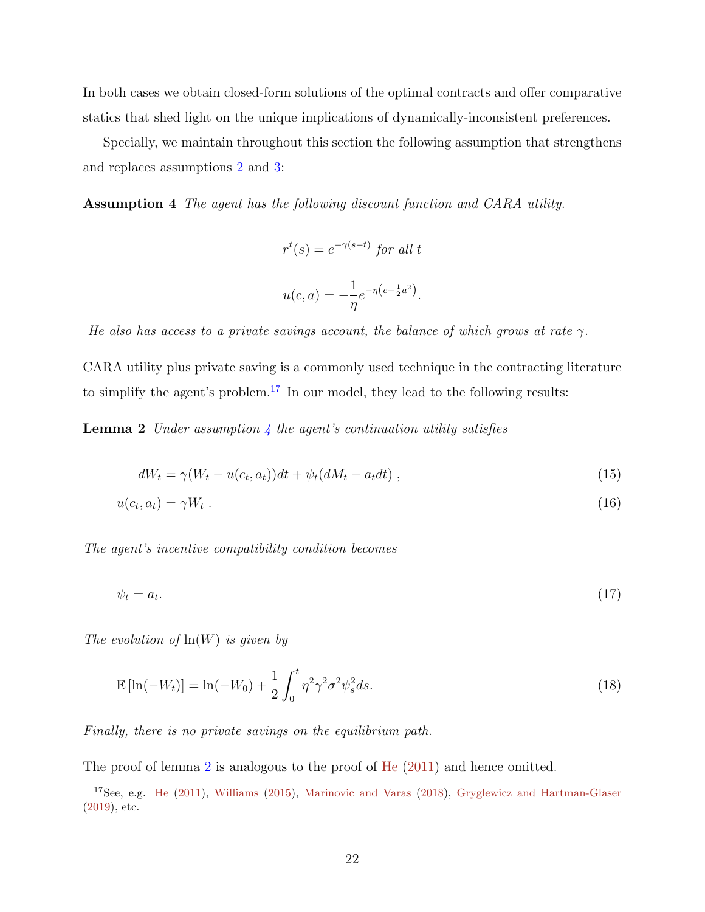In both cases we obtain closed-form solutions of the optimal contracts and offer comparative statics that shed light on the unique implications of dynamically-inconsistent preferences.

Specially, we maintain throughout this section the following assumption that strengthens and replaces assumptions 2 and 3:

**Assumption 4** *The agent has the following discount function and CARA utility.*

$$r^t(s) = e^{-\gamma(s-t)} \text{ for all } t$$

$$u(c, a) = -\frac{1}{\eta} e^{-\eta\left(c - \frac{1}{2}a^2\right)}.$$

*He also has access to a private savings account, the balance of which grows at rate $\gamma$.*

CARA utility plus private saving is a commonly used technique in the contracting literature to simplify the agent's problem.[17] In our model, they lead to the following results:

**Lemma 2** *Under assumption 4 the agent's continuation utility satisfies*

$$dW_t = \gamma(W_t - u(c_t, a_t))dt + \psi_t(dM_t - a_t dt) \,, \tag{15}$$

$$u(c_t, a_t) = \gamma W_t \,. \tag{16}$$

*The agent's incentive compatibility condition becomes*

$$\psi_t = a_t. \tag{17}$$

*The evolution of $\ln(W)$ is given by*

$$\mathbb{E}\left[\ln(-W_t)\right] = \ln(-W_0) + \frac{1}{2}\int_0^t \eta^2\gamma^2\sigma^2\psi_s^2 ds. \tag{18}$$

*Finally, there is no private savings on the equilibrium path.*

The proof of lemma 2 is analogous to the proof of He (2011) and hence omitted.

[17] See, e.g. He (2011), Williams (2015), Marinovic and Varas (2018), Gryglewicz and Hartman-Glaser (2019), etc.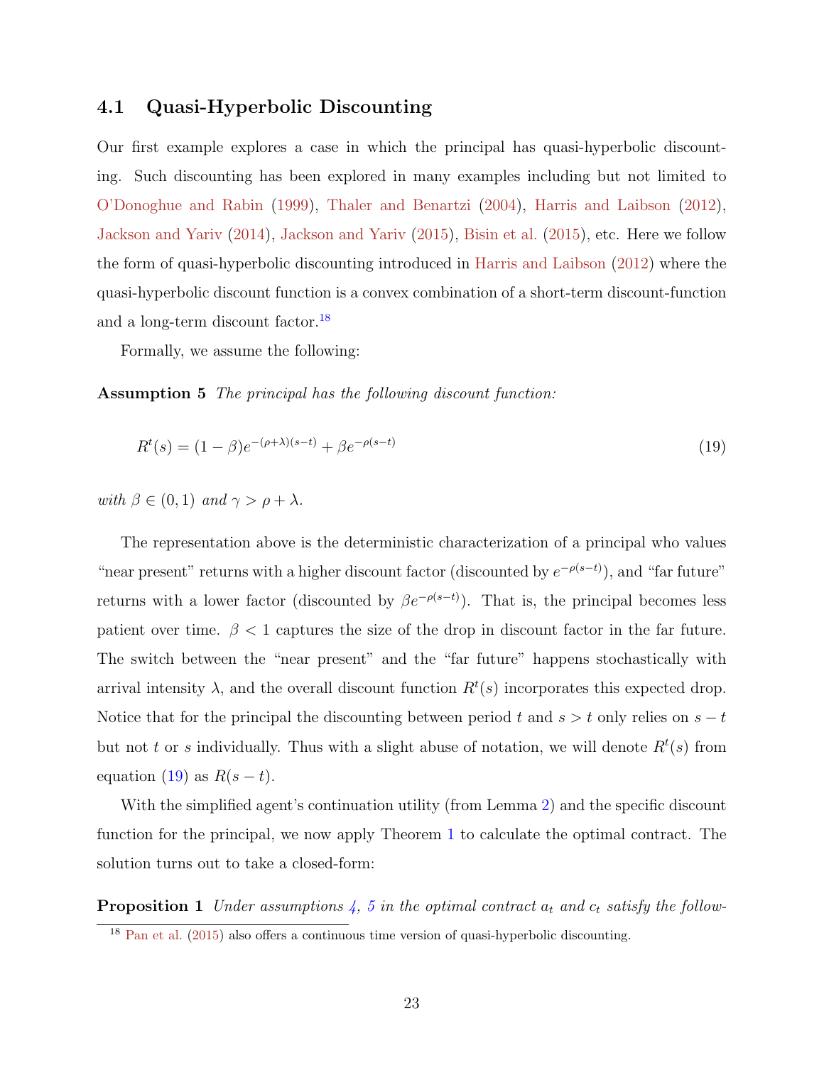### 4.1 Quasi-Hyperbolic Discounting

Our first example explores a case in which the principal has quasi-hyperbolic discounting. Such discounting has been explored in many examples including but not limited to O'Donoghue and Rabin (1999), Thaler and Benartzi (2004), Harris and Laibson (2012), Jackson and Yariv (2014), Jackson and Yariv (2015), Bisin et al. (2015), etc. Here we follow the form of quasi-hyperbolic discounting introduced in Harris and Laibson (2012) where the quasi-hyperbolic discount function is a convex combination of a short-term discount-function and a long-term discount factor.[18]

Formally, we assume the following:

**Assumption 5** *The principal has the following discount function:*

$$R^t(s) = (1-\beta)e^{-(\rho+\lambda)(s-t)} + \beta e^{-\rho(s-t)} \tag{19}$$

*with* $\beta \in (0,1)$ *and* $\gamma > \rho + \lambda$.

The representation above is the deterministic characterization of a principal who values "near present" returns with a higher discount factor (discounted by $e^{-\rho(s-t)}$), and "far future" returns with a lower factor (discounted by $\beta e^{-\rho(s-t)}$). That is, the principal becomes less patient over time. $\beta < 1$ captures the size of the drop in discount factor in the far future. The switch between the "near present" and the "far future" happens stochastically with arrival intensity $\lambda$, and the overall discount function $R^t(s)$ incorporates this expected drop. Notice that for the principal the discounting between period $t$ and $s > t$ only relies on $s - t$ but not $t$ or $s$ individually. Thus with a slight abuse of notation, we will denote $R^t(s)$ from equation (19) as $R(s-t)$.

With the simplified agent's continuation utility (from Lemma 2) and the specific discount function for the principal, we now apply Theorem 1 to calculate the optimal contract. The solution turns out to take a closed-form:

**Proposition 1** *Under assumptions 4, 5 in the optimal contract* $a_t$ *and* $c_t$ *satisfy the follow-*

[18] Pan et al. (2015) also offers a continuous time version of quasi-hyperbolic discounting.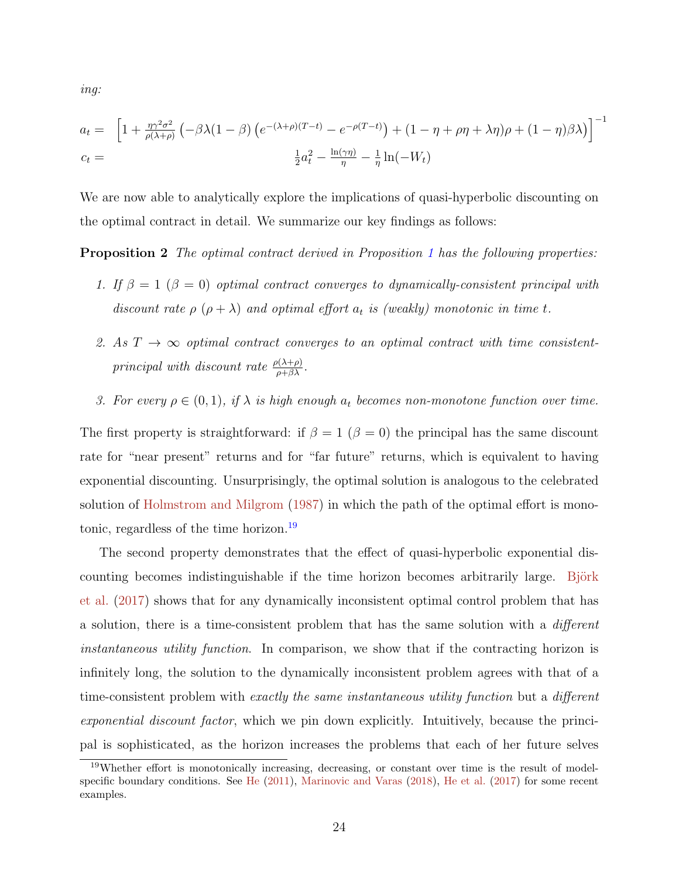*ing:*

$$
\begin{aligned}
a_t = & \left[1 + \tfrac{\eta\gamma^2\sigma^2}{\rho(\lambda+\rho)}\left(-\beta\lambda(1-\beta)\left(e^{-(\lambda+\rho)(T-t)} - e^{-\rho(T-t)}\right) + (1-\eta+\rho\eta+\lambda\eta)\rho + (1-\eta)\beta\lambda\right)\right]^{-1} \\
c_t = & \tfrac{1}{2}a_t^2 - \tfrac{\ln(\gamma\eta)}{\eta} - \tfrac{1}{\eta}\ln(-W_t)
\end{aligned}
$$

We are now able to analytically explore the implications of quasi-hyperbolic discounting on the optimal contract in detail. We summarize our key findings as follows:

**Proposition 2** *The optimal contract derived in Proposition 1 has the following properties:*

1. *If $\beta = 1$ ($\beta = 0$) optimal contract converges to dynamically-consistent principal with discount rate $\rho$ ($\rho + \lambda$) and optimal effort $a_t$ is (weakly) monotonic in time $t$.*
2. *As $T \to \infty$ optimal contract converges to an optimal contract with time consistent-principal with discount rate $\frac{\rho(\lambda+\rho)}{\rho+\beta\lambda}$.*
3. *For every $\rho \in (0, 1)$, if $\lambda$ is high enough $a_t$ becomes non-monotone function over time.*

The first property is straightforward: if $\beta = 1$ ($\beta = 0$) the principal has the same discount rate for "near present" returns and for "far future" returns, which is equivalent to having exponential discounting. Unsurprisingly, the optimal solution is analogous to the celebrated solution of Holmstrom and Milgrom (1987) in which the path of the optimal effort is monotonic, regardless of the time horizon.[19]

The second property demonstrates that the effect of quasi-hyperbolic exponential discounting becomes indistinguishable if the time horizon becomes arbitrarily large. Björk et al. (2017) shows that for any dynamically inconsistent optimal control problem that has a solution, there is a time-consistent problem that has the same solution with a *different instantaneous utility function*. In comparison, we show that if the contracting horizon is infinitely long, the solution to the dynamically inconsistent problem agrees with that of a time-consistent problem with *exactly the same instantaneous utility function* but a *different exponential discount factor*, which we pin down explicitly. Intuitively, because the principal is sophisticated, as the horizon increases the problems that each of her future selves

[19] Whether effort is monotonically increasing, decreasing, or constant over time is the result of model-specific boundary conditions. See He (2011), Marinovic and Varas (2018), He et al. (2017) for some recent examples.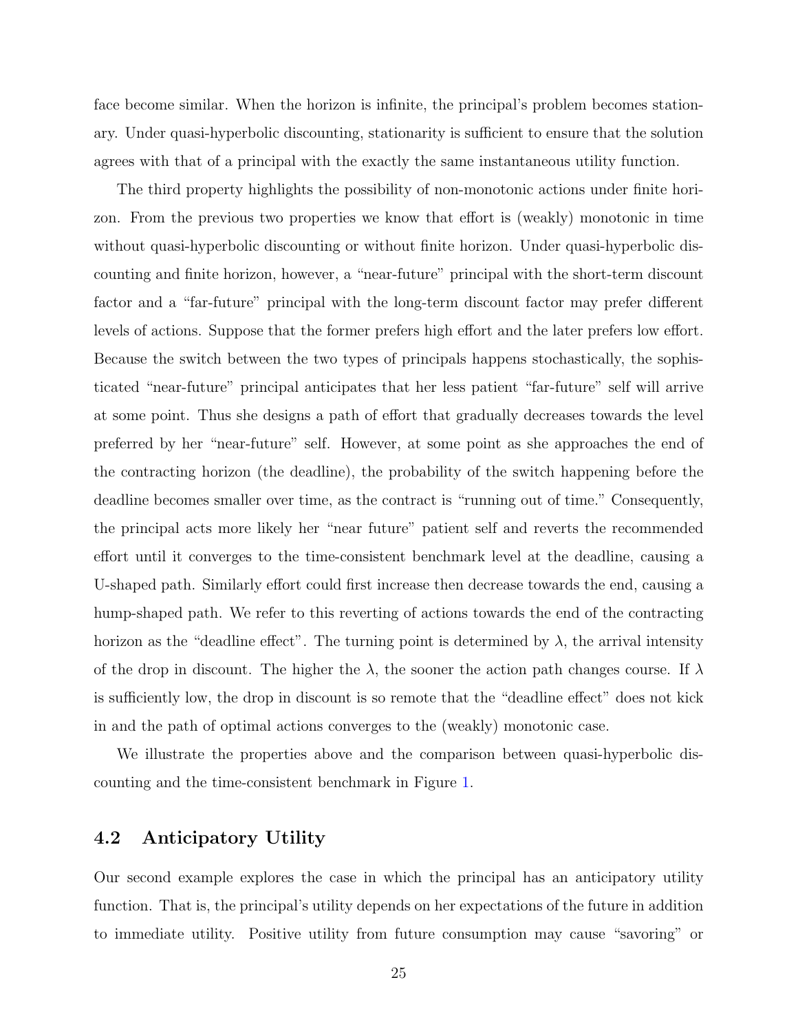face become similar. When the horizon is infinite, the principal's problem becomes stationary. Under quasi-hyperbolic discounting, stationarity is sufficient to ensure that the solution agrees with that of a principal with the exactly the same instantaneous utility function.

The third property highlights the possibility of non-monotonic actions under finite horizon. From the previous two properties we know that effort is (weakly) monotonic in time without quasi-hyperbolic discounting or without finite horizon. Under quasi-hyperbolic discounting and finite horizon, however, a "near-future" principal with the short-term discount factor and a "far-future" principal with the long-term discount factor may prefer different levels of actions. Suppose that the former prefers high effort and the later prefers low effort. Because the switch between the two types of principals happens stochastically, the sophisticated "near-future" principal anticipates that her less patient "far-future" self will arrive at some point. Thus she designs a path of effort that gradually decreases towards the level preferred by her "near-future" self. However, at some point as she approaches the end of the contracting horizon (the deadline), the probability of the switch happening before the deadline becomes smaller over time, as the contract is "running out of time." Consequently, the principal acts more likely her "near future" patient self and reverts the recommended effort until it converges to the time-consistent benchmark level at the deadline, causing a U-shaped path. Similarly effort could first increase then decrease towards the end, causing a hump-shaped path. We refer to this reverting of actions towards the end of the contracting horizon as the "deadline effect". The turning point is determined by $\lambda$, the arrival intensity of the drop in discount. The higher the $\lambda$, the sooner the action path changes course. If $\lambda$ is sufficiently low, the drop in discount is so remote that the "deadline effect" does not kick in and the path of optimal actions converges to the (weakly) monotonic case.

We illustrate the properties above and the comparison between quasi-hyperbolic discounting and the time-consistent benchmark in Figure 1.

## 4.2 Anticipatory Utility

Our second example explores the case in which the principal has an anticipatory utility function. That is, the principal's utility depends on her expectations of the future in addition to immediate utility. Positive utility from future consumption may cause "savoring" or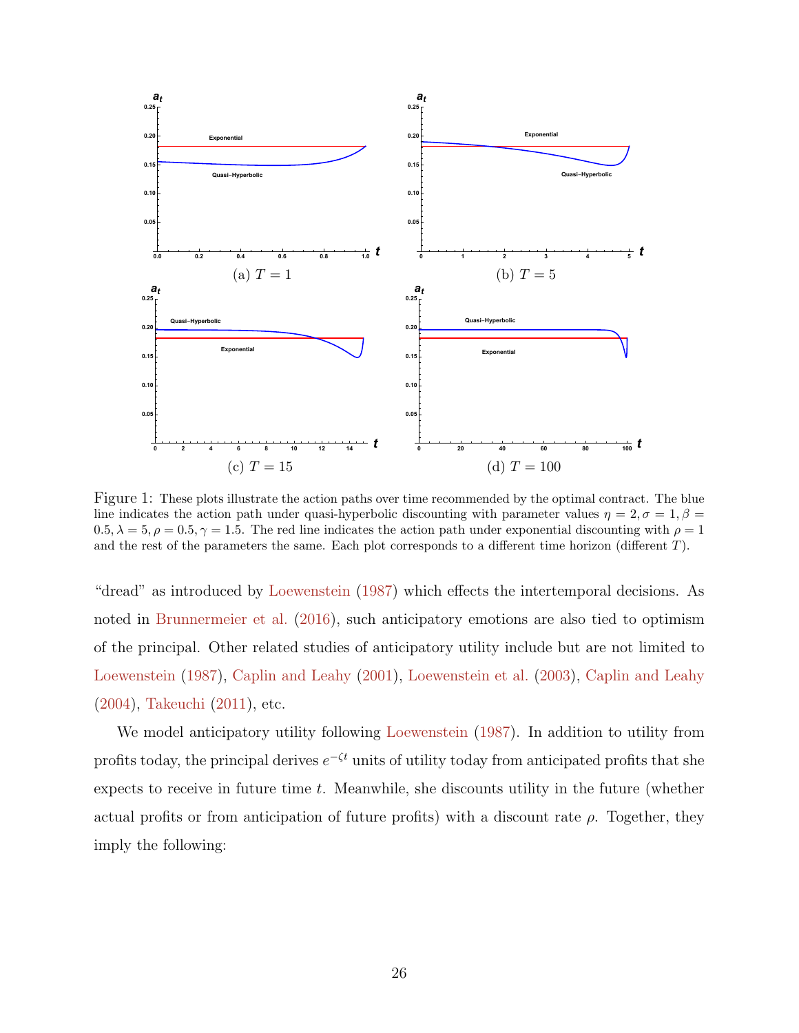Figure 1: These plots illustrate the action paths over time recommended by the optimal contract. The blue line indicates the action path under quasi-hyperbolic discounting with parameter values $\eta = 2, \sigma = 1, \beta = 0.5, \lambda = 5, \rho = 0.5, \gamma = 1.5$. The red line indicates the action path under exponential discounting with $\rho = 1$ and the rest of the parameters the same. Each plot corresponds to a different time horizon (different $T$).

(a) $T = 1$

(b) $T = 5$

(c) $T = 15$

(d) $T = 100$

"dread" as introduced by Loewenstein (1987) which effects the intertemporal decisions. As noted in Brunnermeier et al. (2016), such anticipatory emotions are also tied to optimism of the principal. Other related studies of anticipatory utility include but are not limited to Loewenstein (1987), Caplin and Leahy (2001), Loewenstein et al. (2003), Caplin and Leahy (2004), Takeuchi (2011), etc.

We model anticipatory utility following Loewenstein (1987). In addition to utility from profits today, the principal derives $e^{-\zeta t}$ units of utility today from anticipated profits that she expects to receive in future time $t$. Meanwhile, she discounts utility in the future (whether actual profits or from anticipation of future profits) with a discount rate $\rho$. Together, they imply the following: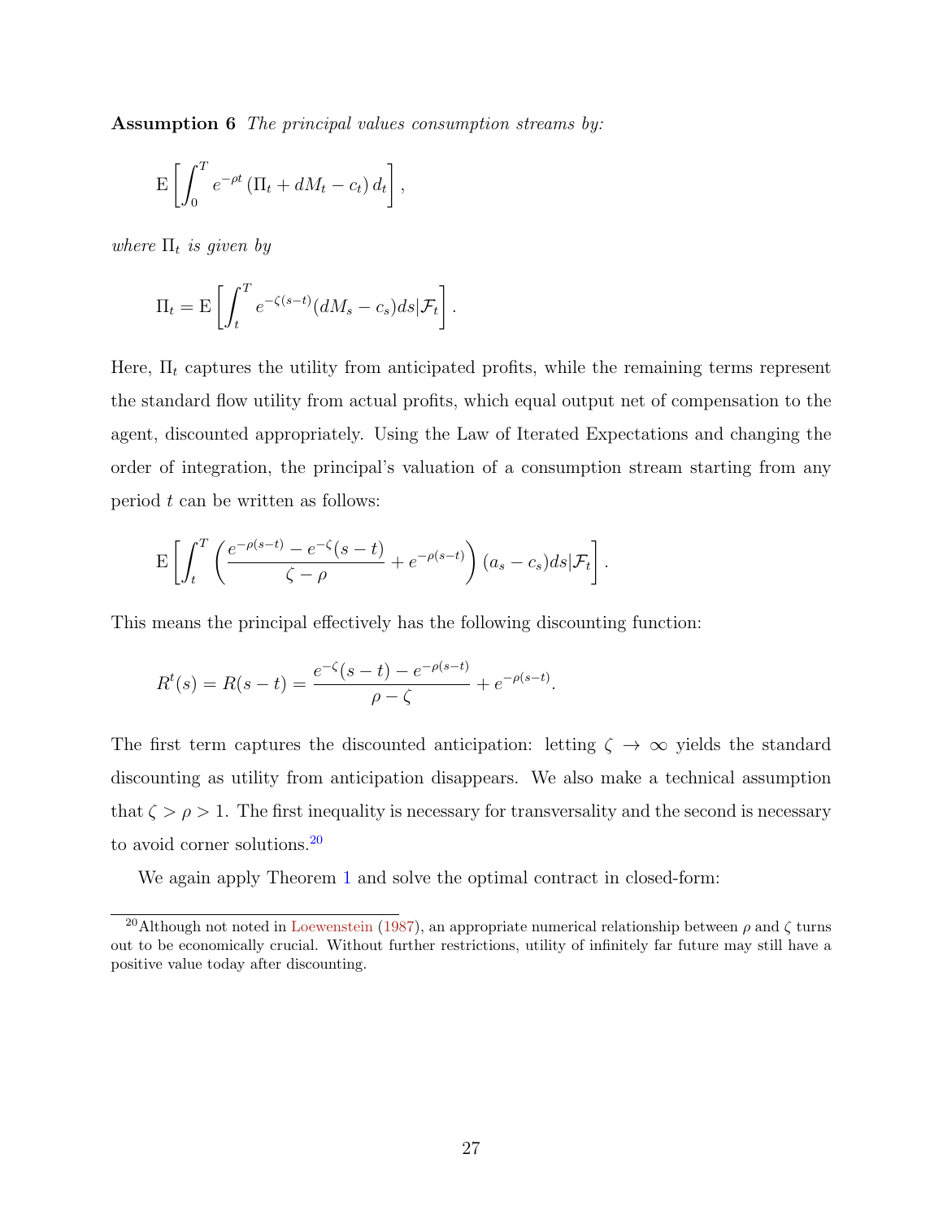**Assumption 6** *The principal values consumption streams by:*

$$\mathrm{E}\left[\int_0^T e^{-\rho t}\left(\Pi_t + dM_t - c_t\right) d_t\right],$$

*where $\Pi_t$ is given by*

$$\Pi_t = \mathrm{E}\left[\int_t^T e^{-\zeta(s-t)}(dM_s - c_s)ds|\mathcal{F}_t\right].$$

Here, $\Pi_t$ captures the utility from anticipated profits, while the remaining terms represent the standard flow utility from actual profits, which equal output net of compensation to the agent, discounted appropriately. Using the Law of Iterated Expectations and changing the order of integration, the principal's valuation of a consumption stream starting from any period $t$ can be written as follows:

$$\mathrm{E}\left[\int_t^T \left(\frac{e^{-\rho(s-t)} - e^{-\zeta}(s-t)}{\zeta - \rho} + e^{-\rho(s-t)}\right)(a_s - c_s)ds|\mathcal{F}_t\right].$$

This means the principal effectively has the following discounting function:

$$R^t(s) = R(s-t) = \frac{e^{-\zeta}(s-t) - e^{-\rho(s-t)}}{\rho - \zeta} + e^{-\rho(s-t)}.$$

The first term captures the discounted anticipation: letting $\zeta \to \infty$ yields the standard discounting as utility from anticipation disappears. We also make a technical assumption that $\zeta > \rho > 1$. The first inequality is necessary for transversality and the second is necessary to avoid corner solutions.[20]

We again apply Theorem 1 and solve the optimal contract in closed-form:

[20] Although not noted in Loewenstein (1987), an appropriate numerical relationship between $\rho$ and $\zeta$ turns out to be economically crucial. Without further restrictions, utility of infinitely far future may still have a positive value today after discounting.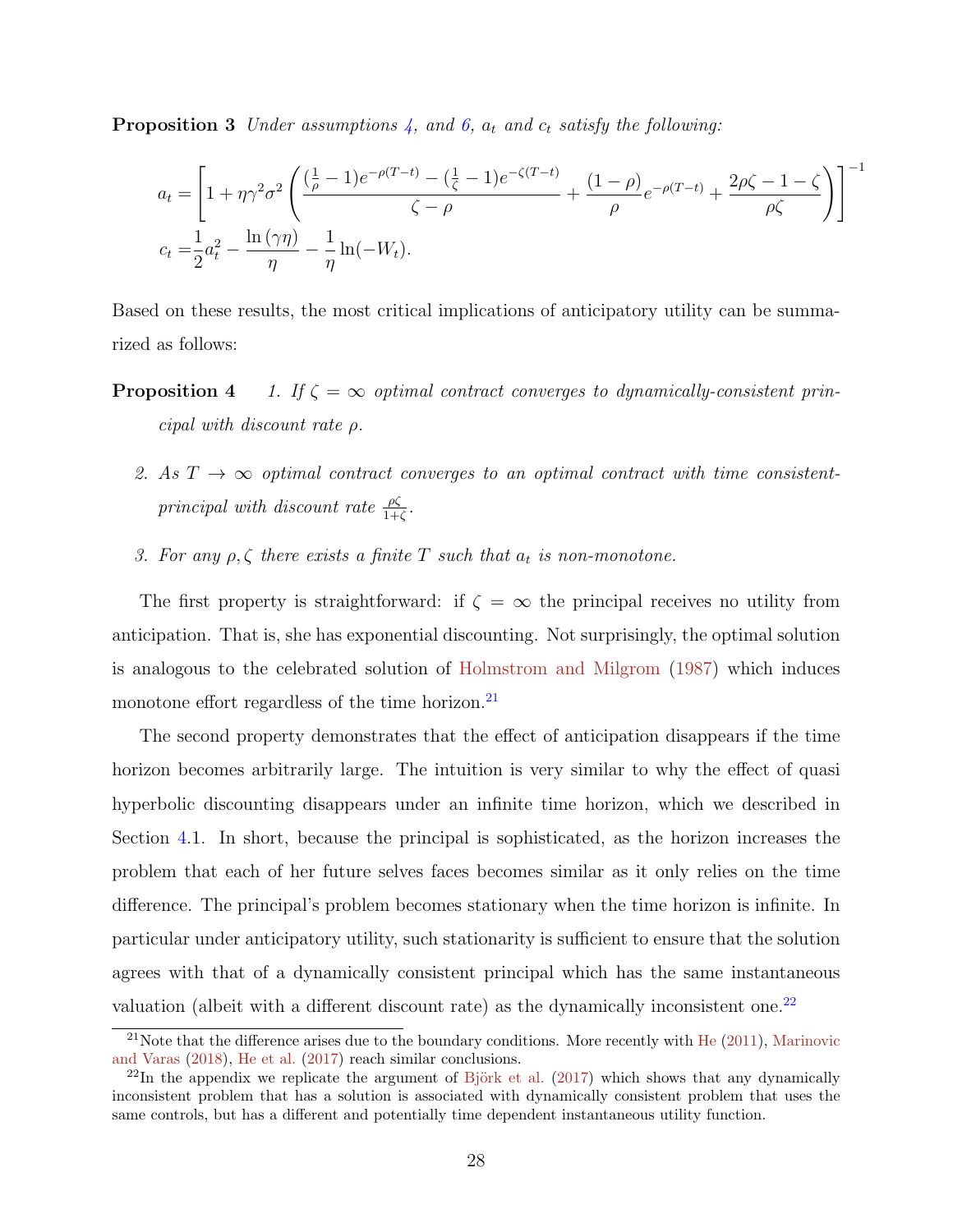**Proposition 3** *Under assumptions 4, and 6, $a_t$ and $c_t$ satisfy the following:*

$$
\begin{aligned}
a_t &= \left[1 + \eta\gamma^2\sigma^2 \left( \frac{(\frac{1}{\rho}-1)e^{-\rho(T-t)} - (\frac{1}{\zeta}-1)e^{-\zeta(T-t)}}{\zeta - \rho} + \frac{(1-\rho)}{\rho}e^{-\rho(T-t)} + \frac{2\rho\zeta - 1 - \zeta}{\rho\zeta} \right)\right]^{-1} \\
c_t &= \frac{1}{2}a_t^2 - \frac{\ln(\gamma\eta)}{\eta} - \frac{1}{\eta}\ln(-W_t).
\end{aligned}
$$

Based on these results, the most critical implications of anticipatory utility can be summarized as follows:

**Proposition 4**

1. *If $\zeta = \infty$ optimal contract converges to dynamically-consistent principal with discount rate $\rho$.*
2. *As $T \to \infty$ optimal contract converges to an optimal contract with time consistent-principal with discount rate $\frac{\rho\zeta}{1+\zeta}$.*
3. *For any $\rho, \zeta$ there exists a finite $T$ such that $a_t$ is non-monotone.*

The first property is straightforward: if $\zeta = \infty$ the principal receives no utility from anticipation. That is, she has exponential discounting. Not surprisingly, the optimal solution is analogous to the celebrated solution of Holmstrom and Milgrom (1987) which induces monotone effort regardless of the time horizon.[21]

The second property demonstrates that the effect of anticipation disappears if the time horizon becomes arbitrarily large. The intuition is very similar to why the effect of quasi hyperbolic discounting disappears under an infinite time horizon, which we described in Section 4.1. In short, because the principal is sophisticated, as the horizon increases the problem that each of her future selves faces becomes similar as it only relies on the time difference. The principal's problem becomes stationary when the time horizon is infinite. In particular under anticipatory utility, such stationarity is sufficient to ensure that the solution agrees with that of a dynamically consistent principal which has the same instantaneous valuation (albeit with a different discount rate) as the dynamically inconsistent one.[22]

---

[21] Note that the difference arises due to the boundary conditions. More recently with He (2011), Marinovic and Varas (2018), He et al. (2017) reach similar conclusions.

[22] In the appendix we replicate the argument of Björk et al. (2017) which shows that any dynamically inconsistent problem that has a solution is associated with dynamically consistent problem that uses the same controls, but has a different and potentially time dependent instantaneous utility function.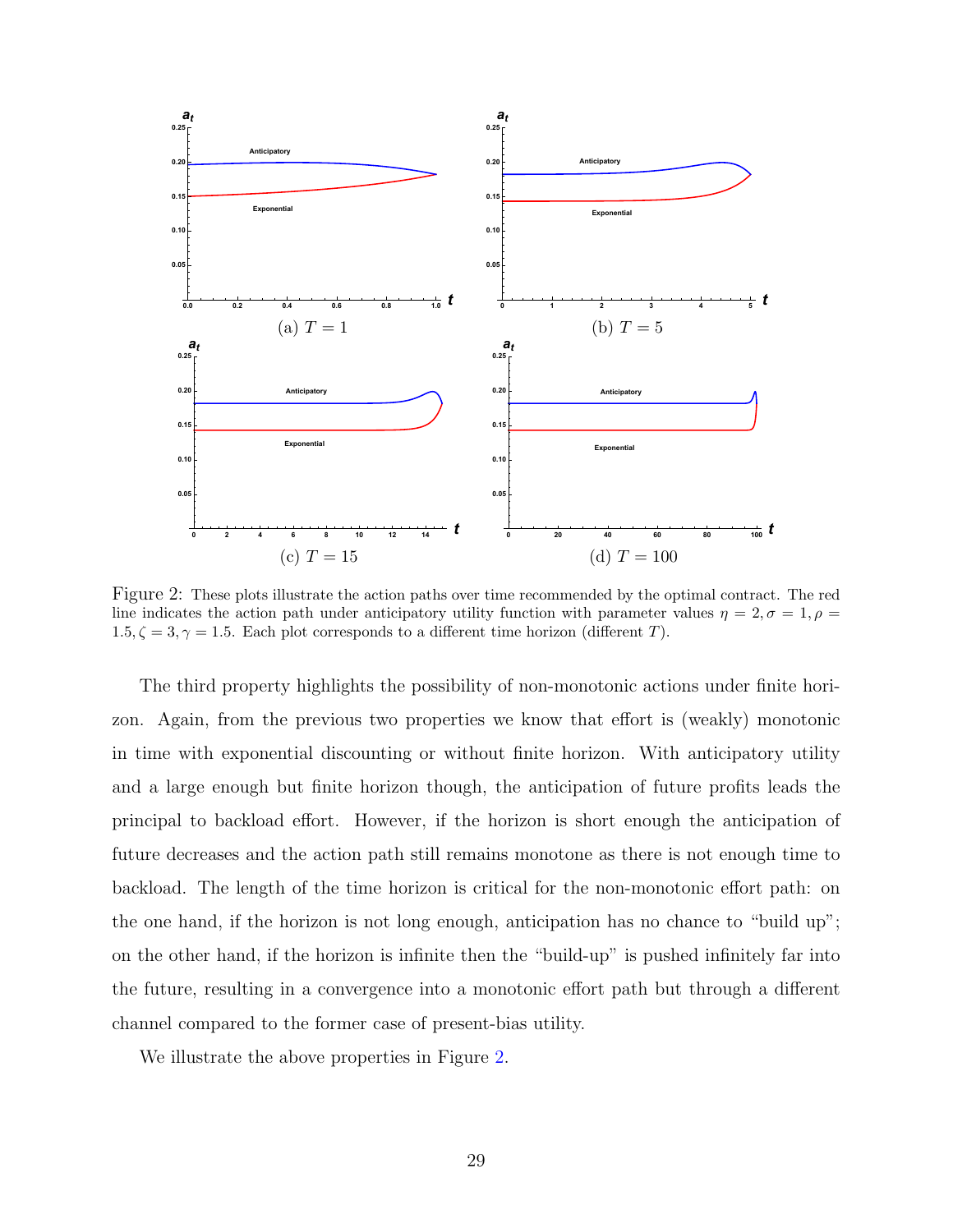(a) $T = 1$

(b) $T = 5$

(c) $T = 15$

(d) $T = 100$

Figure 2: These plots illustrate the action paths over time recommended by the optimal contract. The red line indicates the action path under anticipatory utility function with parameter values $\eta = 2, \sigma = 1, \rho = 1.5, \zeta = 3, \gamma = 1.5$. Each plot corresponds to a different time horizon (different $T$).

The third property highlights the possibility of non-monotonic actions under finite horizon. Again, from the previous two properties we know that effort is (weakly) monotonic in time with exponential discounting or without finite horizon. With anticipatory utility and a large enough but finite horizon though, the anticipation of future profits leads the principal to backload effort. However, if the horizon is short enough the anticipation of future decreases and the action path still remains monotone as there is not enough time to backload. The length of the time horizon is critical for the non-monotonic effort path: on the one hand, if the horizon is not long enough, anticipation has no chance to "build up"; on the other hand, if the horizon is infinite then the "build-up" is pushed infinitely far into the future, resulting in a convergence into a monotonic effort path but through a different channel compared to the former case of present-bias utility.

We illustrate the above properties in Figure 2.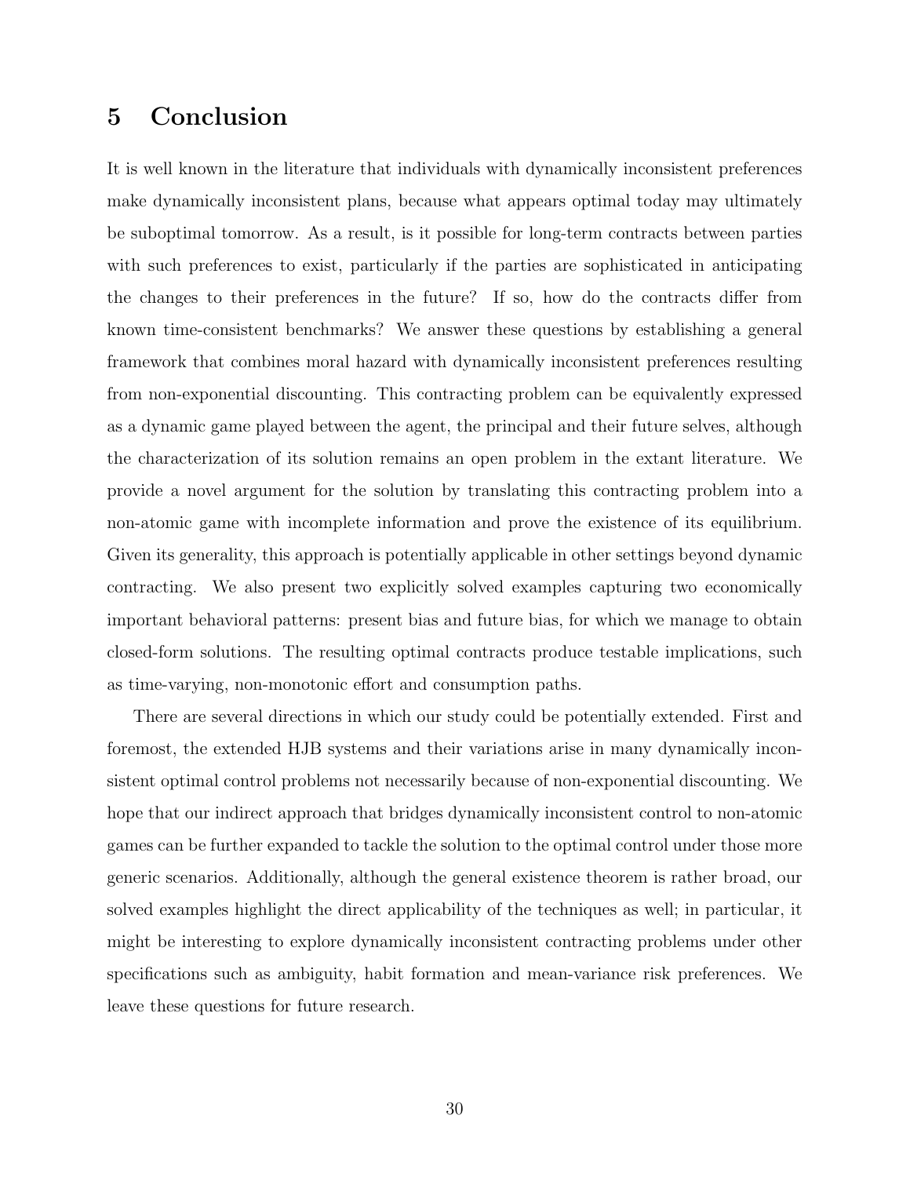## 5 Conclusion

It is well known in the literature that individuals with dynamically inconsistent preferences make dynamically inconsistent plans, because what appears optimal today may ultimately be suboptimal tomorrow. As a result, is it possible for long-term contracts between parties with such preferences to exist, particularly if the parties are sophisticated in anticipating the changes to their preferences in the future? If so, how do the contracts differ from known time-consistent benchmarks? We answer these questions by establishing a general framework that combines moral hazard with dynamically inconsistent preferences resulting from non-exponential discounting. This contracting problem can be equivalently expressed as a dynamic game played between the agent, the principal and their future selves, although the characterization of its solution remains an open problem in the extant literature. We provide a novel argument for the solution by translating this contracting problem into a non-atomic game with incomplete information and prove the existence of its equilibrium. Given its generality, this approach is potentially applicable in other settings beyond dynamic contracting. We also present two explicitly solved examples capturing two economically important behavioral patterns: present bias and future bias, for which we manage to obtain closed-form solutions. The resulting optimal contracts produce testable implications, such as time-varying, non-monotonic effort and consumption paths.

There are several directions in which our study could be potentially extended. First and foremost, the extended HJB systems and their variations arise in many dynamically inconsistent optimal control problems not necessarily because of non-exponential discounting. We hope that our indirect approach that bridges dynamically inconsistent control to non-atomic games can be further expanded to tackle the solution to the optimal control under those more generic scenarios. Additionally, although the general existence theorem is rather broad, our solved examples highlight the direct applicability of the techniques as well; in particular, it might be interesting to explore dynamically inconsistent contracting problems under other specifications such as ambiguity, habit formation and mean-variance risk preferences. We leave these questions for future research.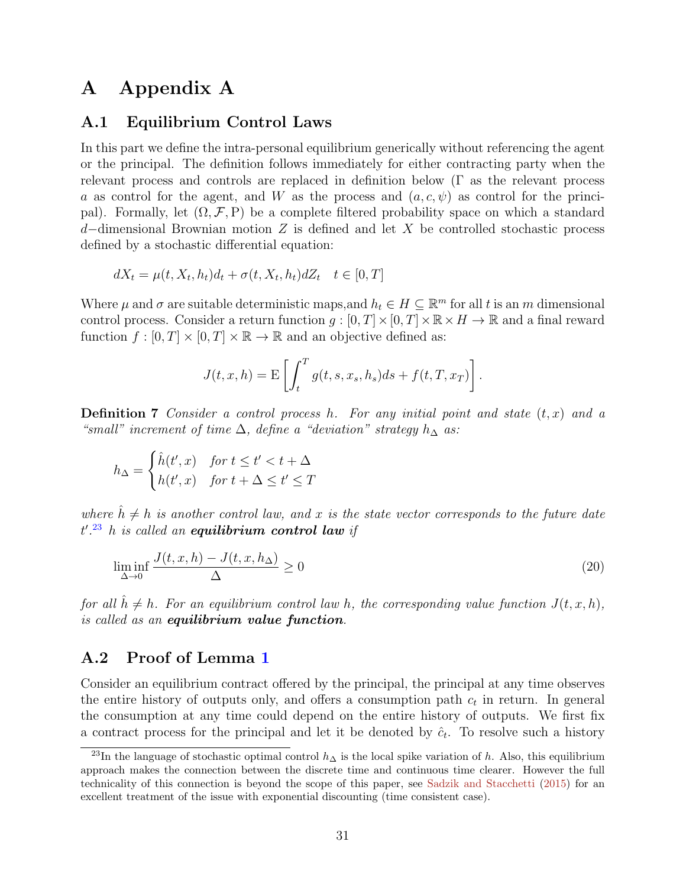# A Appendix A

## A.1 Equilibrium Control Laws

In this part we define the intra-personal equilibrium generically without referencing the agent or the principal. The definition follows immediately for either contracting party when the relevant process and controls are replaced in definition below ($\Gamma$ as the relevant process $a$ as control for the agent, and $W$ as the process and $(a, c, \psi)$ as control for the principal). Formally, let $(\Omega, \mathcal{F}, \mathrm{P})$ be a complete filtered probability space on which a standard $d-$dimensional Brownian motion $Z$ is defined and let $X$ be controlled stochastic process defined by a stochastic differential equation:

$$dX_t = \mu(t, X_t, h_t)d_t + \sigma(t, X_t, h_t)dZ_t \quad t \in [0, T]$$

Where $\mu$ and $\sigma$ are suitable deterministic maps,and $h_t \in H \subseteq \mathbb{R}^m$ for all $t$ is an $m$ dimensional control process. Consider a return function $g : [0, T] \times [0, T] \times \mathbb{R} \times H \to \mathbb{R}$ and a final reward function $f : [0, T] \times [0, T] \times \mathbb{R} \to \mathbb{R}$ and an objective defined as:

$$J(t, x, h) = \mathrm{E}\left[\int_t^T g(t, s, x_s, h_s)ds + f(t, T, x_T)\right].$$

**Definition 7** *Consider a control process $h$. For any initial point and state $(t, x)$ and a "small" increment of time $\Delta$, define a "deviation" strategy $h_\Delta$ as:*

$$h_\Delta = \begin{cases} \hat{h}(t', x) & \text{for } t \leq t' < t + \Delta \\ h(t', x) & \text{for } t + \Delta \leq t' \leq T \end{cases}$$

*where $\hat{h} \neq h$ is another control law, and $x$ is the state vector corresponds to the future date $t'$.*[23] *$h$ is called an* ***equilibrium control law*** *if*

$$\liminf_{\Delta \to 0} \frac{J(t, x, h) - J(t, x, h_\Delta)}{\Delta} \geq 0 \tag{20}$$

*for all $\hat{h} \neq h$. For an equilibrium control law $h$, the corresponding value function $J(t, x, h)$, is called as an* ***equilibrium value function****.*

## A.2 Proof of Lemma 1

Consider an equilibrium contract offered by the principal, the principal at any time observes the entire history of outputs only, and offers a consumption path $c_t$ in return. In general the consumption at any time could depend on the entire history of outputs. We first fix a contract process for the principal and let it be denoted by $\hat{c}_t$. To resolve such a history

[23] In the language of stochastic optimal control $h_\Delta$ is the local spike variation of $h$. Also, this equilibrium approach makes the connection between the discrete time and continuous time clearer. However the full technicality of this connection is beyond the scope of this paper, see Sadzik and Stacchetti (2015) for an excellent treatment of the issue with exponential discounting (time consistent case).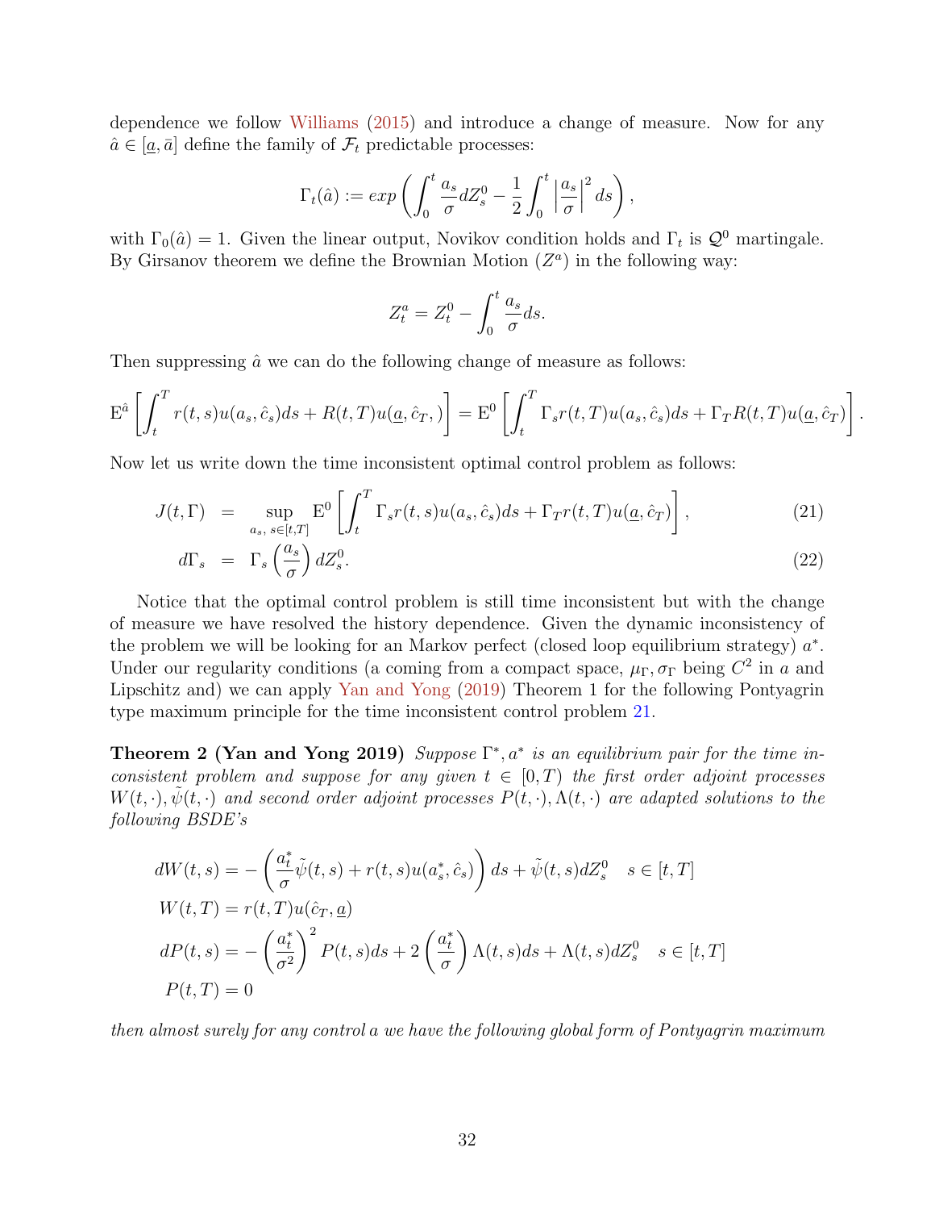dependence we follow Williams (2015) and introduce a change of measure. Now for any $\hat{a} \in [\underline{a}, \bar{a}]$ define the family of $\mathcal{F}_t$ predictable processes:

$$\Gamma_t(\hat{a}) := exp\left(\int_0^t \frac{a_s}{\sigma} dZ_s^0 - \frac{1}{2}\int_0^t \left|\frac{a_s}{\sigma}\right|^2 ds\right),$$

with $\Gamma_0(\hat{a}) = 1$. Given the linear output, Novikov condition holds and $\Gamma_t$ is $\mathcal{Q}^0$ martingale. By Girsanov theorem we define the Brownian Motion $(Z^a)$ in the following way:

$$Z_t^a = Z_t^0 - \int_0^t \frac{a_s}{\sigma} ds.$$

Then suppressing $\hat{a}$ we can do the following change of measure as follows:

$$\mathrm{E}^{\hat{a}}\left[\int_t^T r(t,s)u(a_s, \hat{c}_s)ds + R(t,T)u(\underline{a}, \hat{c}_T, )\right] = \mathrm{E}^0\left[\int_t^T \Gamma_s r(t,T)u(a_s, \hat{c}_s)ds + \Gamma_T R(t,T)u(\underline{a}, \hat{c}_T)\right].$$

Now let us write down the time inconsistent optimal control problem as follows:

$$J(t,\Gamma) = \sup_{a_s,\, s\in[t,T]} \mathrm{E}^0\left[\int_t^T \Gamma_s r(t,s)u(a_s, \hat{c}_s)ds + \Gamma_T r(t,T)u(\underline{a}, \hat{c}_T)\right], \tag{21}$$

$$d\Gamma_s = \Gamma_s\left(\frac{a_s}{\sigma}\right)dZ_s^0. \tag{22}$$

Notice that the optimal control problem is still time inconsistent but with the change of measure we have resolved the history dependence. Given the dynamic inconsistency of the problem we will be looking for an Markov perfect (closed loop equilibrium strategy) $a^*$. Under our regularity conditions ($a$ coming from a compact space, $\mu_\Gamma, \sigma_\Gamma$ being $C^2$ in $a$ and Lipschitz and) we can apply Yan and Yong (2019) Theorem 1 for the following Pontyagrin type maximum principle for the time inconsistent control problem 21.

**Theorem 2 (Yan and Yong 2019)** *Suppose $\Gamma^*, a^*$ is an equilibrium pair for the time inconsistent problem and suppose for any given $t \in [0,T)$ the first order adjoint processes $W(t,\cdot), \tilde{\psi}(t,\cdot)$ and second order adjoint processes $P(t,\cdot), \Lambda(t,\cdot)$ are adapted solutions to the following BSDE's*

$$\begin{aligned}
dW(t,s) &= -\left(\frac{a_t^*}{\sigma}\tilde{\psi}(t,s) + r(t,s)u(a_s^*, \hat{c}_s)\right)ds + \tilde{\psi}(t,s)dZ_s^0 \quad s \in [t,T] \\
W(t,T) &= r(t,T)u(\hat{c}_T, \underline{a}) \\
dP(t,s) &= -\left(\frac{a_t^*}{\sigma^2}\right)^2 P(t,s)ds + 2\left(\frac{a_t^*}{\sigma}\right)\Lambda(t,s)ds + \Lambda(t,s)dZ_s^0 \quad s \in [t,T] \\
P(t,T) &= 0
\end{aligned}$$

*then almost surely for any control a we have the following global form of Pontyagrin maximum*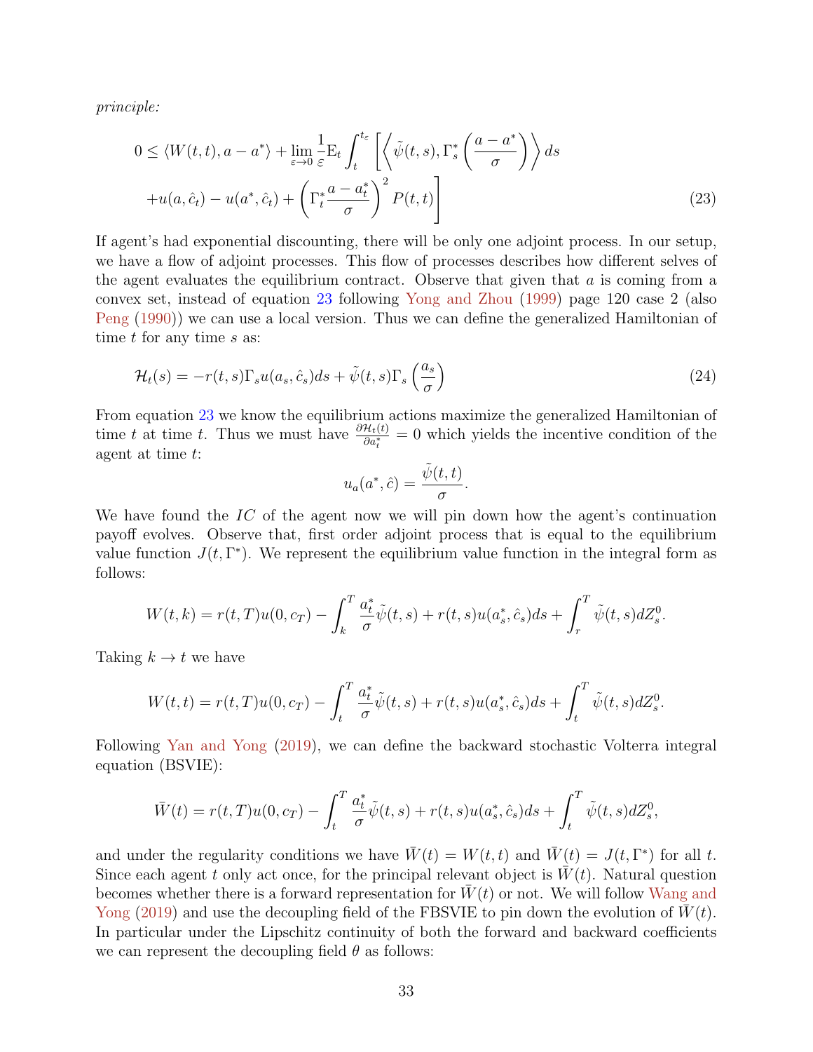*principle:*

$$0 \leq \langle W(t,t), a - a^* \rangle + \lim_{\varepsilon \to 0} \frac{1}{\varepsilon} \mathrm{E}_t \int_t^{t_\varepsilon} \left[ \left\langle \tilde{\psi}(t,s), \Gamma_s^* \left( \frac{a - a^*}{\sigma} \right) \right\rangle ds \right.$$
$$\left. + u(a, \hat{c}_t) - u(a^*, \hat{c}_t) + \left( \Gamma_t^* \frac{a - a_t^*}{\sigma} \right)^2 P(t,t) \right] \tag{23}$$

If agent's had exponential discounting, there will be only one adjoint process. In our setup, we have a flow of adjoint processes. This flow of processes describes how different selves of the agent evaluates the equilibrium contract. Observe that given that $a$ is coming from a convex set, instead of equation 23 following Yong and Zhou (1999) page 120 case 2 (also Peng (1990)) we can use a local version. Thus we can define the generalized Hamiltonian of time $t$ for any time $s$ as:

$$\mathcal{H}_t(s) = -r(t,s)\Gamma_s u(a_s, \hat{c}_s)ds + \tilde{\psi}(t,s)\Gamma_s \left( \frac{a_s}{\sigma} \right) \tag{24}$$

From equation 23 we know the equilibrium actions maximize the generalized Hamiltonian of time $t$ at time $t$. Thus we must have $\frac{\partial \mathcal{H}_t(t)}{\partial a_t^*} = 0$ which yields the incentive condition of the agent at time $t$:

$$u_a(a^*, \hat{c}) = \frac{\tilde{\psi}(t,t)}{\sigma}.$$

We have found the $IC$ of the agent now we will pin down how the agent's continuation payoff evolves. Observe that, first order adjoint process that is equal to the equilibrium value function $J(t, \Gamma^*)$. We represent the equilibrium value function in the integral form as follows:

$$W(t,k) = r(t,T)u(0, c_T) - \int_k^T \frac{a_t^*}{\sigma} \tilde{\psi}(t,s) + r(t,s)u(a_s^*, \hat{c}_s)ds + \int_r^T \tilde{\psi}(t,s)dZ_s^0.$$

Taking $k \to t$ we have

$$W(t,t) = r(t,T)u(0, c_T) - \int_t^T \frac{a_t^*}{\sigma} \tilde{\psi}(t,s) + r(t,s)u(a_s^*, \hat{c}_s)ds + \int_t^T \tilde{\psi}(t,s)dZ_s^0.$$

Following Yan and Yong (2019), we can define the backward stochastic Volterra integral equation (BSVIE):

$$\bar{W}(t) = r(t,T)u(0, c_T) - \int_t^T \frac{a_t^*}{\sigma} \tilde{\psi}(t,s) + r(t,s)u(a_s^*, \hat{c}_s)ds + \int_t^T \tilde{\psi}(t,s)dZ_s^0,$$

and under the regularity conditions we have $\bar{W}(t) = W(t,t)$ and $\bar{W}(t) = J(t, \Gamma^*)$ for all $t$. Since each agent $t$ only act once, for the principal relevant object is $\bar{W}(t)$. Natural question becomes whether there is a forward representation for $\bar{W}(t)$ or not. We will follow Wang and Yong (2019) and use the decoupling field of the FBSVIE to pin down the evolution of $\bar{W}(t)$. In particular under the Lipschitz continuity of both the forward and backward coefficients we can represent the decoupling field $\theta$ as follows: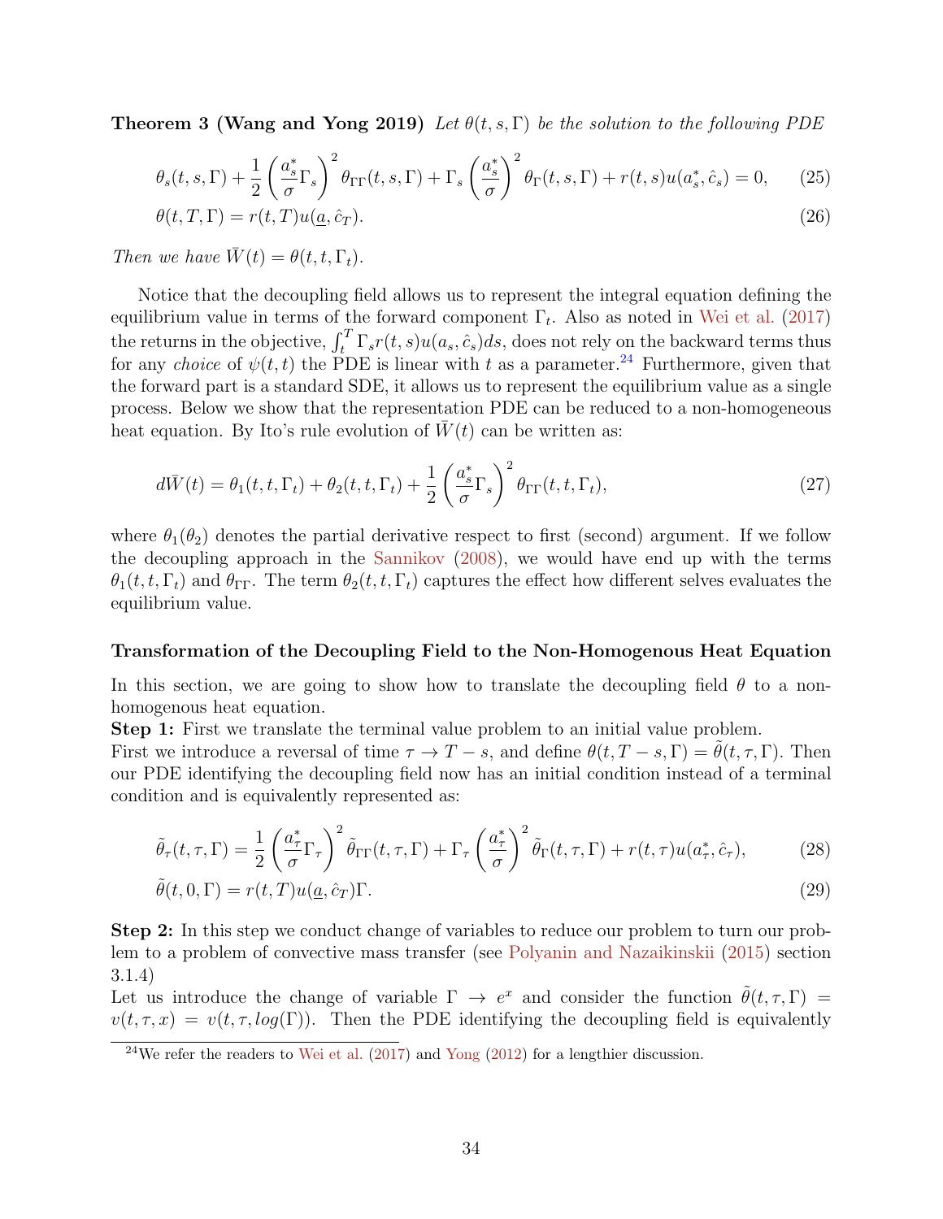**Theorem 3 (Wang and Yong 2019)** *Let $\theta(t, s, \Gamma)$ be the solution to the following PDE*

$$\theta_s(t, s, \Gamma) + \frac{1}{2}\left(\frac{a_s^*}{\sigma}\Gamma_s\right)^2 \theta_{\Gamma\Gamma}(t, s, \Gamma) + \Gamma_s \left(\frac{a_s^*}{\sigma}\right)^2 \theta_\Gamma(t, s, \Gamma) + r(t, s)u(a_s^*, \hat{c}_s) = 0, \tag{25}$$

$$\theta(t, T, \Gamma) = r(t, T)u(\underline{a}, \hat{c}_T). \tag{26}$$

*Then we have $\bar{W}(t) = \theta(t, t, \Gamma_t)$.*

Notice that the decoupling field allows us to represent the integral equation defining the equilibrium value in terms of the forward component $\Gamma_t$. Also as noted in Wei et al. (2017) the returns in the objective, $\int_t^T \Gamma_s r(t, s)u(a_s, \hat{c}_s)ds$, does not rely on the backward terms thus for any *choice* of $\psi(t, t)$ the PDE is linear with $t$ as a parameter.[24] Furthermore, given that the forward part is a standard SDE, it allows us to represent the equilibrium value as a single process. Below we show that the representation PDE can be reduced to a non-homogeneous heat equation. By Ito's rule evolution of $\bar{W}(t)$ can be written as:

$$d\bar{W}(t) = \theta_1(t, t, \Gamma_t) + \theta_2(t, t, \Gamma_t) + \frac{1}{2}\left(\frac{a_s^*}{\sigma}\Gamma_s\right)^2 \theta_{\Gamma\Gamma}(t, t, \Gamma_t), \tag{27}$$

where $\theta_1(\theta_2)$ denotes the partial derivative respect to first (second) argument. If we follow the decoupling approach in the Sannikov (2008), we would have end up with the terms $\theta_1(t, t, \Gamma_t)$ and $\theta_{\Gamma\Gamma}$. The term $\theta_2(t, t, \Gamma_t)$ captures the effect how different selves evaluates the equilibrium value.

### Transformation of the Decoupling Field to the Non-Homogenous Heat Equation

In this section, we are going to show how to translate the decoupling field $\theta$ to a non-homogenous heat equation.

**Step 1:** First we translate the terminal value problem to an initial value problem.
First we introduce a reversal of time $\tau \to T - s$, and define $\theta(t, T - s, \Gamma) = \tilde{\theta}(t, \tau, \Gamma)$. Then our PDE identifying the decoupling field now has an initial condition instead of a terminal condition and is equivalently represented as:

$$\tilde{\theta}_\tau(t, \tau, \Gamma) = \frac{1}{2}\left(\frac{a_\tau^*}{\sigma}\Gamma_\tau\right)^2 \tilde{\theta}_{\Gamma\Gamma}(t, \tau, \Gamma) + \Gamma_\tau \left(\frac{a_\tau^*}{\sigma}\right)^2 \tilde{\theta}_\Gamma(t, \tau, \Gamma) + r(t, \tau)u(a_\tau^*, \hat{c}_\tau), \tag{28}$$

$$\tilde{\theta}(t, 0, \Gamma) = r(t, T)u(\underline{a}, \hat{c}_T)\Gamma. \tag{29}$$

**Step 2:** In this step we conduct change of variables to reduce our problem to turn our problem to a problem of convective mass transfer (see Polyanin and Nazaikinskii (2015) section 3.1.4)
Let us introduce the change of variable $\Gamma \to e^x$ and consider the function $\tilde{\theta}(t, \tau, \Gamma) = v(t, \tau, x) = v(t, \tau, log(\Gamma))$. Then the PDE identifying the decoupling field is equivalently

[24] We refer the readers to Wei et al. (2017) and Yong (2012) for a lengthier discussion.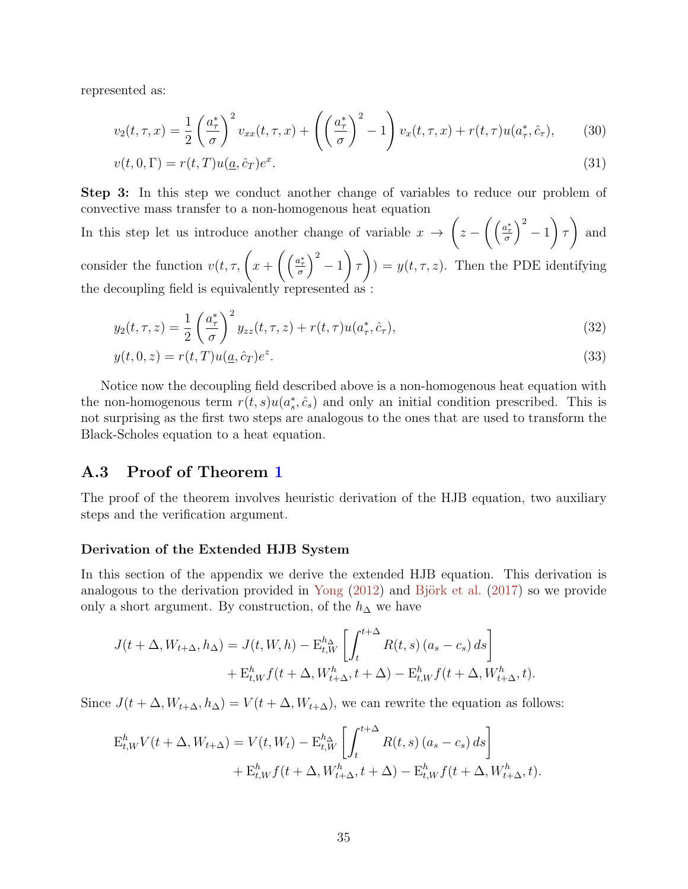represented as:

$$v_2(t,\tau,x) = \frac{1}{2}\left(\frac{a^*_\tau}{\sigma}\right)^2 v_{xx}(t,\tau,x) + \left(\left(\frac{a^*_\tau}{\sigma}\right)^2 - 1\right) v_x(t,\tau,x) + r(t,\tau)u(a^*_\tau,\hat{c}_\tau), \tag{30}$$

$$v(t,0,\Gamma) = r(t,T)u(\underline{a},\hat{c}_T)e^x. \tag{31}$$

**Step 3:** In this step we conduct another change of variables to reduce our problem of convective mass transfer to a non-homogenous heat equation

In this step let us introduce another change of variable $x \to \left(z - \left(\left(\frac{a^*_\tau}{\sigma}\right)^2 - 1\right)\tau\right)$ and consider the function $v(t,\tau,\left(x + \left(\left(\frac{a^*_\tau}{\sigma}\right)^2 - 1\right)\tau\right)) = y(t,\tau,z)$. Then the PDE identifying the decoupling field is equivalently represented as :

$$y_2(t,\tau,z) = \frac{1}{2}\left(\frac{a^*_\tau}{\sigma}\right)^2 y_{zz}(t,\tau,z) + r(t,\tau)u(a^*_\tau,\hat{c}_\tau), \tag{32}$$

$$y(t,0,z) = r(t,T)u(\underline{a},\hat{c}_T)e^z. \tag{33}$$

Notice now the decoupling field described above is a non-homogenous heat equation with the non-homogenous term $r(t,s)u(a^*_s,\hat{c}_s)$ and only an initial condition prescribed. This is not surprising as the first two steps are analogous to the ones that are used to transform the Black-Scholes equation to a heat equation.

## A.3 Proof of Theorem 1

The proof of the theorem involves heuristic derivation of the HJB equation, two auxiliary steps and the verification argument.

#### Derivation of the Extended HJB System

In this section of the appendix we derive the extended HJB equation. This derivation is analogous to the derivation provided in Yong (2012) and Björk et al. (2017) so we provide only a short argument. By construction, of the $h_\Delta$ we have

$$\begin{aligned}J(t+\Delta, W_{t+\Delta}, h_\Delta) = J(t,W,h) - \mathrm{E}^{h_\Delta}_{t,W}\left[\int_t^{t+\Delta} R(t,s)\left(a_s - c_s\right)ds\right] \\ + \mathrm{E}^h_{t,W} f(t+\Delta, W^h_{t+\Delta}, t+\Delta) - \mathrm{E}^h_{t,W} f(t+\Delta, W^h_{t+\Delta}, t).\end{aligned}$$

Since $J(t+\Delta, W_{t+\Delta}, h_\Delta) = V(t+\Delta, W_{t+\Delta})$, we can rewrite the equation as follows:

$$\begin{aligned}\mathrm{E}^h_{t,W} V(t+\Delta, W_{t+\Delta}) = V(t,W_t) - \mathrm{E}^{h_\Delta}_{t,W}\left[\int_t^{t+\Delta} R(t,s)\left(a_s - c_s\right)ds\right] \\ + \mathrm{E}^h_{t,W} f(t+\Delta, W^h_{t+\Delta}, t+\Delta) - \mathrm{E}^h_{t,W} f(t+\Delta, W^h_{t+\Delta}, t).\end{aligned}$$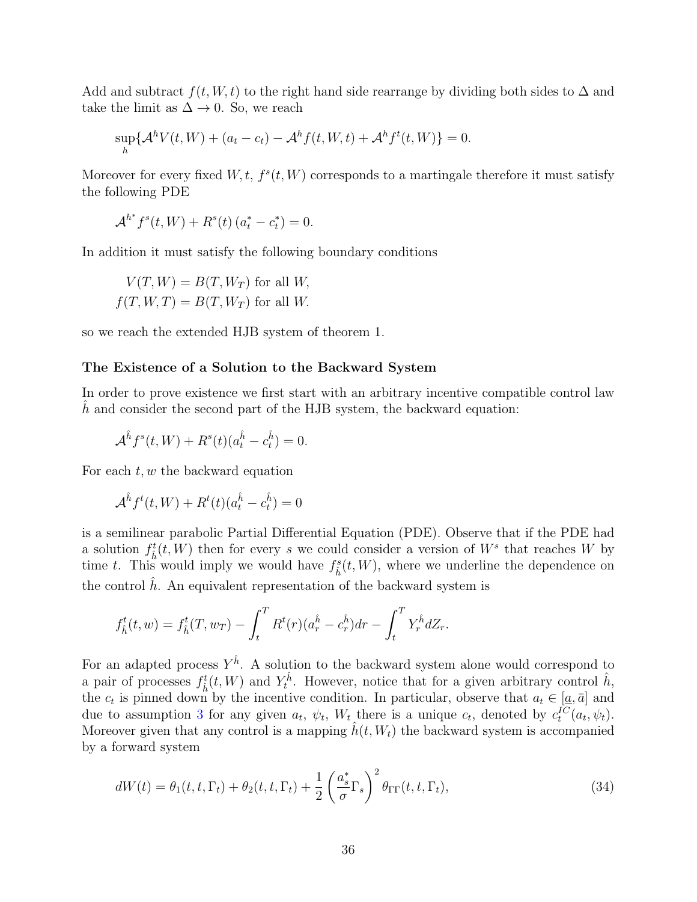Add and subtract $f(t, W, t)$ to the right hand side rearrange by dividing both sides to $\Delta$ and take the limit as $\Delta \to 0$. So, we reach

$$\sup_h \{\mathcal{A}^h V(t, W) + (a_t - c_t) - \mathcal{A}^h f(t, W, t) + \mathcal{A}^h f^t(t, W)\} = 0.$$

Moreover for every fixed $W, t$, $f^s(t, W)$ corresponds to a martingale therefore it must satisfy the following PDE

$$\mathcal{A}^{h^*} f^s(t, W) + R^s(t)\,(a_t^* - c_t^*) = 0.$$

In addition it must satisfy the following boundary conditions

$$V(T, W) = B(T, W_T) \text{ for all } W,$$
$$f(T, W, T) = B(T, W_T) \text{ for all } W.$$

so we reach the extended HJB system of theorem 1.

**The Existence of a Solution to the Backward System**

In order to prove existence we first start with an arbitrary incentive compatible control law $\hat{h}$ and consider the second part of the HJB system, the backward equation:

$$\mathcal{A}^{\hat{h}} f^s(t, W) + R^s(t)(a_t^{\hat{h}} - c_t^{\hat{h}}) = 0.$$

For each $t, w$ the backward equation

$$\mathcal{A}^{\hat{h}} f^t(t, W) + R^t(t)(a_t^{\hat{h}} - c_t^{\hat{h}}) = 0$$

is a semilinear parabolic Partial Differential Equation (PDE). Observe that if the PDE had a solution $f^t_{\hat{h}}(t, W)$ then for every $s$ we could consider a version of $W^s$ that reaches $W$ by time $t$. This would imply we would have $f^s_{\hat{h}}(t, W)$, where we underline the dependence on the control $\hat{h}$. An equivalent representation of the backward system is

$$f^t_{\hat{h}}(t, w) = f^t_{\hat{h}}(T, w_T) - \int_t^T R^t(r)(a_r^{\hat{h}} - c_r^{\hat{h}})dr - \int_t^T Y_r^{\hat{h}} dZ_r.$$

For an adapted process $Y^{\hat{h}}$. A solution to the backward system alone would correspond to a pair of processes $f^t_{\hat{h}}(t, W)$ and $Y_t^{\hat{h}}$. However, notice that for a given arbitrary control $\hat{h}$, the $c_t$ is pinned down by the incentive condition. In particular, observe that $a_t \in [\underline{a}, \bar{a}]$ and due to assumption 3 for any given $a_t$, $\psi_t$, $W_t$ there is a unique $c_t$, denoted by $c_t^{IC}(a_t, \psi_t)$. Moreover given that any control is a mapping $\hat{h}(t, W_t)$ the backward system is accompanied by a forward system

$$dW(t) = \theta_1(t, t, \Gamma_t) + \theta_2(t, t, \Gamma_t) + \frac{1}{2}\left(\frac{a_s^*}{\sigma}\Gamma_s\right)^2 \theta_{\Gamma\Gamma}(t, t, \Gamma_t), \tag{34}$$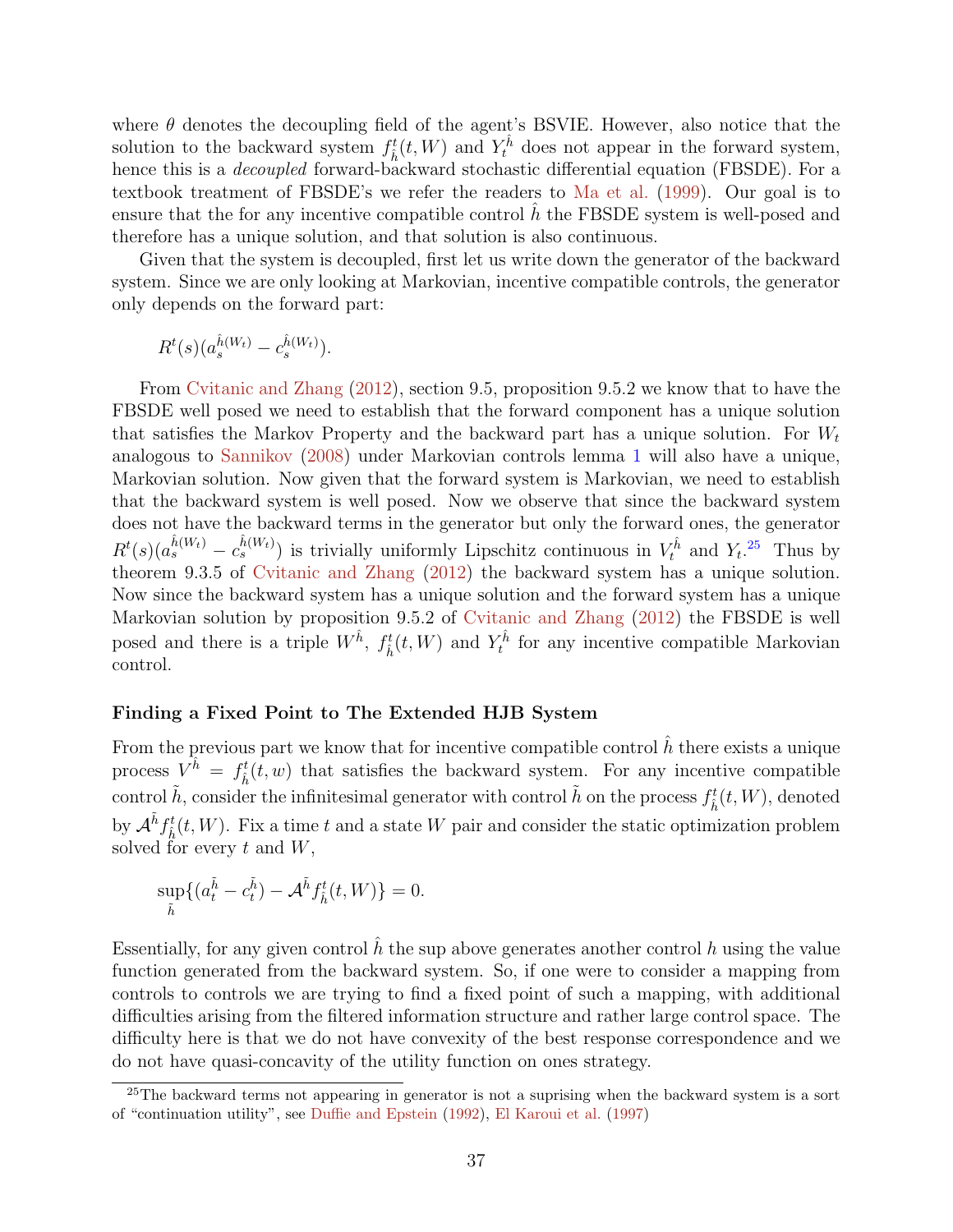where $\theta$ denotes the decoupling field of the agent's BSVIE. However, also notice that the solution to the backward system $f^t_{\hat{h}}(t, W)$ and $Y^{\hat{h}}_t$ does not appear in the forward system, hence this is a *decoupled* forward-backward stochastic differential equation (FBSDE). For a textbook treatment of FBSDE's we refer the readers to Ma et al. (1999). Our goal is to ensure that the for any incentive compatible control $\hat{h}$ the FBSDE system is well-posed and therefore has a unique solution, and that solution is also continuous.

Given that the system is decoupled, first let us write down the generator of the backward system. Since we are only looking at Markovian, incentive compatible controls, the generator only depends on the forward part:

$$R^t(s)(a^{\hat{h}(W_t)}_s - c^{\hat{h}(W_t)}_s).$$

From Cvitanic and Zhang (2012), section 9.5, proposition 9.5.2 we know that to have the FBSDE well posed we need to establish that the forward component has a unique solution that satisfies the Markov Property and the backward part has a unique solution. For $W_t$ analogous to Sannikov (2008) under Markovian controls lemma 1 will also have a unique, Markovian solution. Now given that the forward system is Markovian, we need to establish that the backward system is well posed. Now we observe that since the backward system does not have the backward terms in the generator but only the forward ones, the generator $R^t(s)(a^{\hat{h}(W_t)}_s - c^{\hat{h}(W_t)}_s)$ is trivially uniformly Lipschitz continuous in $V^{\hat{h}}_t$ and $Y_t$.[25] Thus by theorem 9.3.5 of Cvitanic and Zhang (2012) the backward system has a unique solution. Now since the backward system has a unique solution and the forward system has a unique Markovian solution by proposition 9.5.2 of Cvitanic and Zhang (2012) the FBSDE is well posed and there is a triple $W^{\hat{h}}$, $f^t_{\hat{h}}(t, W)$ and $Y^{\hat{h}}_t$ for any incentive compatible Markovian control.

**Finding a Fixed Point to The Extended HJB System**

From the previous part we know that for incentive compatible control $\hat{h}$ there exists a unique process $V^{\hat{h}} = f^t_{\hat{h}}(t, w)$ that satisfies the backward system. For any incentive compatible control $\tilde{h}$, consider the infinitesimal generator with control $\tilde{h}$ on the process $f^t_{\hat{h}}(t, W)$, denoted by $\mathcal{A}^{\tilde{h}} f^t_{\hat{h}}(t, W)$. Fix a time $t$ and a state $W$ pair and consider the static optimization problem solved for every $t$ and $W$,

$$\sup_{\tilde{h}} \{(a^{\tilde{h}}_t - c^{\tilde{h}}_t) - \mathcal{A}^{\tilde{h}} f^t_{\hat{h}}(t, W)\} = 0.$$

Essentially, for any given control $\hat{h}$ the sup above generates another control $h$ using the value function generated from the backward system. So, if one were to consider a mapping from controls to controls we are trying to find a fixed point of such a mapping, with additional difficulties arising from the filtered information structure and rather large control space. The difficulty here is that we do not have convexity of the best response correspondence and we do not have quasi-concavity of the utility function on ones strategy.

[25] The backward terms not appearing in generator is not a suprising when the backward system is a sort of "continuation utility", see Duffie and Epstein (1992), El Karoui et al. (1997)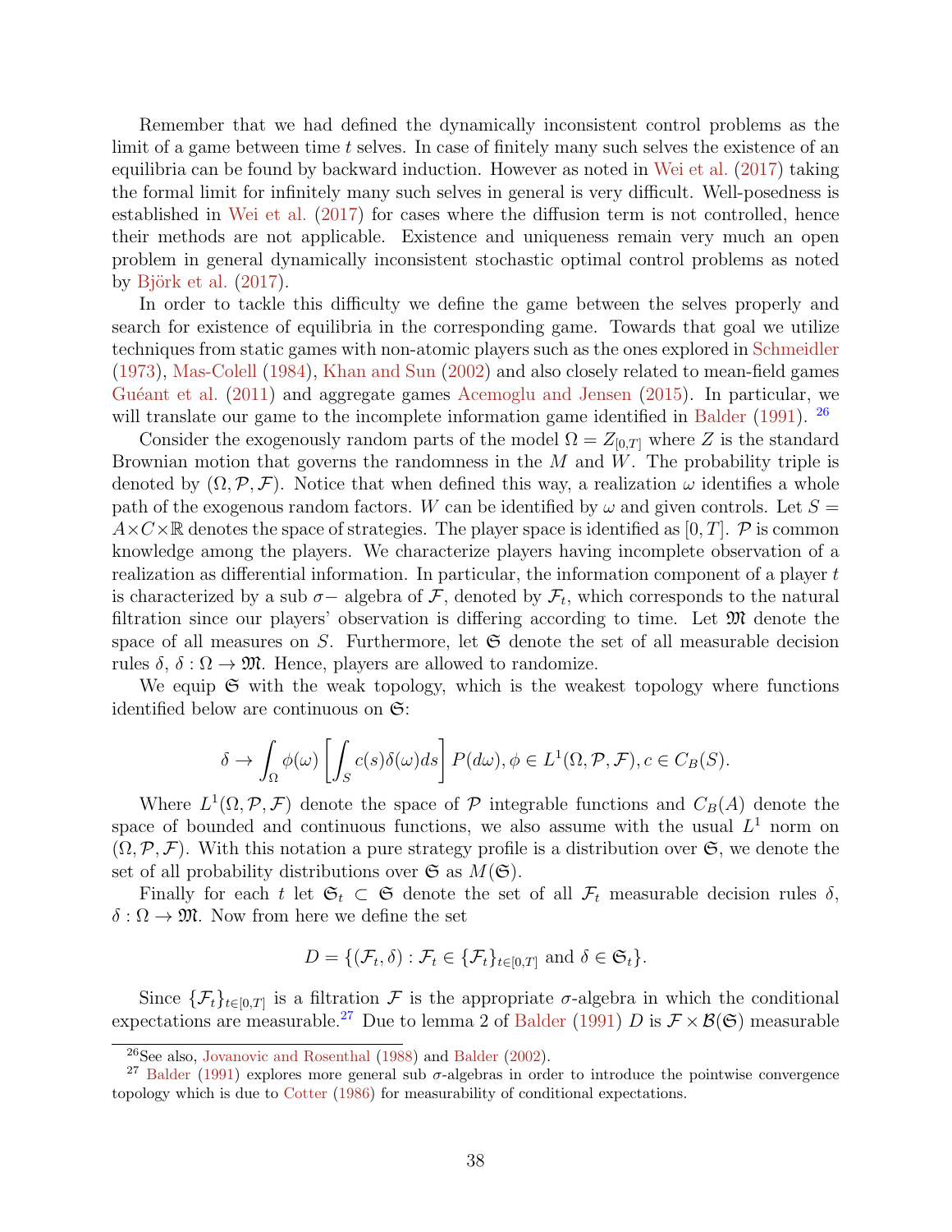Remember that we had defined the dynamically inconsistent control problems as the limit of a game between time $t$ selves. In case of finitely many such selves the existence of an equilibria can be found by backward induction. However as noted in Wei et al. (2017) taking the formal limit for infinitely many such selves in general is very difficult. Well-posedness is established in Wei et al. (2017) for cases where the diffusion term is not controlled, hence their methods are not applicable. Existence and uniqueness remain very much an open problem in general dynamically inconsistent stochastic optimal control problems as noted by Björk et al. (2017).

In order to tackle this difficulty we define the game between the selves properly and search for existence of equilibria in the corresponding game. Towards that goal we utilize techniques from static games with non-atomic players such as the ones explored in Schmeidler (1973), Mas-Colell (1984), Khan and Sun (2002) and also closely related to mean-field games Guéant et al. (2011) and aggregate games Acemoglu and Jensen (2015). In particular, we will translate our game to the incomplete information game identified in Balder (1991). [26]

Consider the exogenously random parts of the model $\Omega = Z_{[0,T]}$ where $Z$ is the standard Brownian motion that governs the randomness in the $M$ and $W$. The probability triple is denoted by $(\Omega, \mathcal{P}, \mathcal{F})$. Notice that when defined this way, a realization $\omega$ identifies a whole path of the exogenous random factors. $W$ can be identified by $\omega$ and given controls. Let $S = A \times C \times \mathbb{R}$ denotes the space of strategies. The player space is identified as $[0, T]$. $\mathcal{P}$ is common knowledge among the players. We characterize players having incomplete observation of a realization as differential information. In particular, the information component of a player $t$ is characterized by a sub $\sigma-$ algebra of $\mathcal{F}$, denoted by $\mathcal{F}_t$, which corresponds to the natural filtration since our players' observation is differing according to time. Let $\mathfrak{M}$ denote the space of all measures on $S$. Furthermore, let $\mathfrak{S}$ denote the set of all measurable decision rules $\delta$, $\delta : \Omega \to \mathfrak{M}$. Hence, players are allowed to randomize.

We equip $\mathfrak{S}$ with the weak topology, which is the weakest topology where functions identified below are continuous on $\mathfrak{S}$:

$$\delta \to \int_{\Omega} \phi(\omega) \left[ \int_{S} c(s)\delta(\omega) ds \right] P(d\omega), \phi \in L^1(\Omega, \mathcal{P}, \mathcal{F}), c \in C_B(S).$$

Where $L^1(\Omega, \mathcal{P}, \mathcal{F})$ denote the space of $\mathcal{P}$ integrable functions and $C_B(A)$ denote the space of bounded and continuous functions, we also assume with the usual $L^1$ norm on $(\Omega, \mathcal{P}, \mathcal{F})$. With this notation a pure strategy profile is a distribution over $\mathfrak{S}$, we denote the set of all probability distributions over $\mathfrak{S}$ as $M(\mathfrak{S})$.

Finally for each $t$ let $\mathfrak{S}_t \subset \mathfrak{S}$ denote the set of all $\mathcal{F}_t$ measurable decision rules $\delta$, $\delta : \Omega \to \mathfrak{M}$. Now from here we define the set

$$D = \{(\mathcal{F}_t, \delta) : \mathcal{F}_t \in \{\mathcal{F}_t\}_{t \in [0,T]} \text{ and } \delta \in \mathfrak{S}_t\}.$$

Since $\{\mathcal{F}_t\}_{t \in [0,T]}$ is a filtration $\mathcal{F}$ is the appropriate $\sigma$-algebra in which the conditional expectations are measurable.[27] Due to lemma 2 of Balder (1991) $D$ is $\mathcal{F} \times \mathcal{B}(\mathfrak{S})$ measurable

[26] See also, Jovanovic and Rosenthal (1988) and Balder (2002).

[27] Balder (1991) explores more general sub $\sigma$-algebras in order to introduce the pointwise convergence topology which is due to Cotter (1986) for measurability of conditional expectations.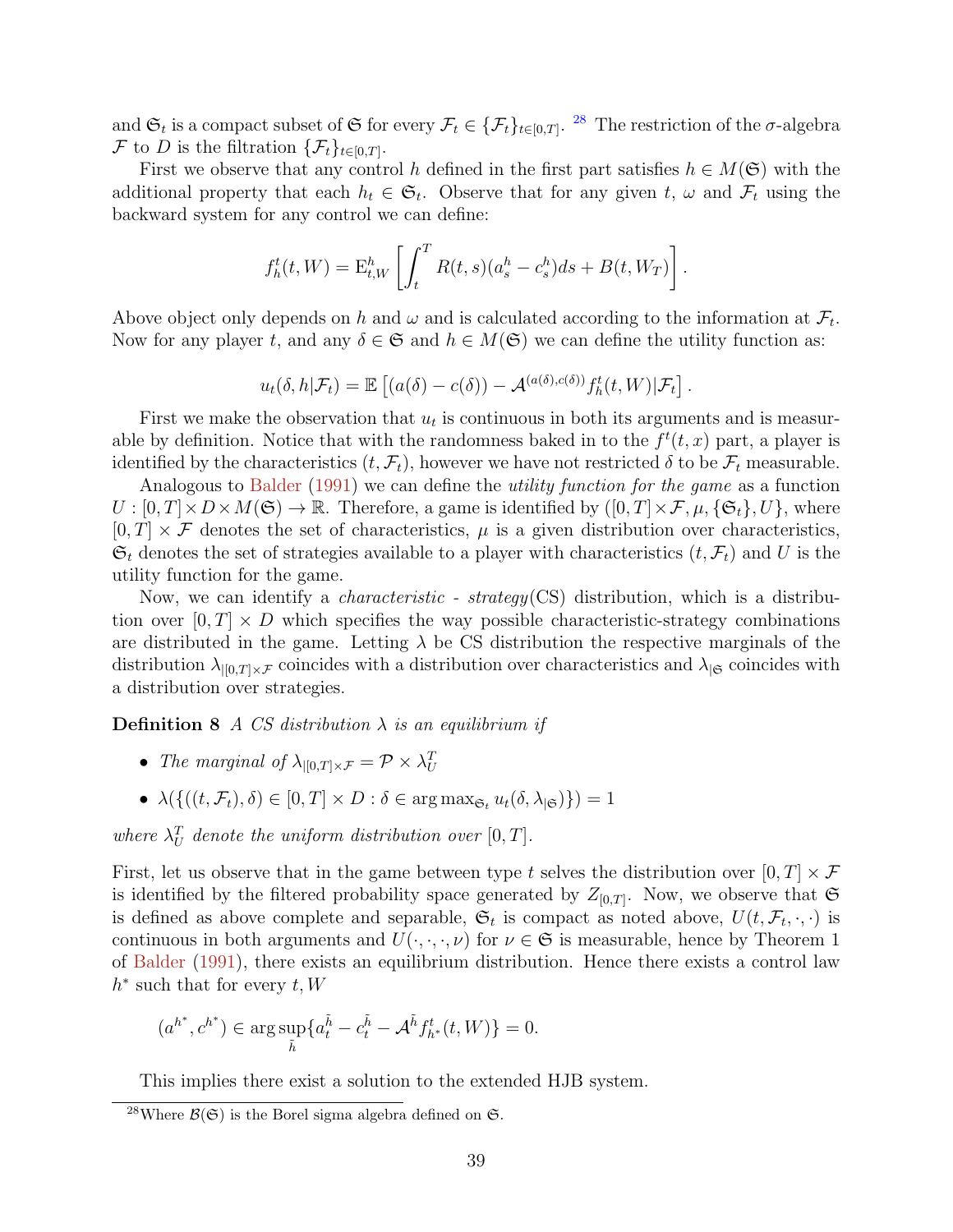and $\mathfrak{S}_t$ is a compact subset of $\mathfrak{S}$ for every $\mathcal{F}_t \in \{\mathcal{F}_t\}_{t\in[0,T]}$. [28] The restriction of the $\sigma$-algebra $\mathcal{F}$ to $D$ is the filtration $\{\mathcal{F}_t\}_{t\in[0,T]}$.

First we observe that any control $h$ defined in the first part satisfies $h \in M(\mathfrak{S})$ with the additional property that each $h_t \in \mathfrak{S}_t$. Observe that for any given $t$, $\omega$ and $\mathcal{F}_t$ using the backward system for any control we can define:

$$f_h^t(t, W) = \mathrm{E}_{t,W}^h \left[ \int_t^T R(t,s)(a_s^h - c_s^h)ds + B(t, W_T) \right].$$

Above object only depends on $h$ and $\omega$ and is calculated according to the information at $\mathcal{F}_t$. Now for any player $t$, and any $\delta \in \mathfrak{S}$ and $h \in M(\mathfrak{S})$ we can define the utility function as:

$$u_t(\delta, h|\mathcal{F}_t) = \mathbb{E}\left[(a(\delta) - c(\delta)) - \mathcal{A}^{(a(\delta),c(\delta))} f_h^t(t, W)|\mathcal{F}_t\right].$$

First we make the observation that $u_t$ is continuous in both its arguments and is measurable by definition. Notice that with the randomness baked in to the $f^t(t,x)$ part, a player is identified by the characteristics $(t, \mathcal{F}_t)$, however we have not restricted $\delta$ to be $\mathcal{F}_t$ measurable.

Analogous to Balder (1991) we can define the *utility function for the game* as a function $U : [0,T] \times D \times M(\mathfrak{S}) \to \mathbb{R}$. Therefore, a game is identified by $([0,T] \times \mathcal{F}, \mu, \{\mathfrak{S}_t\}, U\}$, where $[0,T] \times \mathcal{F}$ denotes the set of characteristics, $\mu$ is a given distribution over characteristics, $\mathfrak{S}_t$ denotes the set of strategies available to a player with characteristics $(t, \mathcal{F}_t)$ and $U$ is the utility function for the game.

Now, we can identify a *characteristic - strategy*(CS) distribution, which is a distribution over $[0,T] \times D$ which specifies the way possible characteristic-strategy combinations are distributed in the game. Letting $\lambda$ be CS distribution the respective marginals of the distribution $\lambda_{|[0,T]\times\mathcal{F}}$ coincides with a distribution over characteristics and $\lambda_{|\mathfrak{S}}$ coincides with a distribution over strategies.

**Definition 8** *A CS distribution $\lambda$ is an equilibrium if*

- *The marginal of $\lambda_{|[0,T]\times\mathcal{F}} = \mathcal{P} \times \lambda_U^T$*
- $\lambda(\{((t, \mathcal{F}_t), \delta) \in [0,T] \times D : \delta \in \arg\max_{\mathfrak{S}_t} u_t(\delta, \lambda_{|\mathfrak{S}})\}) = 1$

*where $\lambda_U^T$ denote the uniform distribution over $[0,T]$.*

First, let us observe that in the game between type $t$ selves the distribution over $[0,T] \times \mathcal{F}$ is identified by the filtered probability space generated by $Z_{[0,T]}$. Now, we observe that $\mathfrak{S}$ is defined as above complete and separable, $\mathfrak{S}_t$ is compact as noted above, $U(t, \mathcal{F}_t, \cdot, \cdot)$ is continuous in both arguments and $U(\cdot, \cdot, \cdot, \nu)$ for $\nu \in \mathfrak{S}$ is measurable, hence by Theorem 1 of Balder (1991), there exists an equilibrium distribution. Hence there exists a control law $h^*$ such that for every $t, W$

$$(a^{h^*}, c^{h^*}) \in \arg\sup_{\tilde{h}} \{a_t^{\tilde{h}} - c_t^{\tilde{h}} - \mathcal{A}^{\tilde{h}} f_{h^*}^t(t, W)\} = 0.$$

This implies there exist a solution to the extended HJB system.

[28] Where $\mathcal{B}(\mathfrak{S})$ is the Borel sigma algebra defined on $\mathfrak{S}$.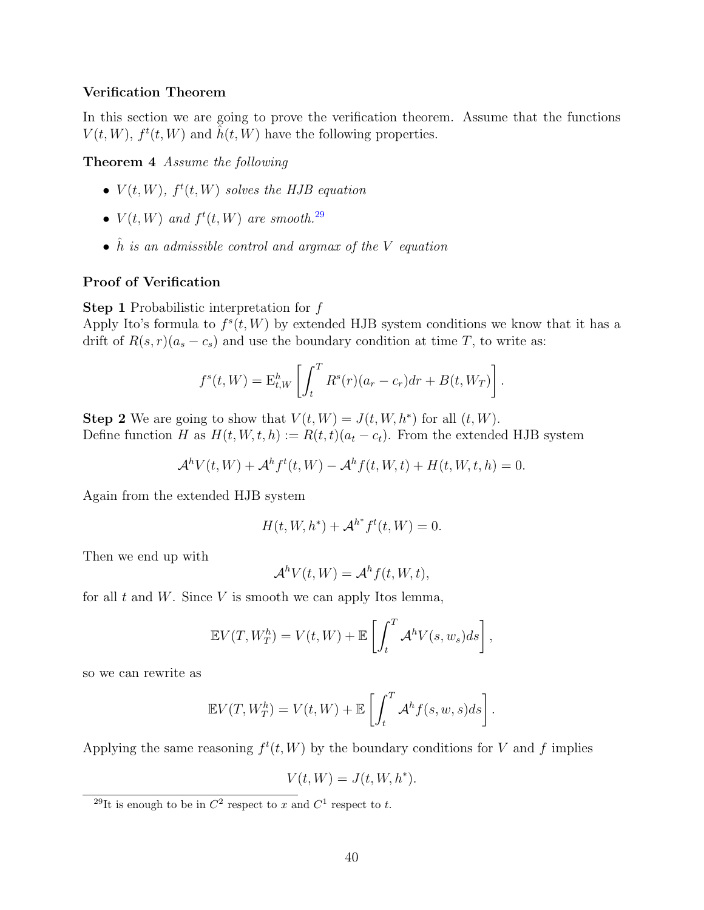**Verification Theorem**

In this section we are going to prove the verification theorem. Assume that the functions $V(t,W)$, $f^t(t,W)$ and $\hat{h}(t,W)$ have the following properties.

**Theorem 4** *Assume the following*

- $V(t,W)$, $f^t(t,W)$ *solves the HJB equation*
- $V(t,W)$ *and* $f^t(t,W)$ *are smooth.*[29]
- $\hat{h}$ *is an admissible control and argmax of the V equation*

**Proof of Verification**

**Step 1** Probabilistic interpretation for $f$
Apply Ito's formula to $f^s(t,W)$ by extended HJB system conditions we know that it has a drift of $R(s,r)(a_s - c_s)$ and use the boundary condition at time $T$, to write as:

$$f^s(t,W) = \mathrm{E}^h_{t,W}\left[\int_t^T R^s(r)(a_r - c_r)dr + B(t, W_T)\right].$$

**Step 2** We are going to show that $V(t,W) = J(t,W,h^*)$ for all $(t,W)$.
Define function $H$ as $H(t,W,t,h) := R(t,t)(a_t - c_t)$. From the extended HJB system

$$\mathcal{A}^h V(t,W) + \mathcal{A}^h f^t(t,W) - \mathcal{A}^h f(t,W,t) + H(t,W,t,h) = 0.$$

Again from the extended HJB system

$$H(t,W,h^*) + \mathcal{A}^{h^*} f^t(t,W) = 0.$$

Then we end up with

$$\mathcal{A}^h V(t,W) = \mathcal{A}^h f(t,W,t),$$

for all $t$ and $W$. Since $V$ is smooth we can apply Itos lemma,

$$\mathbb{E}V(T, W_T^h) = V(t,W) + \mathbb{E}\left[\int_t^T \mathcal{A}^h V(s, w_s)ds\right],$$

so we can rewrite as

$$\mathbb{E}V(T, W_T^h) = V(t,W) + \mathbb{E}\left[\int_t^T \mathcal{A}^h f(s, w, s)ds\right].$$

Applying the same reasoning $f^t(t,W)$ by the boundary conditions for $V$ and $f$ implies

$$V(t,W) = J(t,W,h^*).$$

[29] It is enough to be in $C^2$ respect to $x$ and $C^1$ respect to $t$.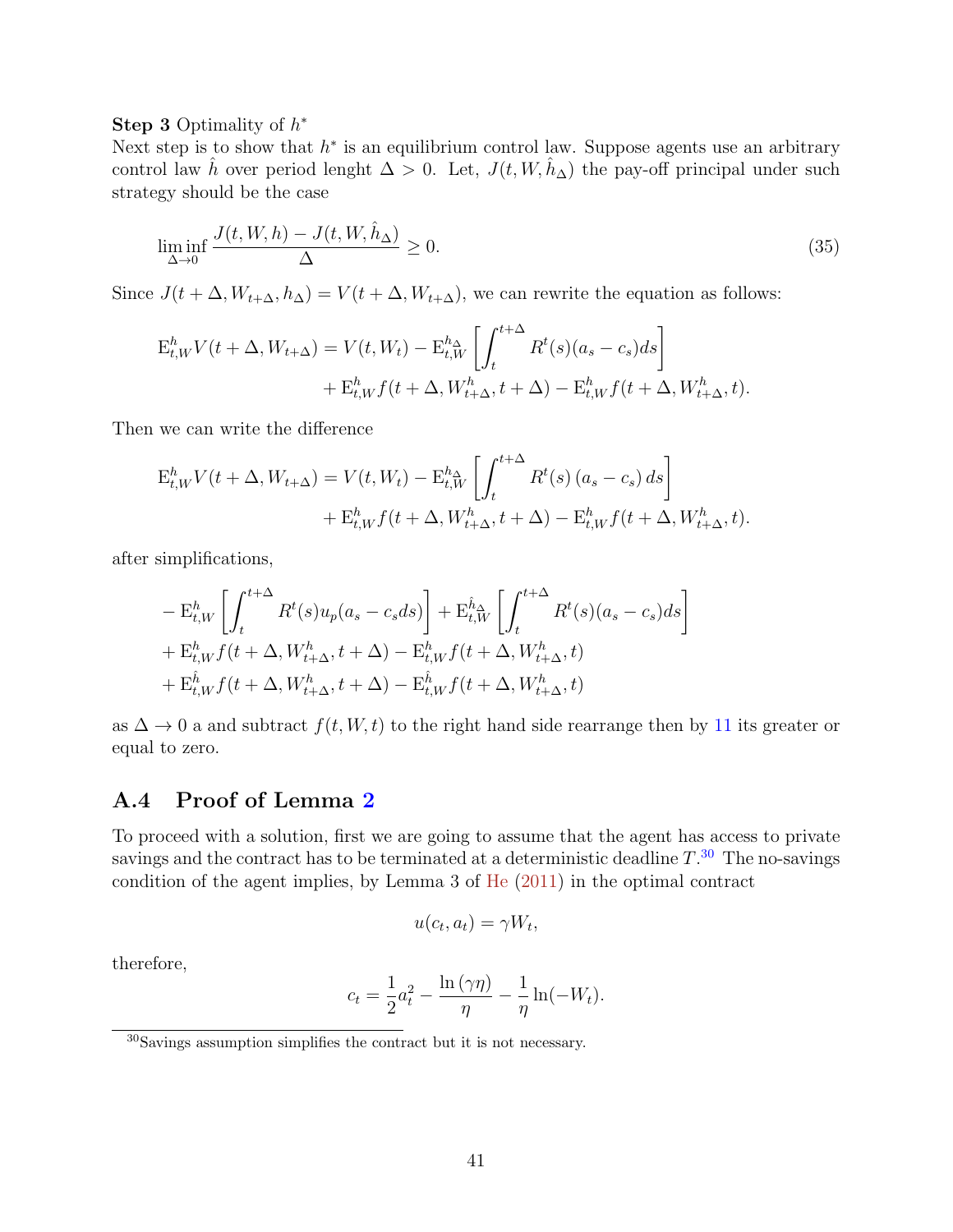**Step 3** Optimality of $h^*$

Next step is to show that $h^*$ is an equilibrium control law. Suppose agents use an arbitrary control law $\hat{h}$ over period lenght $\Delta > 0$. Let, $J(t, W, \hat{h}_\Delta)$ the pay-off principal under such strategy should be the case

$$\liminf_{\Delta \to 0} \frac{J(t, W, h) - J(t, W, \hat{h}_\Delta)}{\Delta} \geq 0. \tag{35}$$

Since $J(t + \Delta, W_{t+\Delta}, h_\Delta) = V(t + \Delta, W_{t+\Delta})$, we can rewrite the equation as follows:

$$\begin{aligned}
\mathrm{E}^h_{t,W} V(t + \Delta, W_{t+\Delta}) = V(t, W_t) - \mathrm{E}^{h_\Delta}_{t,W} \left[ \int_t^{t+\Delta} R^t(s)(a_s - c_s) ds \right] \\
+ \mathrm{E}^h_{t,W} f(t + \Delta, W^h_{t+\Delta}, t + \Delta) - \mathrm{E}^h_{t,W} f(t + \Delta, W^h_{t+\Delta}, t).
\end{aligned}$$

Then we can write the difference

$$\begin{aligned}
\mathrm{E}^h_{t,W} V(t + \Delta, W_{t+\Delta}) = V(t, W_t) - \mathrm{E}^{h_\Delta}_{t,W} \left[ \int_t^{t+\Delta} R^t(s) \left(a_s - c_s\right) ds \right] \\
+ \mathrm{E}^h_{t,W} f(t + \Delta, W^h_{t+\Delta}, t + \Delta) - \mathrm{E}^h_{t,W} f(t + \Delta, W^h_{t+\Delta}, t).
\end{aligned}$$

after simplifications,

$$\begin{aligned}
&- \mathrm{E}^h_{t,W} \left[ \int_t^{t+\Delta} R^t(s) u_p(a_s - c_s ds) \right] + \mathrm{E}^{\hat{h}_\Delta}_{t,W} \left[ \int_t^{t+\Delta} R^t(s)(a_s - c_s) ds \right] \\
&+ \mathrm{E}^h_{t,W} f(t + \Delta, W^h_{t+\Delta}, t + \Delta) - \mathrm{E}^h_{t,W} f(t + \Delta, W^h_{t+\Delta}, t) \\
&+ \mathrm{E}^{\hat{h}}_{t,W} f(t + \Delta, W^h_{t+\Delta}, t + \Delta) - \mathrm{E}^{\hat{h}}_{t,W} f(t + \Delta, W^h_{t+\Delta}, t)
\end{aligned}$$

as $\Delta \to 0$ a and subtract $f(t, W, t)$ to the right hand side rearrange then by 11 its greater or equal to zero.

## A.4 Proof of Lemma 2

To proceed with a solution, first we are going to assume that the agent has access to private savings and the contract has to be terminated at a deterministic deadline $T$.[30] The no-savings condition of the agent implies, by Lemma 3 of He (2011) in the optimal contract

$$u(c_t, a_t) = \gamma W_t,$$

therefore,

$$c_t = \frac{1}{2} a_t^2 - \frac{\ln(\gamma\eta)}{\eta} - \frac{1}{\eta} \ln(-W_t).$$

[30] Savings assumption simplifies the contract but it is not necessary.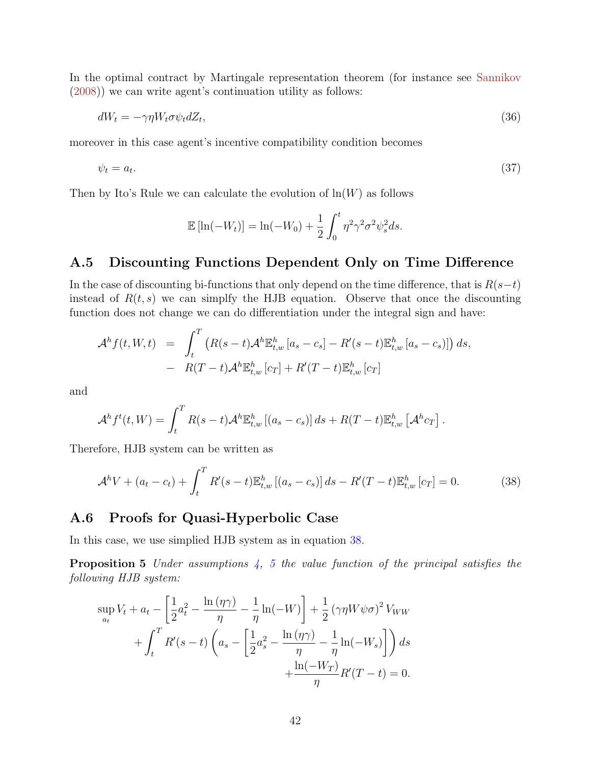In the optimal contract by Martingale representation theorem (for instance see Sannikov (2008)) we can write agent's continuation utility as follows:

$$dW_t = -\gamma\eta W_t \sigma \psi_t dZ_t, \tag{36}$$

moreover in this case agent's incentive compatibility condition becomes

$$\psi_t = a_t. \tag{37}$$

Then by Ito's Rule we can calculate the evolution of $\ln(W)$ as follows

$$\mathbb{E}\left[\ln(-W_t)\right] = \ln(-W_0) + \frac{1}{2}\int_0^t \eta^2\gamma^2\sigma^2\psi_s^2 ds.$$

## A.5 Discounting Functions Dependent Only on Time Difference

In the case of discounting bi-functions that only depend on the time difference, that is $R(s-t)$ instead of $R(t,s)$ we can simplfy the HJB equation. Observe that once the discounting function does not change we can do differentiation under the integral sign and have:

$$\begin{aligned}
\mathcal{A}^h f(t,W,t) &= \int_t^T \left(R(s-t)\mathcal{A}^h \mathbb{E}^h_{t,w}\left[a_s - c_s\right] - R'(s-t)\mathbb{E}^h_{t,w}\left[a_s - c_s)\right]\right) ds, \\
&- R(T-t)\mathcal{A}^h \mathbb{E}^h_{t,w}\left[c_T\right] + R'(T-t)\mathbb{E}^h_{t,w}\left[c_T\right]
\end{aligned}$$

and

$$\mathcal{A}^h f^t(t,W) = \int_t^T R(s-t)\mathcal{A}^h \mathbb{E}^h_{t,w}\left[(a_s - c_s)\right] ds + R(T-t)\mathbb{E}^h_{t,w}\left[\mathcal{A}^h c_T\right].$$

Therefore, HJB system can be written as

$$\mathcal{A}^h V + (a_t - c_t) + \int_t^T R'(s-t)\mathbb{E}^h_{t,w}\left[(a_s - c_s)\right] ds - R'(T-t)\mathbb{E}^h_{t,w}\left[c_T\right] = 0. \tag{38}$$

## A.6 Proofs for Quasi-Hyperbolic Case

In this case, we use simplied HJB system as in equation 38.

**Proposition 5** *Under assumptions 4, 5 the value function of the principal satisfies the following HJB system:*

$$\begin{aligned}
\sup_{a_t} V_t + a_t - \left[\frac{1}{2}a_t^2 - \frac{\ln(\eta\gamma)}{\eta} - \frac{1}{\eta}\ln(-W)\right] + \frac{1}{2}\left(\gamma\eta W\psi\sigma\right)^2 V_{WW} \\
+ \int_t^T R'(s-t)\left(a_s - \left[\frac{1}{2}a_s^2 - \frac{\ln(\eta\gamma)}{\eta} - \frac{1}{\eta}\ln(-W_s)\right]\right) ds \\
+ \frac{\ln(-W_T)}{\eta} R'(T-t) = 0.
\end{aligned}$$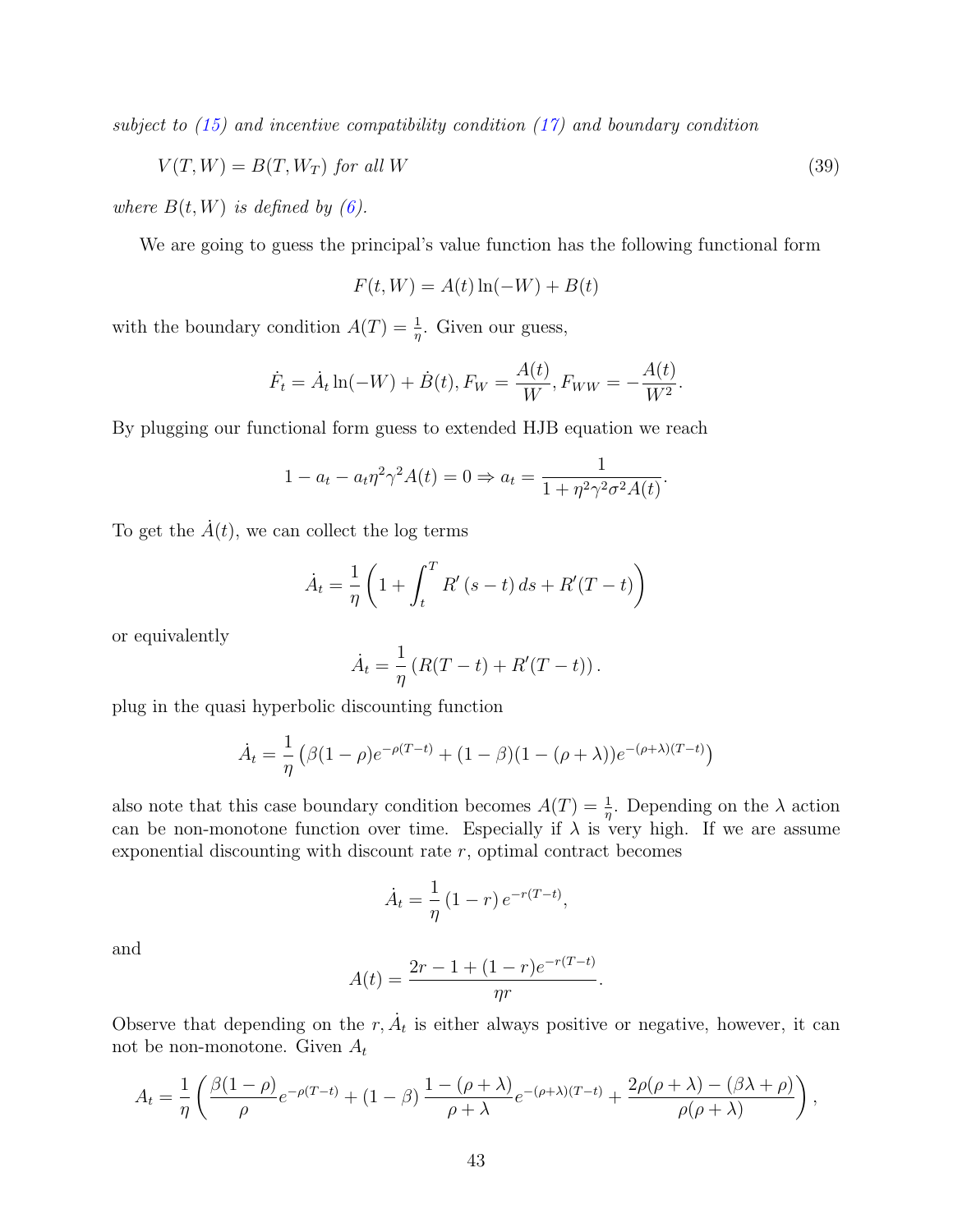*subject to (15) and incentive compatibility condition (17) and boundary condition*

$$V(T, W) = B(T, W_T) \text{ for all } W \tag{39}$$

*where $B(t, W)$ is defined by (6).*

We are going to guess the principal's value function has the following functional form

$$F(t, W) = A(t) \ln(-W) + B(t)$$

with the boundary condition $A(T) = \frac{1}{\eta}$. Given our guess,

$$\dot{F}_t = \dot{A}_t \ln(-W) + \dot{B}(t), F_W = \frac{A(t)}{W}, F_{WW} = -\frac{A(t)}{W^2}.$$

By plugging our functional form guess to extended HJB equation we reach

$$1 - a_t - a_t \eta^2 \gamma^2 A(t) = 0 \Rightarrow a_t = \frac{1}{1 + \eta^2 \gamma^2 \sigma^2 A(t)}.$$

To get the $\dot{A}(t)$, we can collect the log terms

$$\dot{A}_t = \frac{1}{\eta} \left( 1 + \int_t^T R'(s-t)\, ds + R'(T-t) \right)$$

or equivalently

$$\dot{A}_t = \frac{1}{\eta} \left( R(T-t) + R'(T-t) \right).$$

plug in the quasi hyperbolic discounting function

$$\dot{A}_t = \frac{1}{\eta} \left( \beta(1-\rho) e^{-\rho(T-t)} + (1-\beta)(1-(\rho+\lambda)) e^{-(\rho+\lambda)(T-t)} \right)$$

also note that this case boundary condition becomes $A(T) = \frac{1}{\eta}$. Depending on the $\lambda$ action can be non-monotone function over time. Especially if $\lambda$ is very high. If we are assume exponential discounting with discount rate $r$, optimal contract becomes

$$\dot{A}_t = \frac{1}{\eta} (1-r) e^{-r(T-t)},$$

and

$$A(t) = \frac{2r - 1 + (1-r) e^{-r(T-t)}}{\eta r}.$$

Observe that depending on the $r$, $\dot{A}_t$ is either always positive or negative, however, it can not be non-monotone. Given $A_t$

$$A_t = \frac{1}{\eta} \left( \frac{\beta(1-\rho)}{\rho} e^{-\rho(T-t)} + (1-\beta) \frac{1-(\rho+\lambda)}{\rho+\lambda} e^{-(\rho+\lambda)(T-t)} + \frac{2\rho(\rho+\lambda) - (\beta\lambda + \rho)}{\rho(\rho+\lambda)} \right),$$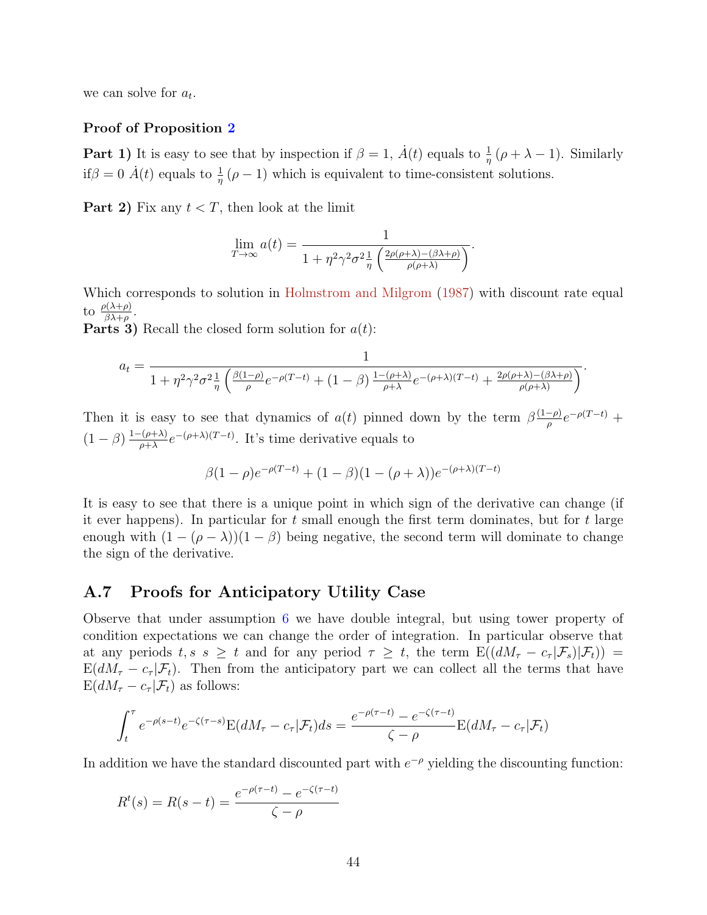we can solve for $a_t$.

**Proof of Proposition 2**

**Part 1)** It is easy to see that by inspection if $\beta = 1$, $\dot{A}(t)$ equals to $\frac{1}{\eta}(\rho + \lambda - 1)$. Similarly if$\beta = 0$ $\dot{A}(t)$ equals to $\frac{1}{\eta}(\rho - 1)$ which is equivalent to time-consistent solutions.

**Part 2)** Fix any $t < T$, then look at the limit

$$\lim_{T \to \infty} a(t) = \frac{1}{1 + \eta^2 \gamma^2 \sigma^2 \frac{1}{\eta} \left( \frac{2\rho(\rho+\lambda) - (\beta\lambda + \rho)}{\rho(\rho+\lambda)} \right)}.$$

Which corresponds to solution in Holmstrom and Milgrom (1987) with discount rate equal to $\frac{\rho(\lambda+\rho)}{\beta\lambda+\rho}$.

**Parts 3)** Recall the closed form solution for $a(t)$:

$$a_t = \frac{1}{1 + \eta^2 \gamma^2 \sigma^2 \frac{1}{\eta} \left( \frac{\beta(1-\rho)}{\rho} e^{-\rho(T-t)} + (1-\beta) \frac{1-(\rho+\lambda)}{\rho+\lambda} e^{-(\rho+\lambda)(T-t)} + \frac{2\rho(\rho+\lambda) - (\beta\lambda+\rho)}{\rho(\rho+\lambda)} \right)}.$$

Then it is easy to see that dynamics of $a(t)$ pinned down by the term $\beta \frac{(1-\rho)}{\rho} e^{-\rho(T-t)} + (1-\beta) \frac{1-(\rho+\lambda)}{\rho+\lambda} e^{-(\rho+\lambda)(T-t)}$. It's time derivative equals to

$$\beta(1-\rho)e^{-\rho(T-t)} + (1-\beta)(1-(\rho+\lambda))e^{-(\rho+\lambda)(T-t)}$$

It is easy to see that there is a unique point in which sign of the derivative can change (if it ever happens). In particular for $t$ small enough the first term dominates, but for $t$ large enough with $(1-(\rho-\lambda))(1-\beta)$ being negative, the second term will dominate to change the sign of the derivative.

## A.7 Proofs for Anticipatory Utility Case

Observe that under assumption 6 we have double integral, but using tower property of condition expectations we can change the order of integration. In particular observe that at any periods $t, s$ $s \geq t$ and for any period $\tau \geq t$, the term $\mathrm{E}((dM_\tau - c_\tau | \mathcal{F}_s) | \mathcal{F}_t)) = \mathrm{E}(dM_\tau - c_\tau | \mathcal{F}_t)$. Then from the anticipatory part we can collect all the terms that have $\mathrm{E}(dM_\tau - c_\tau | \mathcal{F}_t)$ as follows:

$$\int_t^\tau e^{-\rho(s-t)} e^{-\zeta(\tau-s)} \mathrm{E}(dM_\tau - c_\tau | \mathcal{F}_t) ds = \frac{e^{-\rho(\tau-t)} - e^{-\zeta(\tau-t)}}{\zeta - \rho} \mathrm{E}(dM_\tau - c_\tau | \mathcal{F}_t)$$

In addition we have the standard discounted part with $e^{-\rho}$ yielding the discounting function:

$$R^t(s) = R(s-t) = \frac{e^{-\rho(\tau-t)} - e^{-\zeta(\tau-t)}}{\zeta - \rho}$$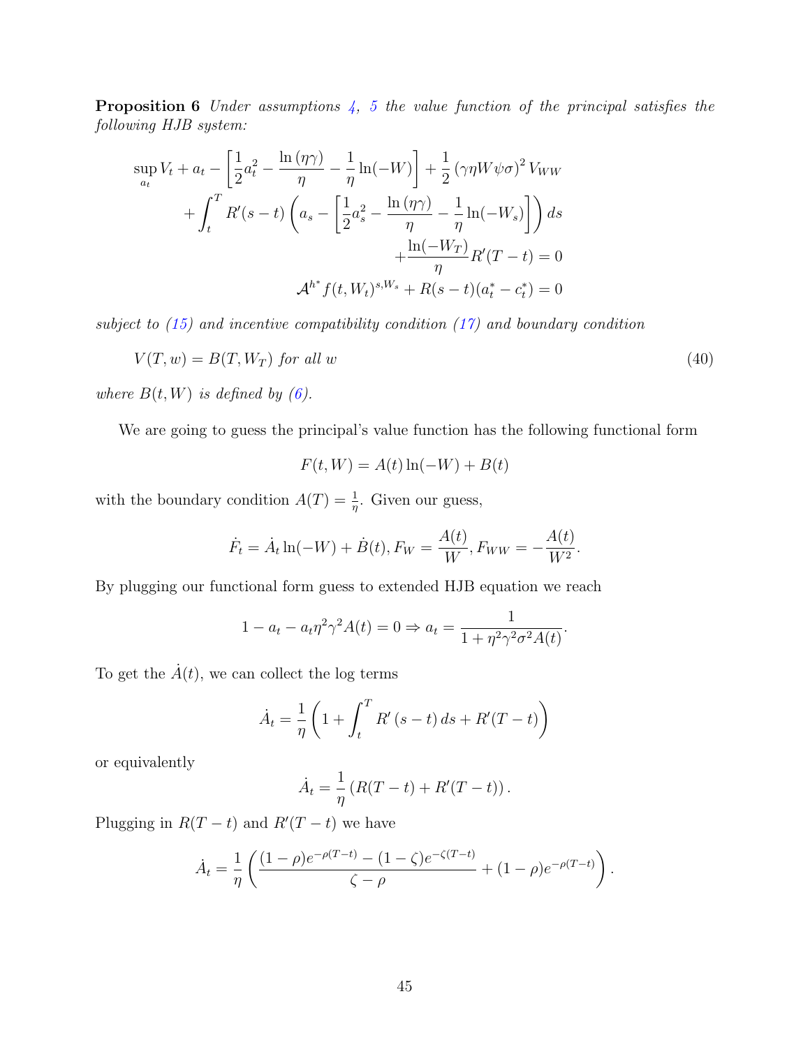**Proposition 6** *Under assumptions 4, 5 the value function of the principal satisfies the following HJB system:*

$$
\begin{aligned}
\sup_{a_t} V_t + a_t - \left[\frac{1}{2}a_t^2 - \frac{\ln(\eta\gamma)}{\eta} - \frac{1}{\eta}\ln(-W)\right] + \frac{1}{2}\left(\gamma\eta W\psi\sigma\right)^2 V_{WW} \\
+ \int_t^T R'(s-t)\left(a_s - \left[\frac{1}{2}a_s^2 - \frac{\ln(\eta\gamma)}{\eta} - \frac{1}{\eta}\ln(-W_s)\right]\right) ds \\
+ \frac{\ln(-W_T)}{\eta} R'(T-t) = 0 \\
\mathcal{A}^{h^*} f(t, W_t)^{s,W_s} + R(s-t)(a_t^* - c_t^*) = 0
\end{aligned}
$$

*subject to (15) and incentive compatibility condition (17) and boundary condition*

$$
V(T, w) = B(T, W_T) \text{ for all } w \tag{40}
$$

*where $B(t, W)$ is defined by (6).*

We are going to guess the principal's value function has the following functional form

$$
F(t, W) = A(t)\ln(-W) + B(t)
$$

with the boundary condition $A(T) = \frac{1}{\eta}$. Given our guess,

$$
\dot{F}_t = \dot{A}_t \ln(-W) + \dot{B}(t), F_W = \frac{A(t)}{W}, F_{WW} = -\frac{A(t)}{W^2}.
$$

By plugging our functional form guess to extended HJB equation we reach

$$
1 - a_t - a_t\eta^2\gamma^2 A(t) = 0 \Rightarrow a_t = \frac{1}{1 + \eta^2\gamma^2\sigma^2 A(t)}.
$$

To get the $\dot{A}(t)$, we can collect the log terms

$$
\dot{A}_t = \frac{1}{\eta}\left(1 + \int_t^T R'(s-t)\, ds + R'(T-t)\right)
$$

or equivalently

$$
\dot{A}_t = \frac{1}{\eta}\left(R(T-t) + R'(T-t)\right).
$$

Plugging in $R(T-t)$ and $R'(T-t)$ we have

$$
\dot{A}_t = \frac{1}{\eta}\left(\frac{(1-\rho)e^{-\rho(T-t)} - (1-\zeta)e^{-\zeta(T-t)}}{\zeta - \rho} + (1-\rho)e^{-\rho(T-t)}\right).
$$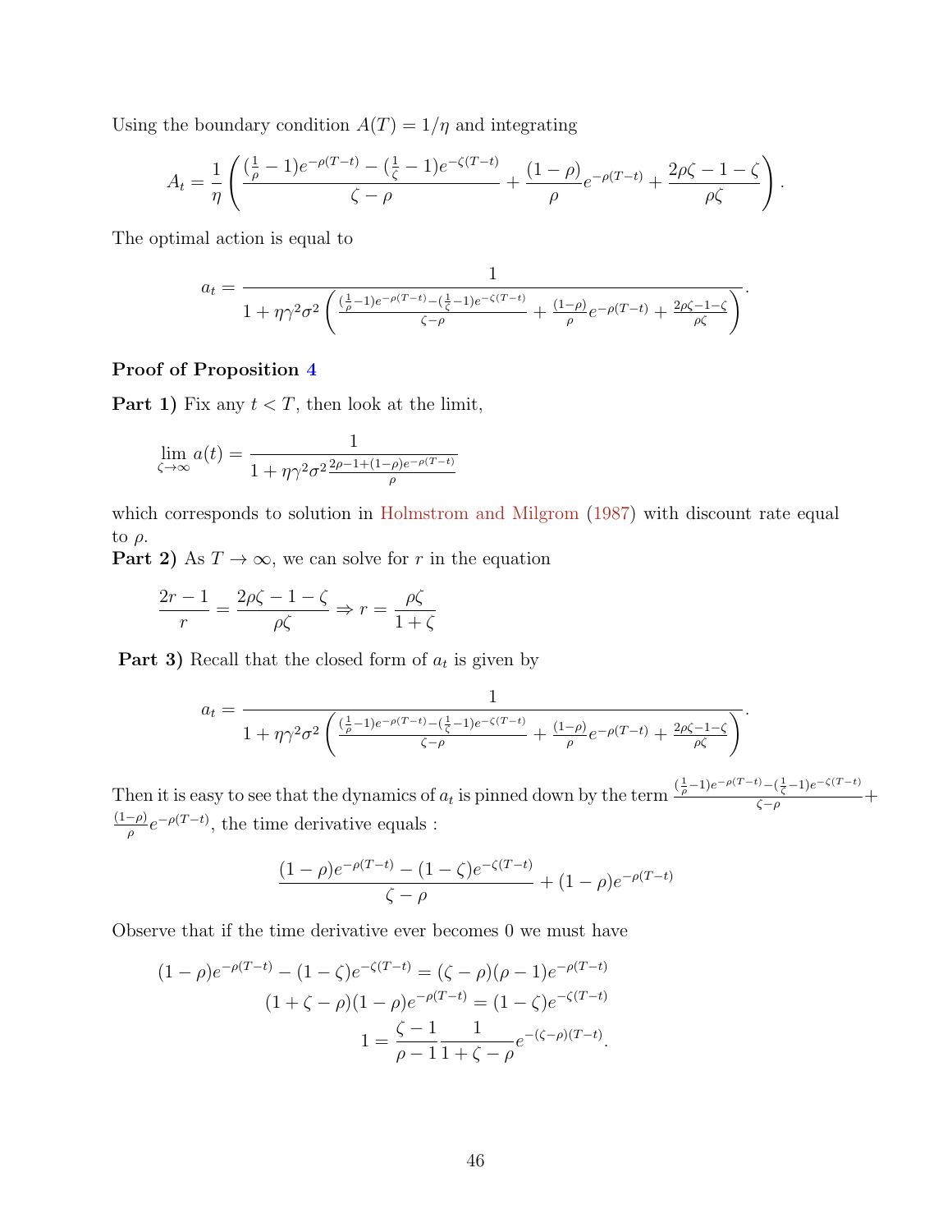Using the boundary condition $A(T) = 1/\eta$ and integrating

$$A_t = \frac{1}{\eta}\left(\frac{(\frac{1}{\rho}-1)e^{-\rho(T-t)} - (\frac{1}{\zeta}-1)e^{-\zeta(T-t)}}{\zeta-\rho} + \frac{(1-\rho)}{\rho}e^{-\rho(T-t)} + \frac{2\rho\zeta - 1 - \zeta}{\rho\zeta}\right).$$

The optimal action is equal to

$$a_t = \frac{1}{1+\eta\gamma^2\sigma^2\left(\frac{(\frac{1}{\rho}-1)e^{-\rho(T-t)} - (\frac{1}{\zeta}-1)e^{-\zeta(T-t)}}{\zeta-\rho} + \frac{(1-\rho)}{\rho}e^{-\rho(T-t)} + \frac{2\rho\zeta-1-\zeta}{\rho\zeta}\right)}.$$

**Proof of Proposition 4**

**Part 1)** Fix any $t < T$, then look at the limit,

$$\lim_{\zeta\to\infty} a(t) = \frac{1}{1+\eta\gamma^2\sigma^2\frac{2\rho-1+(1-\rho)e^{-\rho(T-t)}}{\rho}}$$

which corresponds to solution in Holmstrom and Milgrom (1987) with discount rate equal to $\rho$.

**Part 2)** As $T \to \infty$, we can solve for $r$ in the equation

$$\frac{2r-1}{r} = \frac{2\rho\zeta - 1 - \zeta}{\rho\zeta} \Rightarrow r = \frac{\rho\zeta}{1+\zeta}$$

**Part 3)** Recall that the closed form of $a_t$ is given by

$$a_t = \frac{1}{1+\eta\gamma^2\sigma^2\left(\frac{(\frac{1}{\rho}-1)e^{-\rho(T-t)} - (\frac{1}{\zeta}-1)e^{-\zeta(T-t)}}{\zeta-\rho} + \frac{(1-\rho)}{\rho}e^{-\rho(T-t)} + \frac{2\rho\zeta-1-\zeta}{\rho\zeta}\right)}.$$

Then it is easy to see that the dynamics of $a_t$ is pinned down by the term $\frac{(\frac{1}{\rho}-1)e^{-\rho(T-t)} - (\frac{1}{\zeta}-1)e^{-\zeta(T-t)}}{\zeta-\rho} + \frac{(1-\rho)}{\rho}e^{-\rho(T-t)}$, the time derivative equals :

$$\frac{(1-\rho)e^{-\rho(T-t)} - (1-\zeta)e^{-\zeta(T-t)}}{\zeta-\rho} + (1-\rho)e^{-\rho(T-t)}$$

Observe that if the time derivative ever becomes 0 we must have

$$\begin{aligned}
(1-\rho)e^{-\rho(T-t)} - (1-\zeta)e^{-\zeta(T-t)} &= (\zeta-\rho)(\rho-1)e^{-\rho(T-t)} \\
(1+\zeta-\rho)(1-\rho)e^{-\rho(T-t)} &= (1-\zeta)e^{-\zeta(T-t)} \\
1 &= \frac{\zeta-1}{\rho-1}\frac{1}{1+\zeta-\rho}e^{-(\zeta-\rho)(T-t)}.
\end{aligned}$$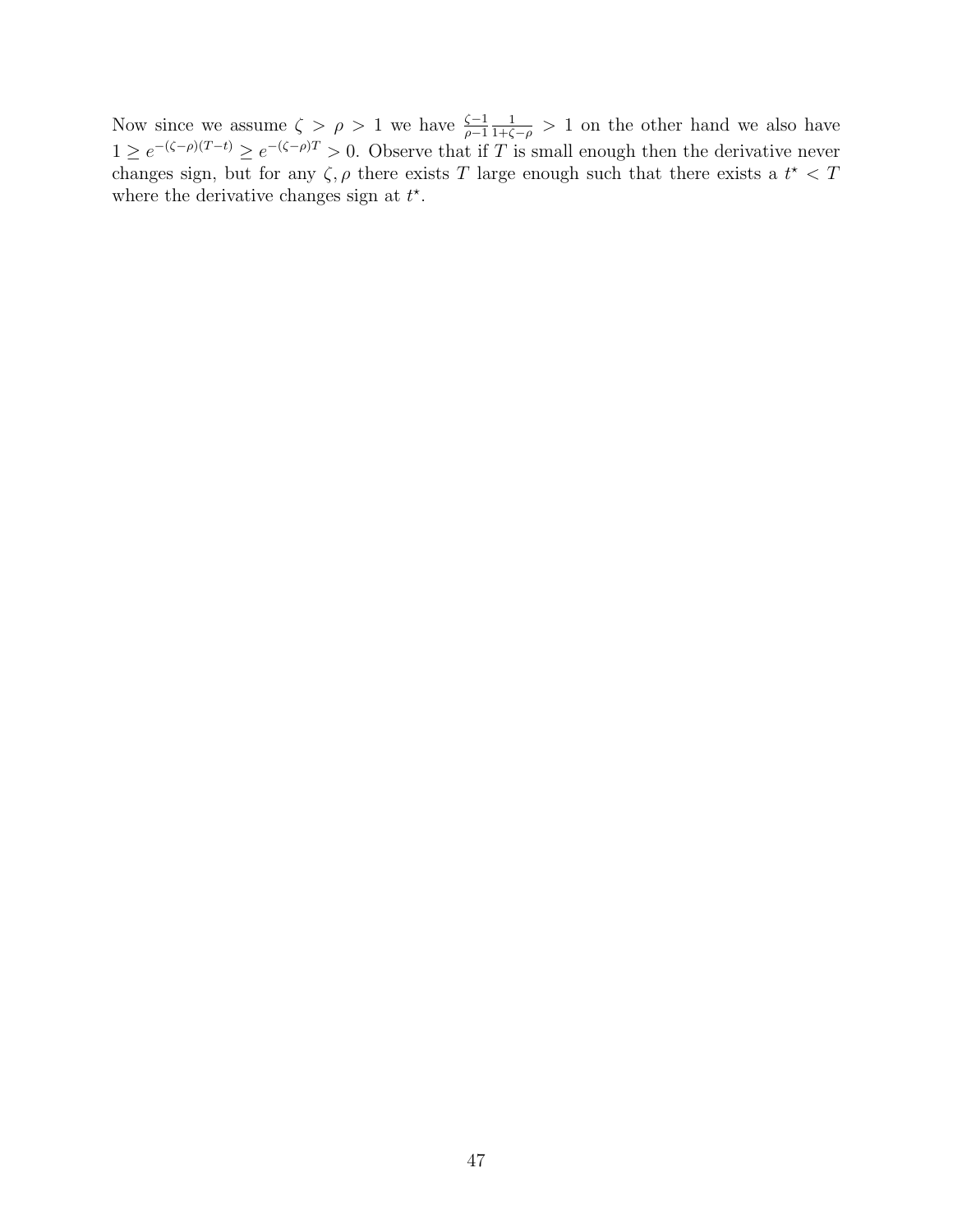Now since we assume $\zeta > \rho > 1$ we have $\frac{\zeta-1}{\rho-1}\frac{1}{1+\zeta-\rho} > 1$ on the other hand we also have $1 \geq e^{-(\zeta-\rho)(T-t)} \geq e^{-(\zeta-\rho)T} > 0$. Observe that if $T$ is small enough then the derivative never changes sign, but for any $\zeta, \rho$ there exists $T$ large enough such that there exists a $t^\star < T$ where the derivative changes sign at $t^\star$.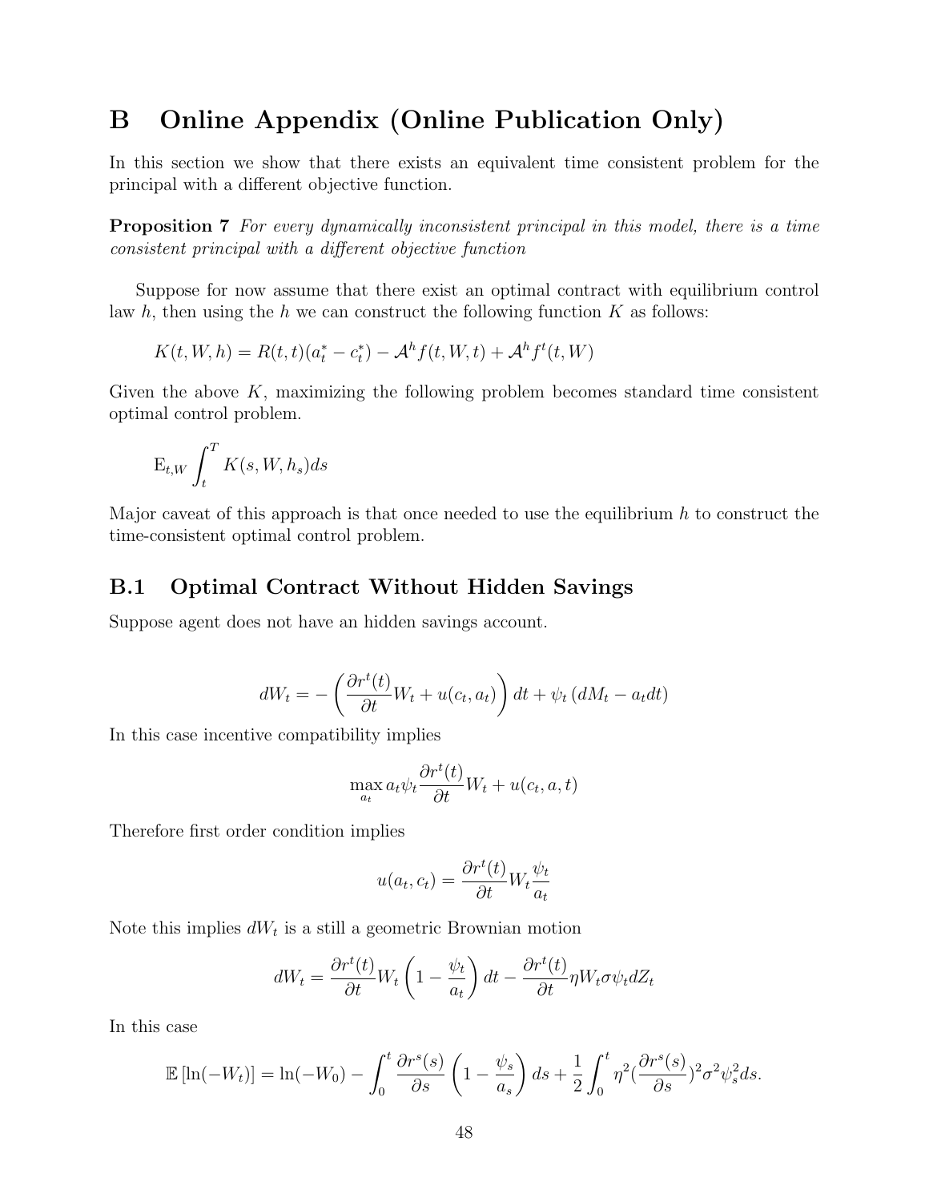# B Online Appendix (Online Publication Only)

In this section we show that there exists an equivalent time consistent problem for the principal with a different objective function.

**Proposition 7** *For every dynamically inconsistent principal in this model, there is a time consistent principal with a different objective function*

Suppose for now assume that there exist an optimal contract with equilibrium control law $h$, then using the $h$ we can construct the following function $K$ as follows:

$$K(t, W, h) = R(t, t)(a_t^* - c_t^*) - \mathcal{A}^h f(t, W, t) + \mathcal{A}^h f^t(t, W)$$

Given the above $K$, maximizing the following problem becomes standard time consistent optimal control problem.

$$\mathrm{E}_{t,W} \int_t^T K(s, W, h_s) ds$$

Major caveat of this approach is that once needed to use the equilibrium $h$ to construct the time-consistent optimal control problem.

## B.1 Optimal Contract Without Hidden Savings

Suppose agent does not have an hidden savings account.

$$dW_t = -\left(\frac{\partial r^t(t)}{\partial t} W_t + u(c_t, a_t)\right) dt + \psi_t \left(dM_t - a_t dt\right)$$

In this case incentive compatibility implies

$$\max_{a_t} a_t \psi_t \frac{\partial r^t(t)}{\partial t} W_t + u(c_t, a, t)$$

Therefore first order condition implies

$$u(a_t, c_t) = \frac{\partial r^t(t)}{\partial t} W_t \frac{\psi_t}{a_t}$$

Note this implies $dW_t$ is a still a geometric Brownian motion

$$dW_t = \frac{\partial r^t(t)}{\partial t} W_t \left(1 - \frac{\psi_t}{a_t}\right) dt - \frac{\partial r^t(t)}{\partial t} \eta W_t \sigma \psi_t dZ_t$$

In this case

$$\mathbb{E}\left[\ln(-W_t)\right] = \ln(-W_0) - \int_0^t \frac{\partial r^s(s)}{\partial s} \left(1 - \frac{\psi_s}{a_s}\right) ds + \frac{1}{2} \int_0^t \eta^2 (\frac{\partial r^s(s)}{\partial s})^2 \sigma^2 \psi_s^2 ds.$$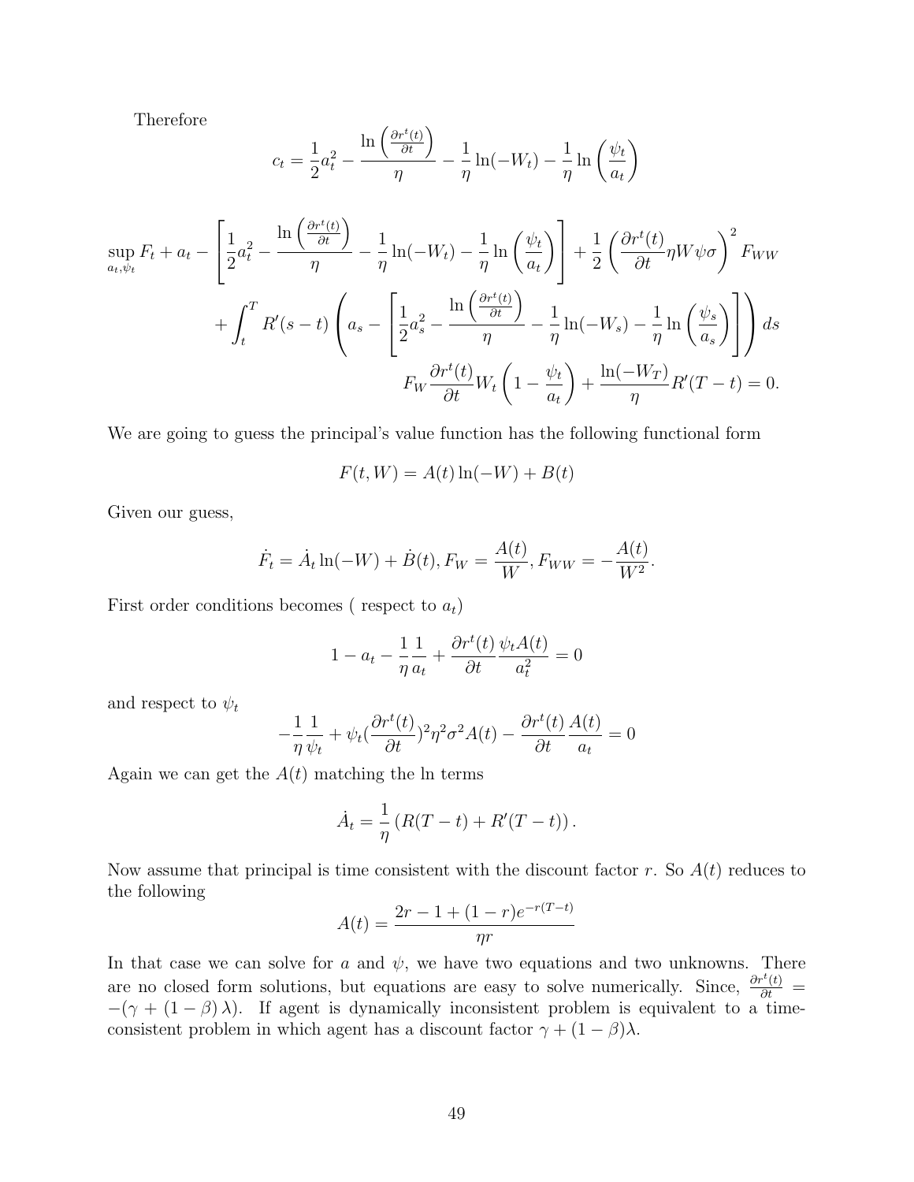Therefore

$$c_t = \frac{1}{2}a_t^2 - \frac{\ln\left(\frac{\partial r^t(t)}{\partial t}\right)}{\eta} - \frac{1}{\eta}\ln(-W_t) - \frac{1}{\eta}\ln\left(\frac{\psi_t}{a_t}\right)$$

$$\sup_{a_t,\psi_t} F_t + a_t - \left[\frac{1}{2}a_t^2 - \frac{\ln\left(\frac{\partial r^t(t)}{\partial t}\right)}{\eta} - \frac{1}{\eta}\ln(-W_t) - \frac{1}{\eta}\ln\left(\frac{\psi_t}{a_t}\right)\right] + \frac{1}{2}\left(\frac{\partial r^t(t)}{\partial t}\eta W\psi\sigma\right)^2 F_{WW}$$
$$+ \int_t^T R'(s-t)\left(a_s - \left[\frac{1}{2}a_s^2 - \frac{\ln\left(\frac{\partial r^t(t)}{\partial t}\right)}{\eta} - \frac{1}{\eta}\ln(-W_s) - \frac{1}{\eta}\ln\left(\frac{\psi_s}{a_s}\right)\right]\right) ds$$
$$F_W \frac{\partial r^t(t)}{\partial t} W_t\left(1 - \frac{\psi_t}{a_t}\right) + \frac{\ln(-W_T)}{\eta}R'(T-t) = 0.$$

We are going to guess the principal's value function has the following functional form

$$F(t, W) = A(t)\ln(-W) + B(t)$$

Given our guess,

$$\dot{F}_t = \dot{A}_t \ln(-W) + \dot{B}(t), F_W = \frac{A(t)}{W}, F_{WW} = -\frac{A(t)}{W^2}.$$

First order conditions becomes ( respect to $a_t$)

$$1 - a_t - \frac{1}{\eta}\frac{1}{a_t} + \frac{\partial r^t(t)}{\partial t}\frac{\psi_t A(t)}{a_t^2} = 0$$

and respect to $\psi_t$

$$-\frac{1}{\eta}\frac{1}{\psi_t} + \psi_t\left(\frac{\partial r^t(t)}{\partial t}\right)^2\eta^2\sigma^2 A(t) - \frac{\partial r^t(t)}{\partial t}\frac{A(t)}{a_t} = 0$$

Again we can get the $A(t)$ matching the ln terms

$$\dot{A}_t = \frac{1}{\eta}\left(R(T-t) + R'(T-t)\right).$$

Now assume that principal is time consistent with the discount factor $r$. So $A(t)$ reduces to the following

$$A(t) = \frac{2r - 1 + (1-r)e^{-r(T-t)}}{\eta r}$$

In that case we can solve for $a$ and $\psi$, we have two equations and two unknowns. There are no closed form solutions, but equations are easy to solve numerically. Since, $\frac{\partial r^t(t)}{\partial t} = -(\gamma + (1-\beta)\lambda)$. If agent is dynamically inconsistent problem is equivalent to a time-consistent problem in which agent has a discount factor $\gamma + (1-\beta)\lambda$.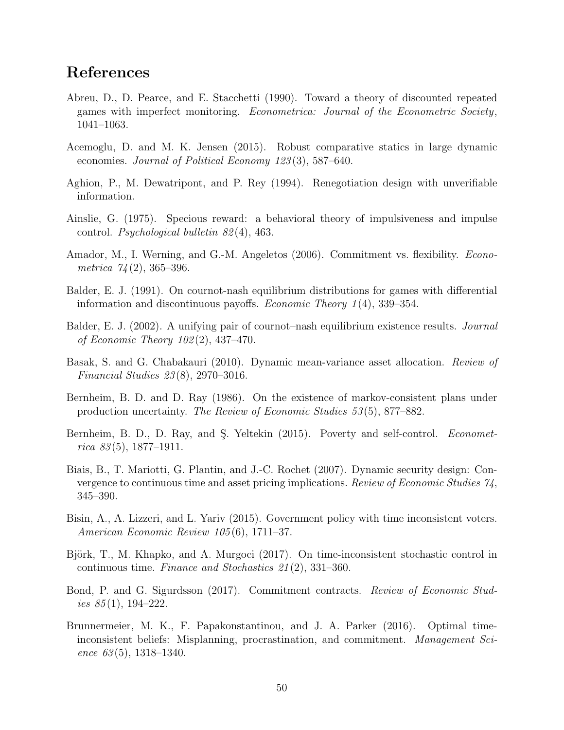# References

Abreu, D., D. Pearce, and E. Stacchetti (1990). Toward a theory of discounted repeated games with imperfect monitoring. *Econometrica: Journal of the Econometric Society*, 1041–1063.

Acemoglu, D. and M. K. Jensen (2015). Robust comparative statics in large dynamic economies. *Journal of Political Economy 123*(3), 587–640.

Aghion, P., M. Dewatripont, and P. Rey (1994). Renegotiation design with unverifiable information.

Ainslie, G. (1975). Specious reward: a behavioral theory of impulsiveness and impulse control. *Psychological bulletin 82*(4), 463.

Amador, M., I. Werning, and G.-M. Angeletos (2006). Commitment vs. flexibility. *Econometrica 74*(2), 365–396.

Balder, E. J. (1991). On cournot-nash equilibrium distributions for games with differential information and discontinuous payoffs. *Economic Theory 1*(4), 339–354.

Balder, E. J. (2002). A unifying pair of cournot–nash equilibrium existence results. *Journal of Economic Theory 102*(2), 437–470.

Basak, S. and G. Chabakauri (2010). Dynamic mean-variance asset allocation. *Review of Financial Studies 23*(8), 2970–3016.

Bernheim, B. D. and D. Ray (1986). On the existence of markov-consistent plans under production uncertainty. *The Review of Economic Studies 53*(5), 877–882.

Bernheim, B. D., D. Ray, and Ş. Yeltekin (2015). Poverty and self-control. *Econometrica 83*(5), 1877–1911.

Biais, B., T. Mariotti, G. Plantin, and J.-C. Rochet (2007). Dynamic security design: Convergence to continuous time and asset pricing implications. *Review of Economic Studies 74*, 345–390.

Bisin, A., A. Lizzeri, and L. Yariv (2015). Government policy with time inconsistent voters. *American Economic Review 105*(6), 1711–37.

Björk, T., M. Khapko, and A. Murgoci (2017). On time-inconsistent stochastic control in continuous time. *Finance and Stochastics 21*(2), 331–360.

Bond, P. and G. Sigurdsson (2017). Commitment contracts. *Review of Economic Studies 85*(1), 194–222.

Brunnermeier, M. K., F. Papakonstantinou, and J. A. Parker (2016). Optimal time-inconsistent beliefs: Misplanning, procrastination, and commitment. *Management Science 63*(5), 1318–1340.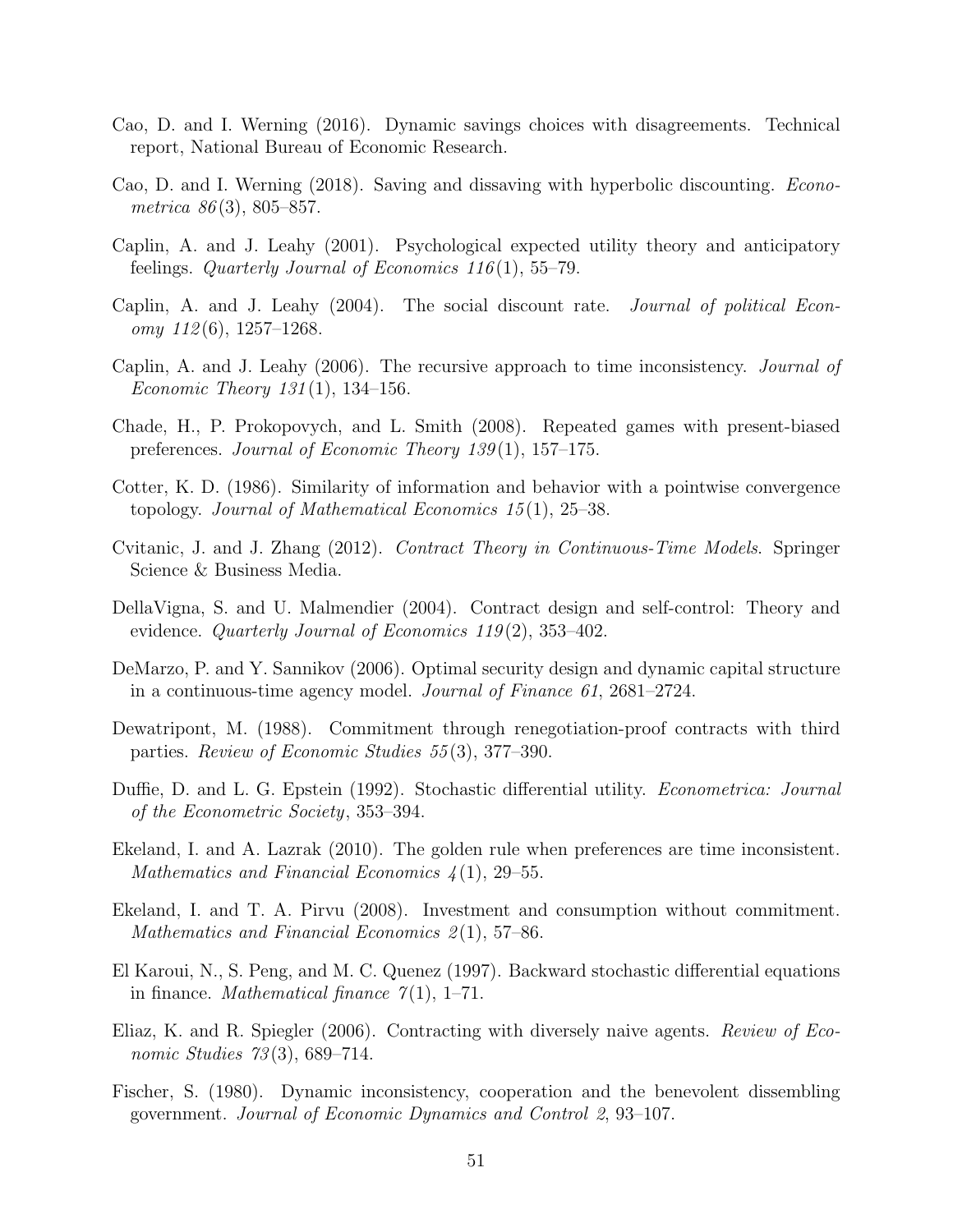Cao, D. and I. Werning (2016). Dynamic savings choices with disagreements. Technical report, National Bureau of Economic Research.

Cao, D. and I. Werning (2018). Saving and dissaving with hyperbolic discounting. *Econometrica 86*(3), 805–857.

Caplin, A. and J. Leahy (2001). Psychological expected utility theory and anticipatory feelings. *Quarterly Journal of Economics 116*(1), 55–79.

Caplin, A. and J. Leahy (2004). The social discount rate. *Journal of political Economy 112*(6), 1257–1268.

Caplin, A. and J. Leahy (2006). The recursive approach to time inconsistency. *Journal of Economic Theory 131*(1), 134–156.

Chade, H., P. Prokopovych, and L. Smith (2008). Repeated games with present-biased preferences. *Journal of Economic Theory 139*(1), 157–175.

Cotter, K. D. (1986). Similarity of information and behavior with a pointwise convergence topology. *Journal of Mathematical Economics 15*(1), 25–38.

Cvitanic, J. and J. Zhang (2012). *Contract Theory in Continuous-Time Models*. Springer Science & Business Media.

DellaVigna, S. and U. Malmendier (2004). Contract design and self-control: Theory and evidence. *Quarterly Journal of Economics 119*(2), 353–402.

DeMarzo, P. and Y. Sannikov (2006). Optimal security design and dynamic capital structure in a continuous-time agency model. *Journal of Finance 61*, 2681–2724.

Dewatripont, M. (1988). Commitment through renegotiation-proof contracts with third parties. *Review of Economic Studies 55*(3), 377–390.

Duffie, D. and L. G. Epstein (1992). Stochastic differential utility. *Econometrica: Journal of the Econometric Society*, 353–394.

Ekeland, I. and A. Lazrak (2010). The golden rule when preferences are time inconsistent. *Mathematics and Financial Economics 4*(1), 29–55.

Ekeland, I. and T. A. Pirvu (2008). Investment and consumption without commitment. *Mathematics and Financial Economics 2*(1), 57–86.

El Karoui, N., S. Peng, and M. C. Quenez (1997). Backward stochastic differential equations in finance. *Mathematical finance 7*(1), 1–71.

Eliaz, K. and R. Spiegler (2006). Contracting with diversely naive agents. *Review of Economic Studies 73*(3), 689–714.

Fischer, S. (1980). Dynamic inconsistency, cooperation and the benevolent dissembling government. *Journal of Economic Dynamics and Control 2*, 93–107.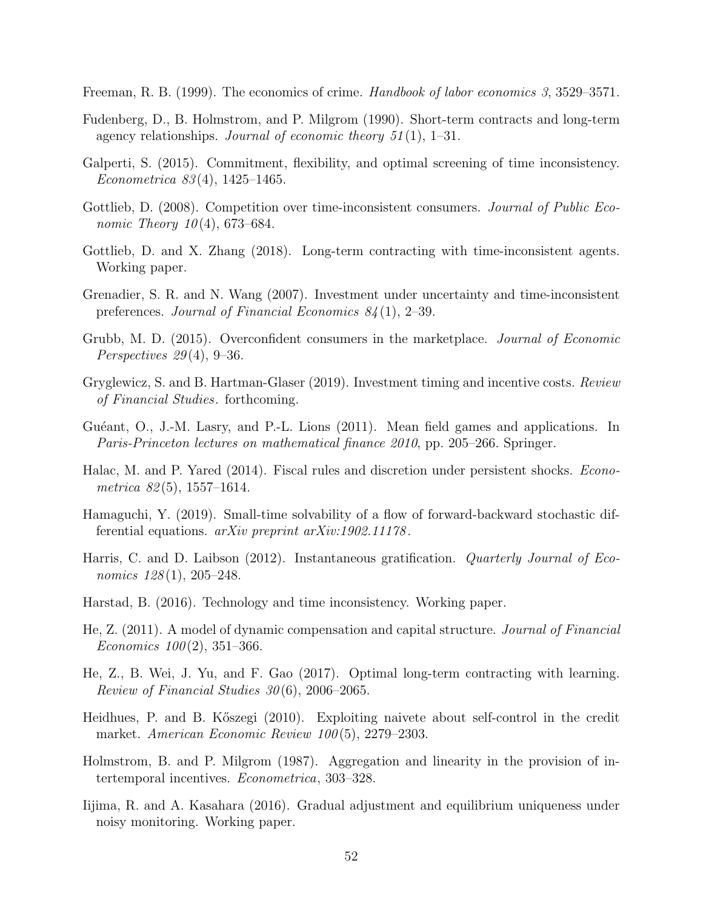Freeman, R. B. (1999). The economics of crime. *Handbook of labor economics 3*, 3529–3571.

Fudenberg, D., B. Holmstrom, and P. Milgrom (1990). Short-term contracts and long-term agency relationships. *Journal of economic theory 51*(1), 1–31.

Galperti, S. (2015). Commitment, flexibility, and optimal screening of time inconsistency. *Econometrica 83*(4), 1425–1465.

Gottlieb, D. (2008). Competition over time-inconsistent consumers. *Journal of Public Economic Theory 10*(4), 673–684.

Gottlieb, D. and X. Zhang (2018). Long-term contracting with time-inconsistent agents. Working paper.

Grenadier, S. R. and N. Wang (2007). Investment under uncertainty and time-inconsistent preferences. *Journal of Financial Economics 84*(1), 2–39.

Grubb, M. D. (2015). Overconfident consumers in the marketplace. *Journal of Economic Perspectives 29*(4), 9–36.

Gryglewicz, S. and B. Hartman-Glaser (2019). Investment timing and incentive costs. *Review of Financial Studies*. forthcoming.

Guéant, O., J.-M. Lasry, and P.-L. Lions (2011). Mean field games and applications. In *Paris-Princeton lectures on mathematical finance 2010*, pp. 205–266. Springer.

Halac, M. and P. Yared (2014). Fiscal rules and discretion under persistent shocks. *Econometrica 82*(5), 1557–1614.

Hamaguchi, Y. (2019). Small-time solvability of a flow of forward-backward stochastic differential equations. *arXiv preprint arXiv:1902.11178*.

Harris, C. and D. Laibson (2012). Instantaneous gratification. *Quarterly Journal of Economics 128*(1), 205–248.

Harstad, B. (2016). Technology and time inconsistency. Working paper.

He, Z. (2011). A model of dynamic compensation and capital structure. *Journal of Financial Economics 100*(2), 351–366.

He, Z., B. Wei, J. Yu, and F. Gao (2017). Optimal long-term contracting with learning. *Review of Financial Studies 30*(6), 2006–2065.

Heidhues, P. and B. Kőszegi (2010). Exploiting naivete about self-control in the credit market. *American Economic Review 100*(5), 2279–2303.

Holmstrom, B. and P. Milgrom (1987). Aggregation and linearity in the provision of intertemporal incentives. *Econometrica*, 303–328.

Iijima, R. and A. Kasahara (2016). Gradual adjustment and equilibrium uniqueness under noisy monitoring. Working paper.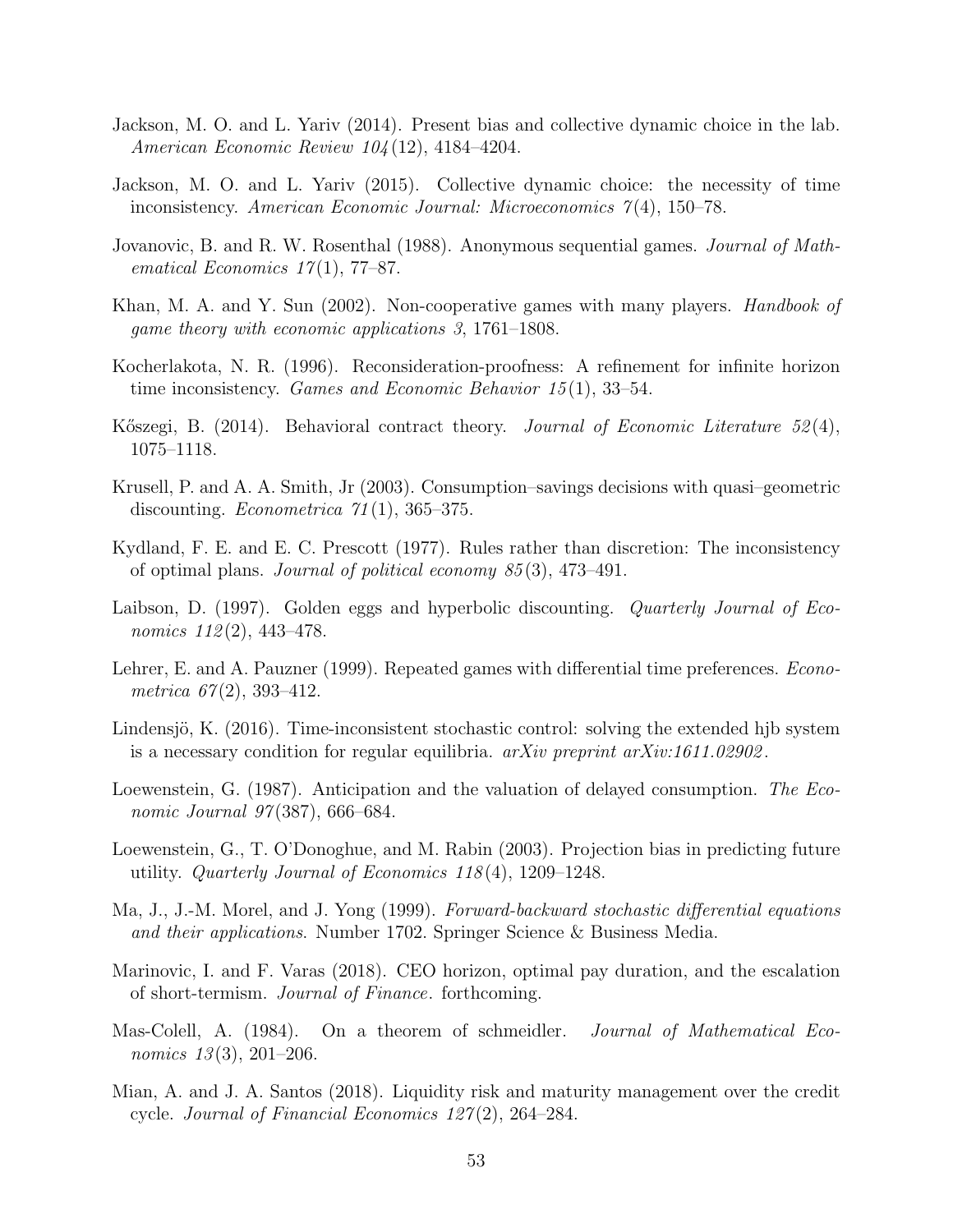Jackson, M. O. and L. Yariv (2014). Present bias and collective dynamic choice in the lab. *American Economic Review 104*(12), 4184–4204.

Jackson, M. O. and L. Yariv (2015). Collective dynamic choice: the necessity of time inconsistency. *American Economic Journal: Microeconomics 7*(4), 150–78.

Jovanovic, B. and R. W. Rosenthal (1988). Anonymous sequential games. *Journal of Mathematical Economics 17*(1), 77–87.

Khan, M. A. and Y. Sun (2002). Non-cooperative games with many players. *Handbook of game theory with economic applications 3*, 1761–1808.

Kocherlakota, N. R. (1996). Reconsideration-proofness: A refinement for infinite horizon time inconsistency. *Games and Economic Behavior 15*(1), 33–54.

Kőszegi, B. (2014). Behavioral contract theory. *Journal of Economic Literature 52*(4), 1075–1118.

Krusell, P. and A. A. Smith, Jr (2003). Consumption–savings decisions with quasi–geometric discounting. *Econometrica 71*(1), 365–375.

Kydland, F. E. and E. C. Prescott (1977). Rules rather than discretion: The inconsistency of optimal plans. *Journal of political economy 85*(3), 473–491.

Laibson, D. (1997). Golden eggs and hyperbolic discounting. *Quarterly Journal of Economics 112*(2), 443–478.

Lehrer, E. and A. Pauzner (1999). Repeated games with differential time preferences. *Econometrica 67*(2), 393–412.

Lindensjö, K. (2016). Time-inconsistent stochastic control: solving the extended hjb system is a necessary condition for regular equilibria. *arXiv preprint arXiv:1611.02902*.

Loewenstein, G. (1987). Anticipation and the valuation of delayed consumption. *The Economic Journal 97*(387), 666–684.

Loewenstein, G., T. O'Donoghue, and M. Rabin (2003). Projection bias in predicting future utility. *Quarterly Journal of Economics 118*(4), 1209–1248.

Ma, J., J.-M. Morel, and J. Yong (1999). *Forward-backward stochastic differential equations and their applications*. Number 1702. Springer Science & Business Media.

Marinovic, I. and F. Varas (2018). CEO horizon, optimal pay duration, and the escalation of short-termism. *Journal of Finance*. forthcoming.

Mas-Colell, A. (1984). On a theorem of schmeidler. *Journal of Mathematical Economics 13*(3), 201–206.

Mian, A. and J. A. Santos (2018). Liquidity risk and maturity management over the credit cycle. *Journal of Financial Economics 127*(2), 264–284.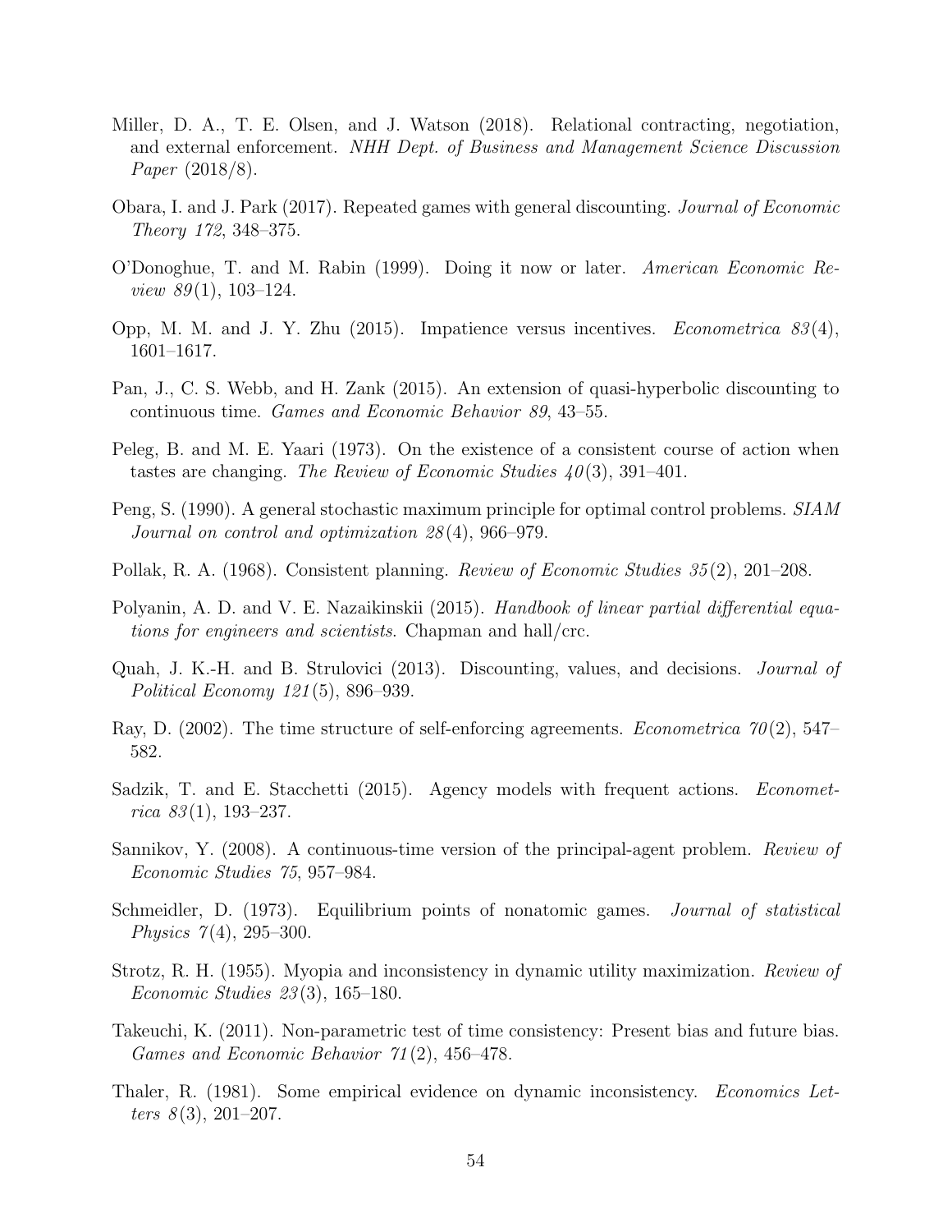Miller, D. A., T. E. Olsen, and J. Watson (2018). Relational contracting, negotiation, and external enforcement. *NHH Dept. of Business and Management Science Discussion Paper* (2018/8).

Obara, I. and J. Park (2017). Repeated games with general discounting. *Journal of Economic Theory 172*, 348–375.

O'Donoghue, T. and M. Rabin (1999). Doing it now or later. *American Economic Review 89*(1), 103–124.

Opp, M. M. and J. Y. Zhu (2015). Impatience versus incentives. *Econometrica 83*(4), 1601–1617.

Pan, J., C. S. Webb, and H. Zank (2015). An extension of quasi-hyperbolic discounting to continuous time. *Games and Economic Behavior 89*, 43–55.

Peleg, B. and M. E. Yaari (1973). On the existence of a consistent course of action when tastes are changing. *The Review of Economic Studies 40*(3), 391–401.

Peng, S. (1990). A general stochastic maximum principle for optimal control problems. *SIAM Journal on control and optimization 28*(4), 966–979.

Pollak, R. A. (1968). Consistent planning. *Review of Economic Studies 35*(2), 201–208.

Polyanin, A. D. and V. E. Nazaikinskii (2015). *Handbook of linear partial differential equations for engineers and scientists*. Chapman and hall/crc.

Quah, J. K.-H. and B. Strulovici (2013). Discounting, values, and decisions. *Journal of Political Economy 121*(5), 896–939.

Ray, D. (2002). The time structure of self-enforcing agreements. *Econometrica 70*(2), 547–582.

Sadzik, T. and E. Stacchetti (2015). Agency models with frequent actions. *Econometrica 83*(1), 193–237.

Sannikov, Y. (2008). A continuous-time version of the principal-agent problem. *Review of Economic Studies 75*, 957–984.

Schmeidler, D. (1973). Equilibrium points of nonatomic games. *Journal of statistical Physics 7*(4), 295–300.

Strotz, R. H. (1955). Myopia and inconsistency in dynamic utility maximization. *Review of Economic Studies 23*(3), 165–180.

Takeuchi, K. (2011). Non-parametric test of time consistency: Present bias and future bias. *Games and Economic Behavior 71*(2), 456–478.

Thaler, R. (1981). Some empirical evidence on dynamic inconsistency. *Economics Letters 8*(3), 201–207.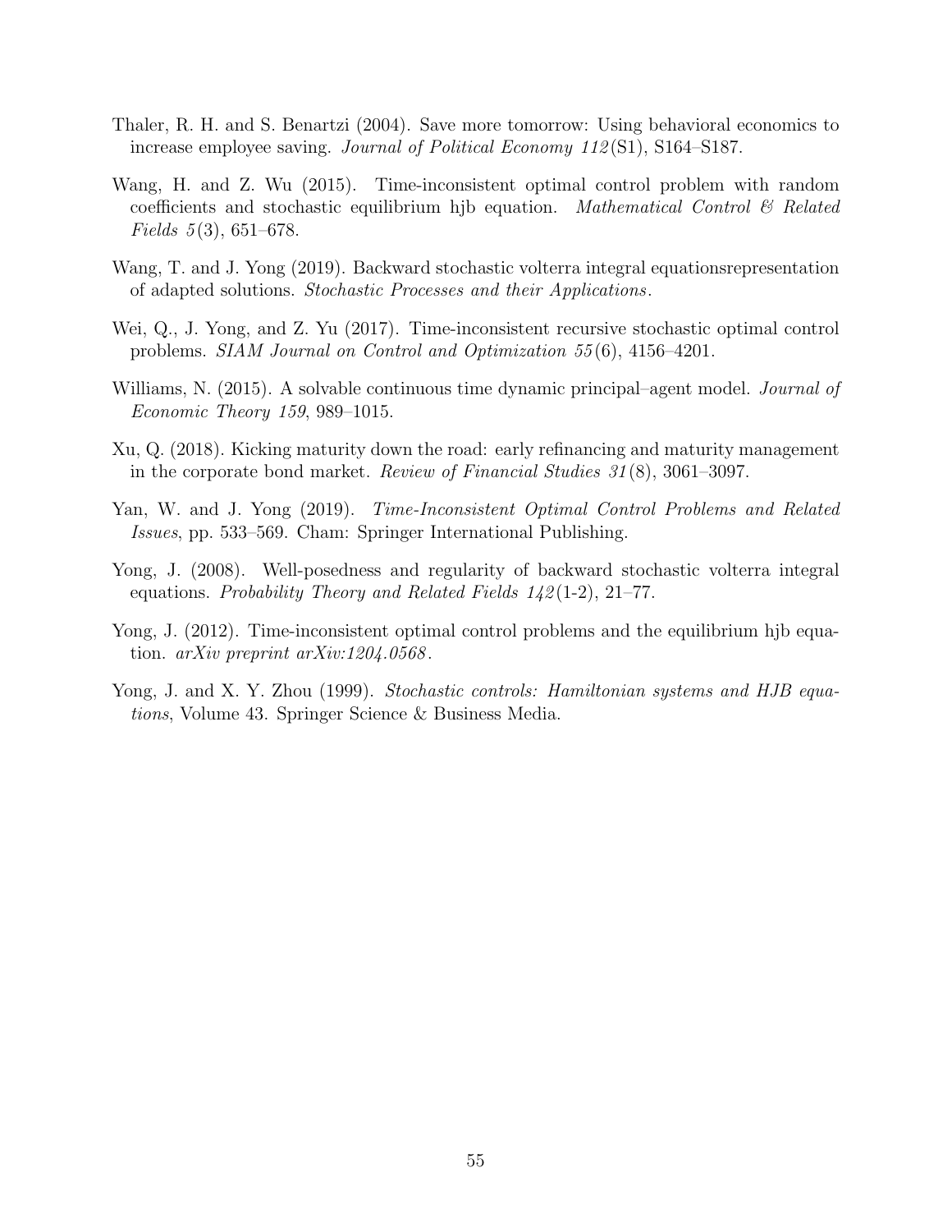Thaler, R. H. and S. Benartzi (2004). Save more tomorrow: Using behavioral economics to increase employee saving. *Journal of Political Economy 112*(S1), S164–S187.

Wang, H. and Z. Wu (2015). Time-inconsistent optimal control problem with random coefficients and stochastic equilibrium hjb equation. *Mathematical Control & Related Fields 5*(3), 651–678.

Wang, T. and J. Yong (2019). Backward stochastic volterra integral equationsrepresentation of adapted solutions. *Stochastic Processes and their Applications*.

Wei, Q., J. Yong, and Z. Yu (2017). Time-inconsistent recursive stochastic optimal control problems. *SIAM Journal on Control and Optimization 55*(6), 4156–4201.

Williams, N. (2015). A solvable continuous time dynamic principal–agent model. *Journal of Economic Theory 159*, 989–1015.

Xu, Q. (2018). Kicking maturity down the road: early refinancing and maturity management in the corporate bond market. *Review of Financial Studies 31*(8), 3061–3097.

Yan, W. and J. Yong (2019). *Time-Inconsistent Optimal Control Problems and Related Issues*, pp. 533–569. Cham: Springer International Publishing.

Yong, J. (2008). Well-posedness and regularity of backward stochastic volterra integral equations. *Probability Theory and Related Fields 142*(1-2), 21–77.

Yong, J. (2012). Time-inconsistent optimal control problems and the equilibrium hjb equation. *arXiv preprint arXiv:1204.0568*.

Yong, J. and X. Y. Zhou (1999). *Stochastic controls: Hamiltonian systems and HJB equations*, Volume 43. Springer Science & Business Media.